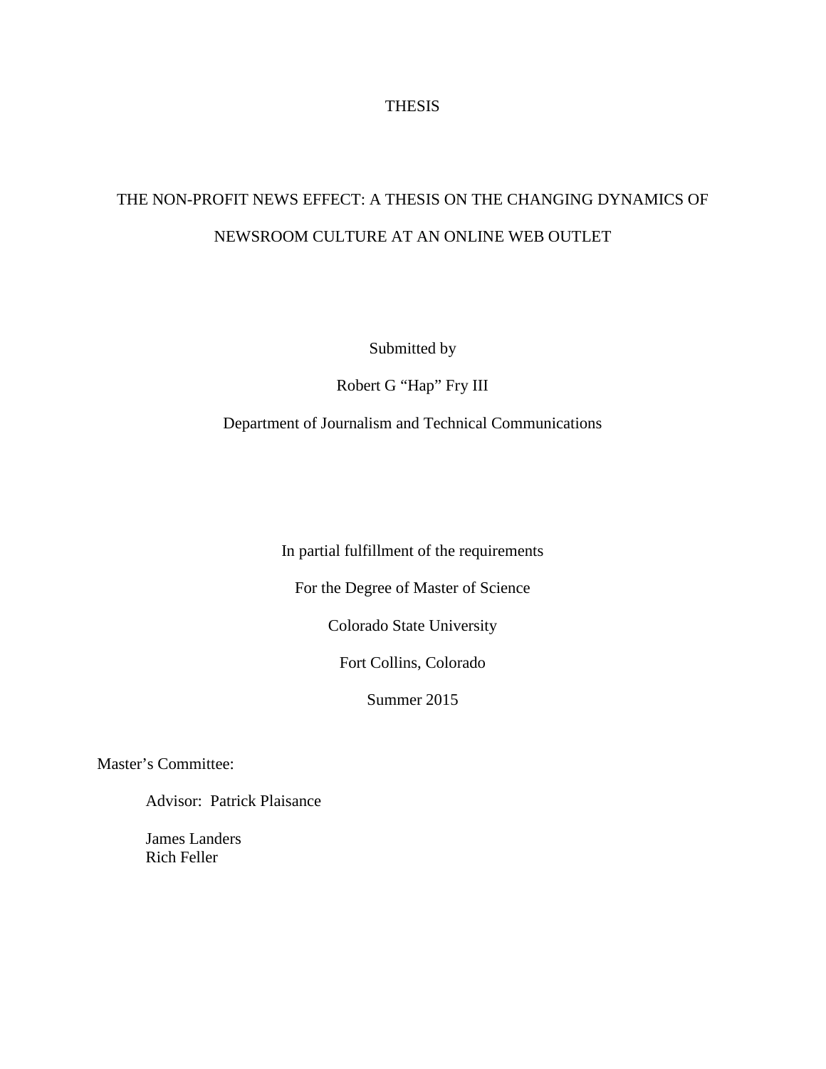THESIS

# THE NON-PROFIT NEWS EFFECT: A THESIS ON THE CHANGING DYNAMICS OF NEWSROOM CULTURE AT AN ONLINE WEB OUTLET

Submitted by

Robert G “Hap” Fry III

Department of Journalism and Technical Communications

In partial fulfillment of the requirements

For the Degree of Master of Science

Colorado State University

Fort Collins, Colorado

Summer 2015

Master’s Committee:

Advisor: Patrick Plaisance

James Landers
Rich Feller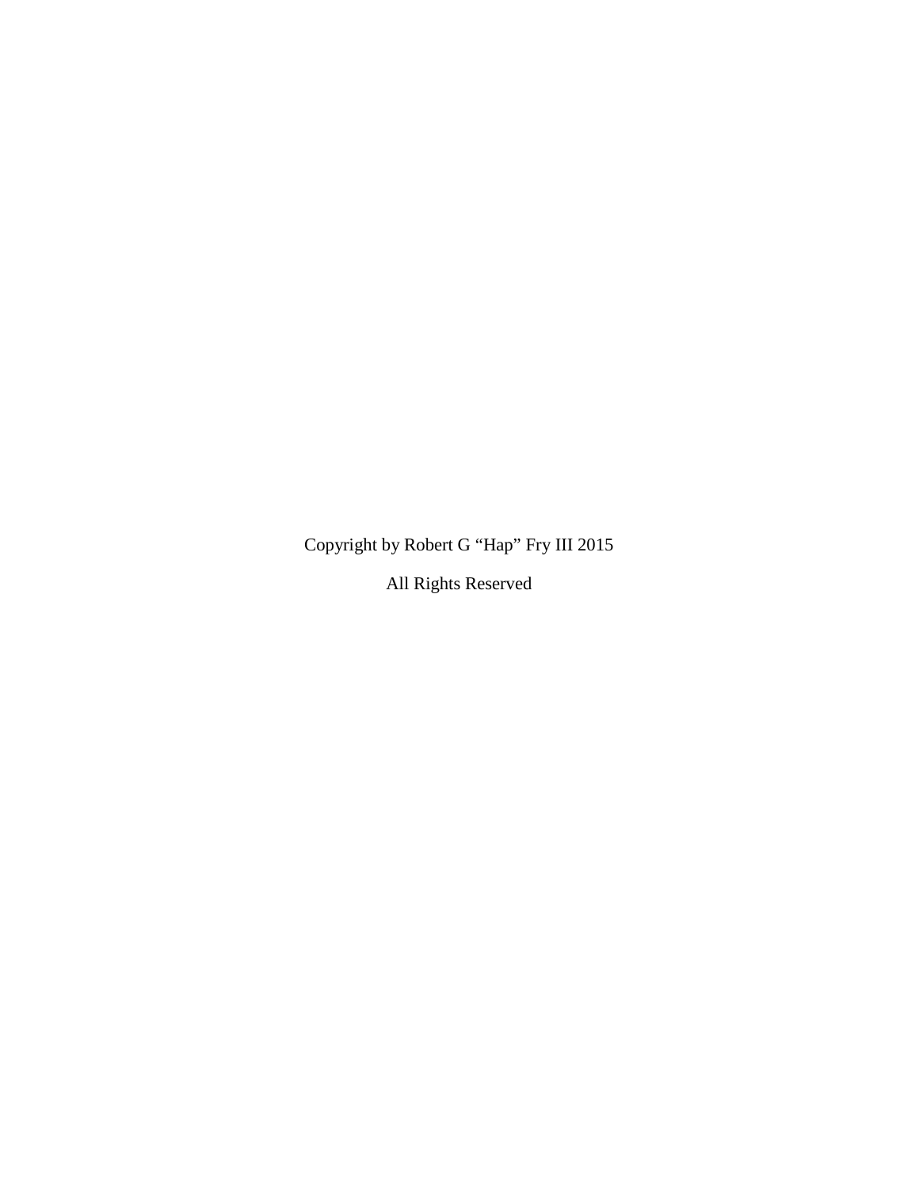Copyright by Robert G “Hap” Fry III 2015

All Rights Reserved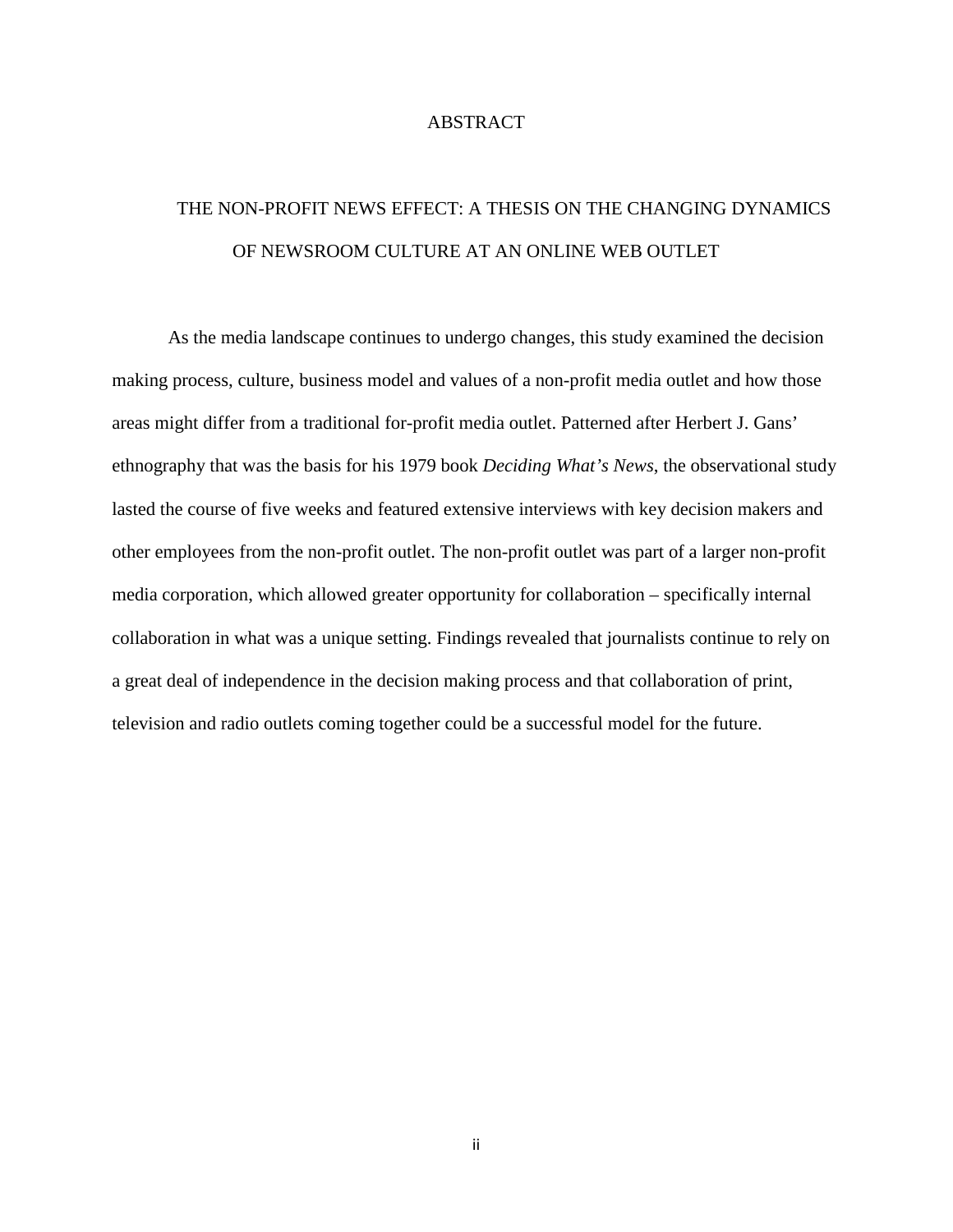# ABSTRACT

## THE NON-PROFIT NEWS EFFECT: A THESIS ON THE CHANGING DYNAMICS OF NEWSROOM CULTURE AT AN ONLINE WEB OUTLET

As the media landscape continues to undergo changes, this study examined the decision making process, culture, business model and values of a non-profit media outlet and how those areas might differ from a traditional for-profit media outlet. Patterned after Herbert J. Gans' ethnography that was the basis for his 1979 book *Deciding What's News*, the observational study lasted the course of five weeks and featured extensive interviews with key decision makers and other employees from the non-profit outlet. The non-profit outlet was part of a larger non-profit media corporation, which allowed greater opportunity for collaboration – specifically internal collaboration in what was a unique setting. Findings revealed that journalists continue to rely on a great deal of independence in the decision making process and that collaboration of print, television and radio outlets coming together could be a successful model for the future.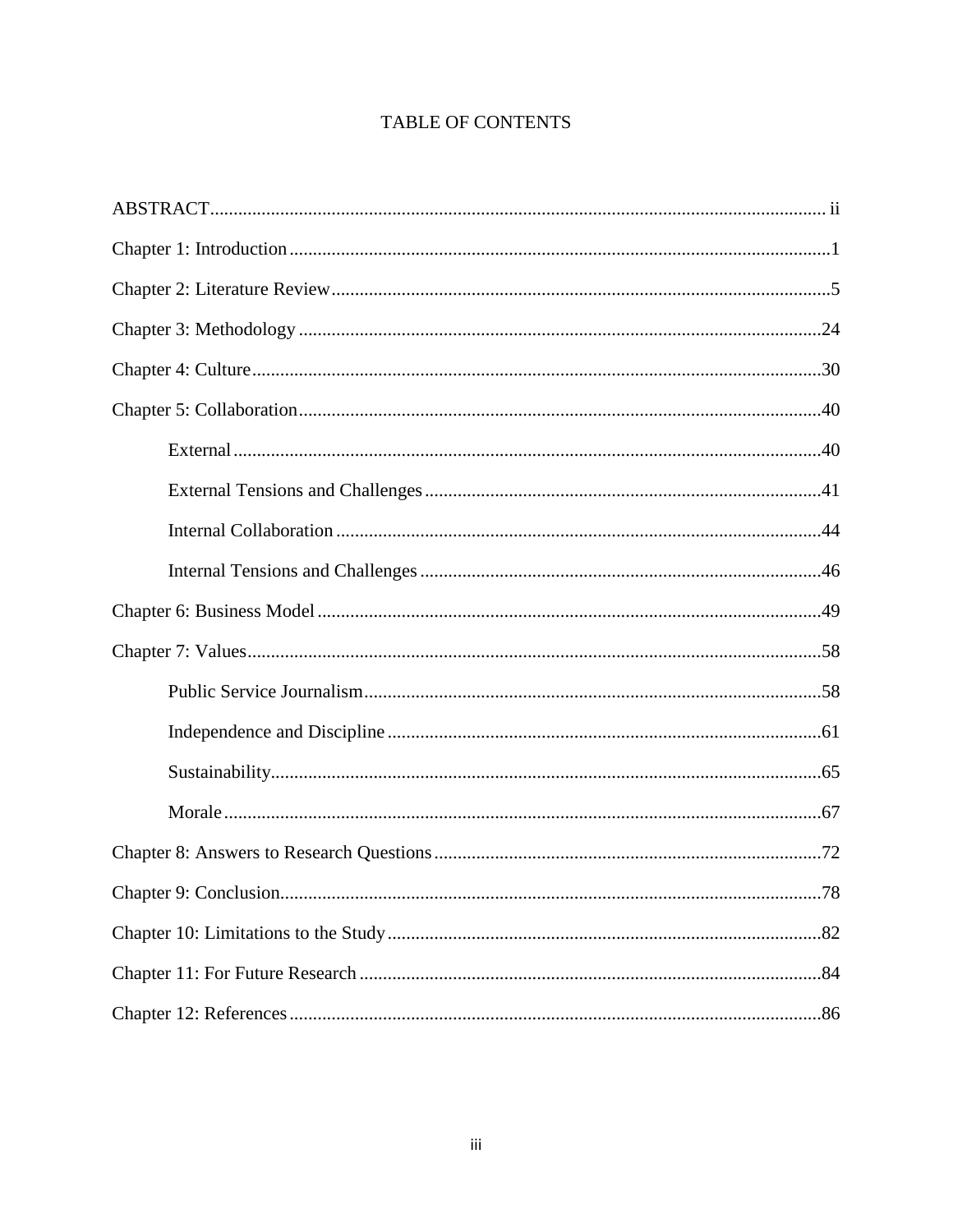# TABLE OF CONTENTS

ABSTRACT .......... ii

Chapter 1: Introduction .......... 1

Chapter 2: Literature Review .......... 5

Chapter 3: Methodology .......... 24

Chapter 4: Culture .......... 30

Chapter 5: Collaboration .......... 40

- External .......... 40
- External Tensions and Challenges .......... 41
- Internal Collaboration .......... 44
- Internal Tensions and Challenges .......... 46

Chapter 6: Business Model .......... 49

Chapter 7: Values .......... 58

- Public Service Journalism .......... 58
- Independence and Discipline .......... 61
- Sustainability .......... 65
- Morale .......... 67

Chapter 8: Answers to Research Questions .......... 72

Chapter 9: Conclusion .......... 78

Chapter 10: Limitations to the Study .......... 82

Chapter 11: For Future Research .......... 84

Chapter 12: References .......... 86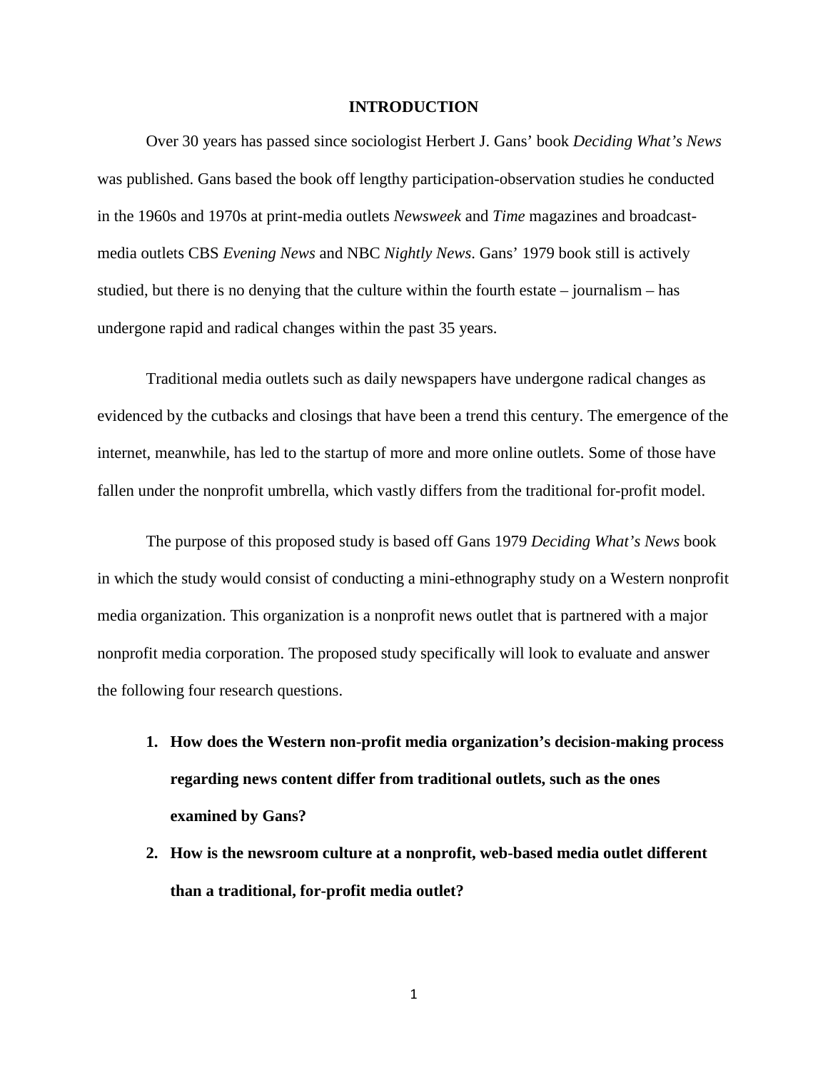# INTRODUCTION

Over 30 years has passed since sociologist Herbert J. Gans' book *Deciding What's News* was published. Gans based the book off lengthy participation-observation studies he conducted in the 1960s and 1970s at print-media outlets *Newsweek* and *Time* magazines and broadcast-media outlets CBS *Evening News* and NBC *Nightly News*. Gans' 1979 book still is actively studied, but there is no denying that the culture within the fourth estate – journalism – has undergone rapid and radical changes within the past 35 years.

Traditional media outlets such as daily newspapers have undergone radical changes as evidenced by the cutbacks and closings that have been a trend this century. The emergence of the internet, meanwhile, has led to the startup of more and more online outlets. Some of those have fallen under the nonprofit umbrella, which vastly differs from the traditional for-profit model.

The purpose of this proposed study is based off Gans 1979 *Deciding What's News* book in which the study would consist of conducting a mini-ethnography study on a Western nonprofit media organization. This organization is a nonprofit news outlet that is partnered with a major nonprofit media corporation. The proposed study specifically will look to evaluate and answer the following four research questions.

1. **How does the Western non-profit media organization's decision-making process regarding news content differ from traditional outlets, such as the ones examined by Gans?**
2. **How is the newsroom culture at a nonprofit, web-based media outlet different than a traditional, for-profit media outlet?**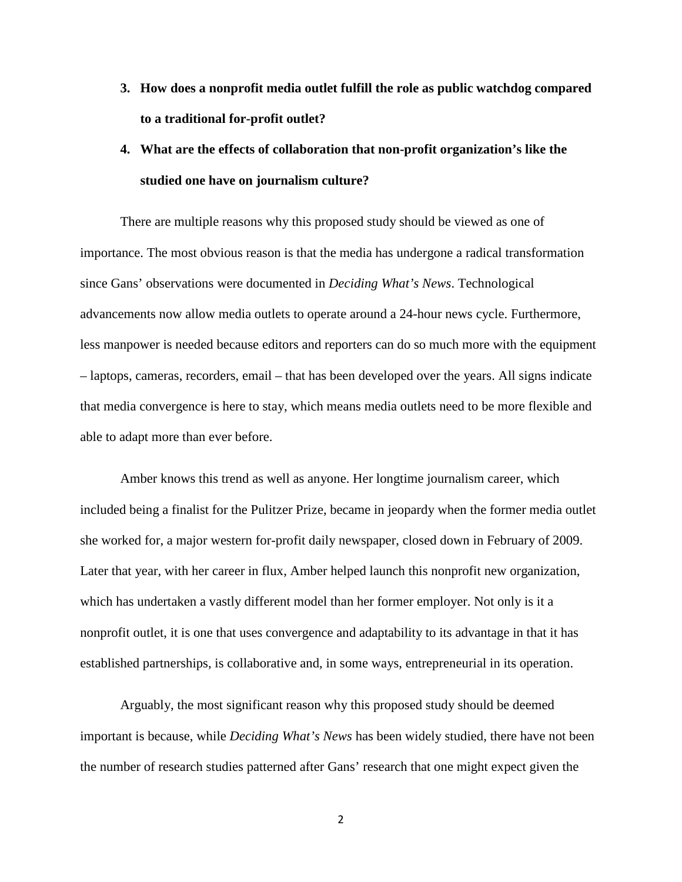3. **How does a nonprofit media outlet fulfill the role as public watchdog compared to a traditional for-profit outlet?**
4. **What are the effects of collaboration that non-profit organization's like the studied one have on journalism culture?**

There are multiple reasons why this proposed study should be viewed as one of importance. The most obvious reason is that the media has undergone a radical transformation since Gans' observations were documented in *Deciding What's News*. Technological advancements now allow media outlets to operate around a 24-hour news cycle. Furthermore, less manpower is needed because editors and reporters can do so much more with the equipment – laptops, cameras, recorders, email – that has been developed over the years. All signs indicate that media convergence is here to stay, which means media outlets need to be more flexible and able to adapt more than ever before.

Amber knows this trend as well as anyone. Her longtime journalism career, which included being a finalist for the Pulitzer Prize, became in jeopardy when the former media outlet she worked for, a major western for-profit daily newspaper, closed down in February of 2009. Later that year, with her career in flux, Amber helped launch this nonprofit new organization, which has undertaken a vastly different model than her former employer. Not only is it a nonprofit outlet, it is one that uses convergence and adaptability to its advantage in that it has established partnerships, is collaborative and, in some ways, entrepreneurial in its operation.

Arguably, the most significant reason why this proposed study should be deemed important is because, while *Deciding What's News* has been widely studied, there have not been the number of research studies patterned after Gans' research that one might expect given the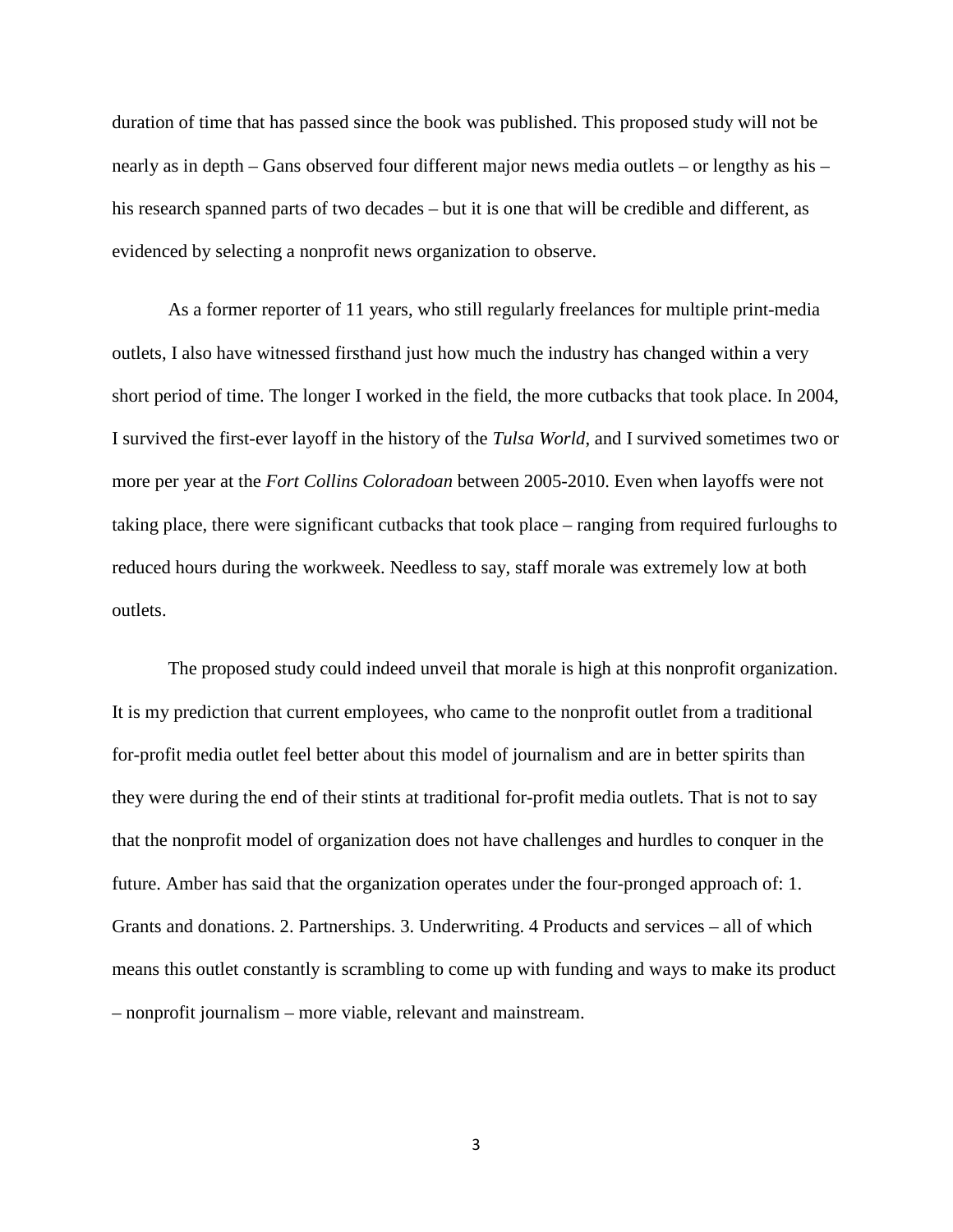duration of time that has passed since the book was published. This proposed study will not be nearly as in depth – Gans observed four different major news media outlets – or lengthy as his – his research spanned parts of two decades – but it is one that will be credible and different, as evidenced by selecting a nonprofit news organization to observe.

As a former reporter of 11 years, who still regularly freelances for multiple print-media outlets, I also have witnessed firsthand just how much the industry has changed within a very short period of time. The longer I worked in the field, the more cutbacks that took place. In 2004, I survived the first-ever layoff in the history of the *Tulsa World*, and I survived sometimes two or more per year at the *Fort Collins Coloradoan* between 2005-2010. Even when layoffs were not taking place, there were significant cutbacks that took place – ranging from required furloughs to reduced hours during the workweek. Needless to say, staff morale was extremely low at both outlets.

The proposed study could indeed unveil that morale is high at this nonprofit organization. It is my prediction that current employees, who came to the nonprofit outlet from a traditional for-profit media outlet feel better about this model of journalism and are in better spirits than they were during the end of their stints at traditional for-profit media outlets. That is not to say that the nonprofit model of organization does not have challenges and hurdles to conquer in the future. Amber has said that the organization operates under the four-pronged approach of: 1. Grants and donations. 2. Partnerships. 3. Underwriting. 4 Products and services – all of which means this outlet constantly is scrambling to come up with funding and ways to make its product – nonprofit journalism – more viable, relevant and mainstream.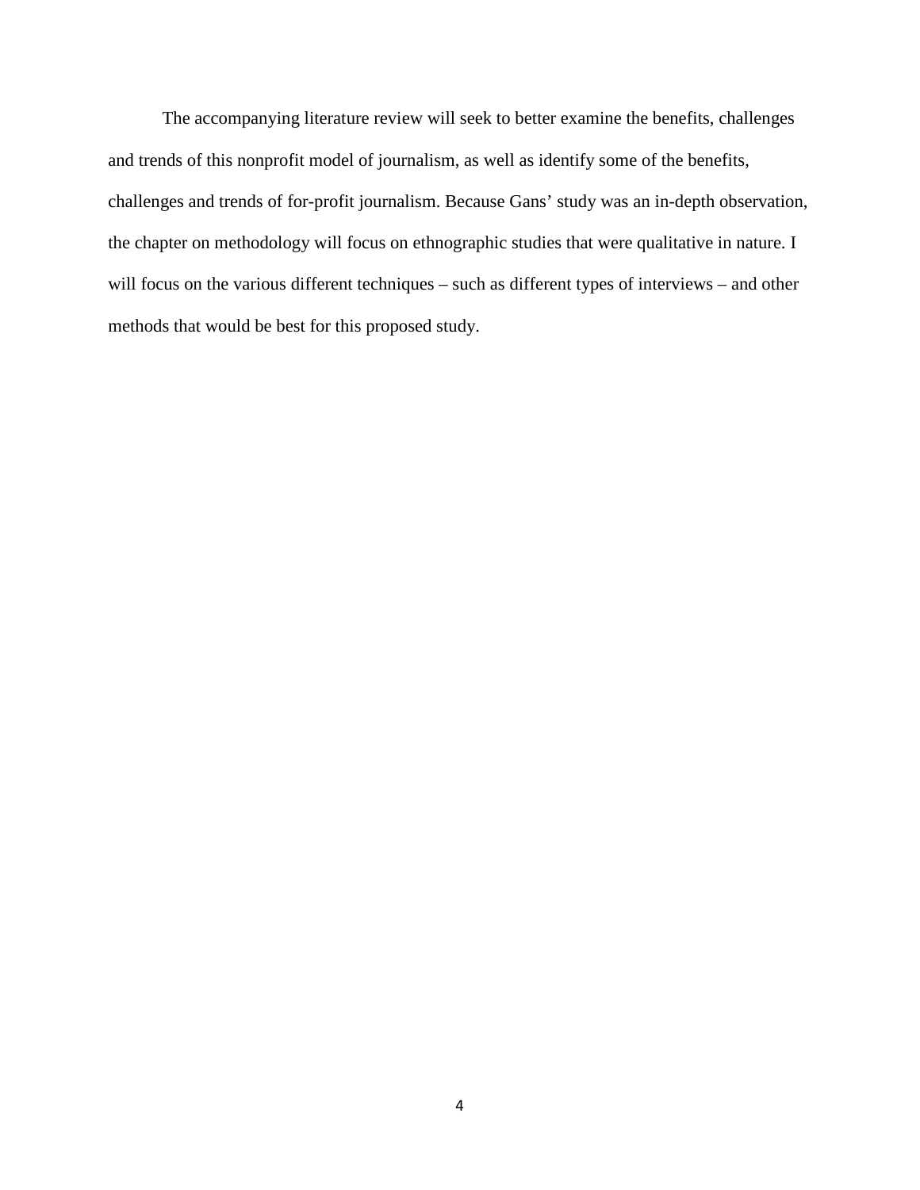The accompanying literature review will seek to better examine the benefits, challenges and trends of this nonprofit model of journalism, as well as identify some of the benefits, challenges and trends of for-profit journalism. Because Gans' study was an in-depth observation, the chapter on methodology will focus on ethnographic studies that were qualitative in nature. I will focus on the various different techniques – such as different types of interviews – and other methods that would be best for this proposed study.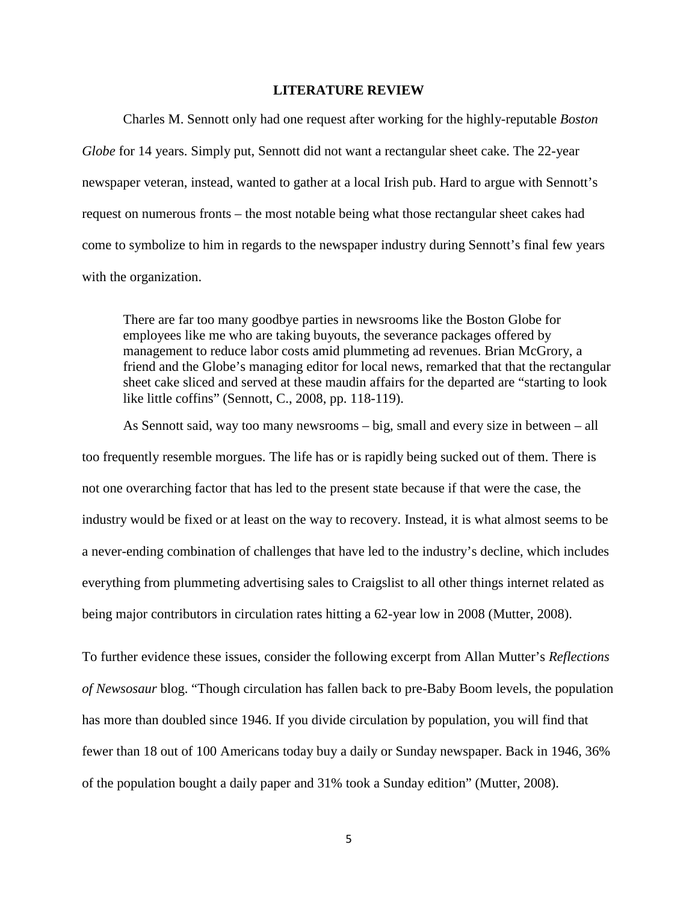# LITERATURE REVIEW

Charles M. Sennott only had one request after working for the highly-reputable *Boston Globe* for 14 years. Simply put, Sennott did not want a rectangular sheet cake. The 22-year newspaper veteran, instead, wanted to gather at a local Irish pub. Hard to argue with Sennott's request on numerous fronts – the most notable being what those rectangular sheet cakes had come to symbolize to him in regards to the newspaper industry during Sennott's final few years with the organization.

> There are far too many goodbye parties in newsrooms like the Boston Globe for employees like me who are taking buyouts, the severance packages offered by management to reduce labor costs amid plummeting ad revenues. Brian McGrory, a friend and the Globe's managing editor for local news, remarked that that the rectangular sheet cake sliced and served at these maudin affairs for the departed are "starting to look like little coffins" (Sennott, C., 2008, pp. 118-119).

As Sennott said, way too many newsrooms – big, small and every size in between – all too frequently resemble morgues. The life has or is rapidly being sucked out of them. There is not one overarching factor that has led to the present state because if that were the case, the industry would be fixed or at least on the way to recovery. Instead, it is what almost seems to be a never-ending combination of challenges that have led to the industry's decline, which includes everything from plummeting advertising sales to Craigslist to all other things internet related as being major contributors in circulation rates hitting a 62-year low in 2008 (Mutter, 2008).

To further evidence these issues, consider the following excerpt from Allan Mutter's *Reflections of Newsosaur* blog. "Though circulation has fallen back to pre-Baby Boom levels, the population has more than doubled since 1946. If you divide circulation by population, you will find that fewer than 18 out of 100 Americans today buy a daily or Sunday newspaper. Back in 1946, 36% of the population bought a daily paper and 31% took a Sunday edition" (Mutter, 2008).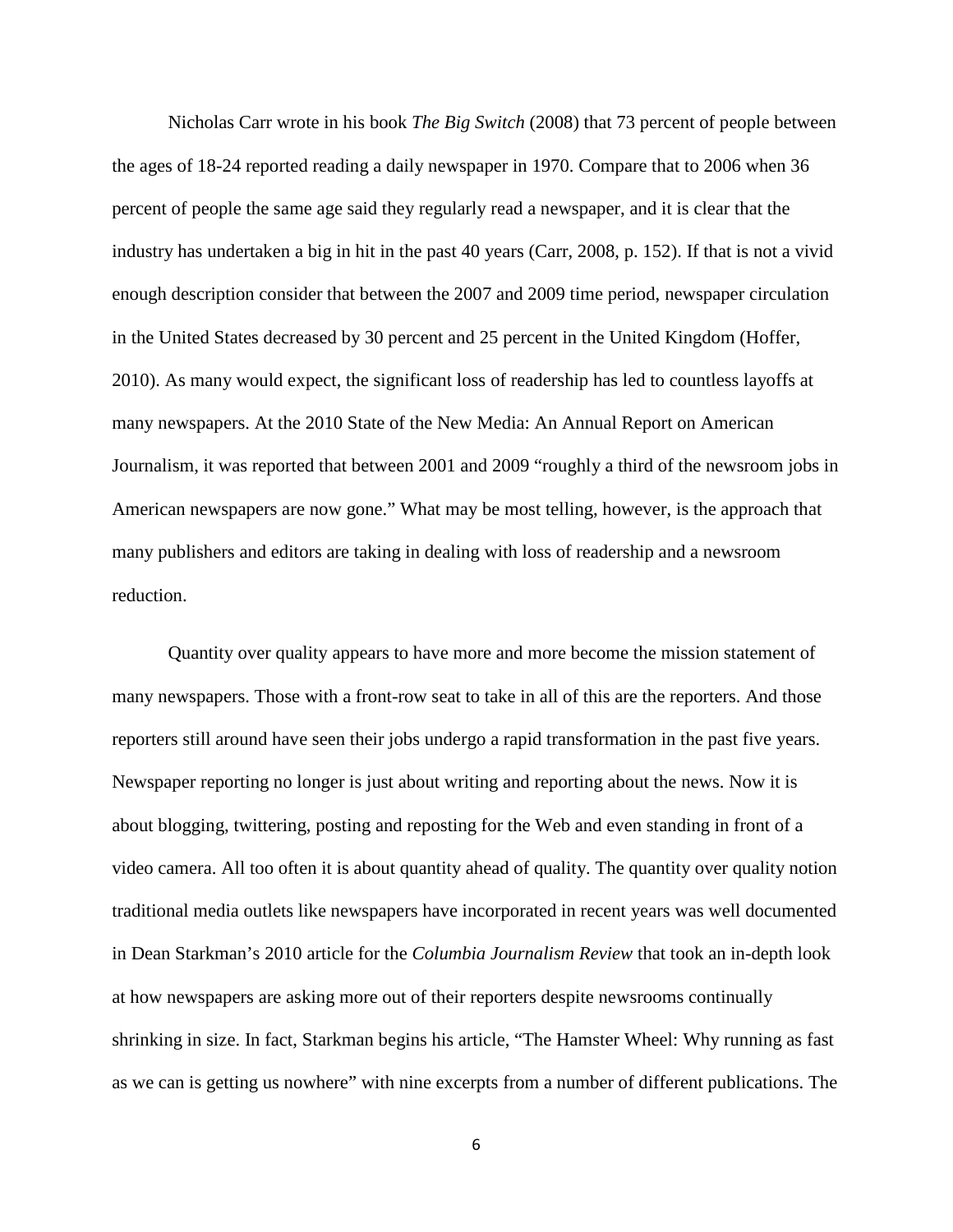Nicholas Carr wrote in his book *The Big Switch* (2008) that 73 percent of people between the ages of 18-24 reported reading a daily newspaper in 1970. Compare that to 2006 when 36 percent of people the same age said they regularly read a newspaper, and it is clear that the industry has undertaken a big in hit in the past 40 years (Carr, 2008, p. 152). If that is not a vivid enough description consider that between the 2007 and 2009 time period, newspaper circulation in the United States decreased by 30 percent and 25 percent in the United Kingdom (Hoffer, 2010). As many would expect, the significant loss of readership has led to countless layoffs at many newspapers. At the 2010 State of the New Media: An Annual Report on American Journalism, it was reported that between 2001 and 2009 "roughly a third of the newsroom jobs in American newspapers are now gone." What may be most telling, however, is the approach that many publishers and editors are taking in dealing with loss of readership and a newsroom reduction.

Quantity over quality appears to have more and more become the mission statement of many newspapers. Those with a front-row seat to take in all of this are the reporters. And those reporters still around have seen their jobs undergo a rapid transformation in the past five years. Newspaper reporting no longer is just about writing and reporting about the news. Now it is about blogging, twittering, posting and reposting for the Web and even standing in front of a video camera. All too often it is about quantity ahead of quality. The quantity over quality notion traditional media outlets like newspapers have incorporated in recent years was well documented in Dean Starkman's 2010 article for the *Columbia Journalism Review* that took an in-depth look at how newspapers are asking more out of their reporters despite newsrooms continually shrinking in size. In fact, Starkman begins his article, "The Hamster Wheel: Why running as fast as we can is getting us nowhere" with nine excerpts from a number of different publications. The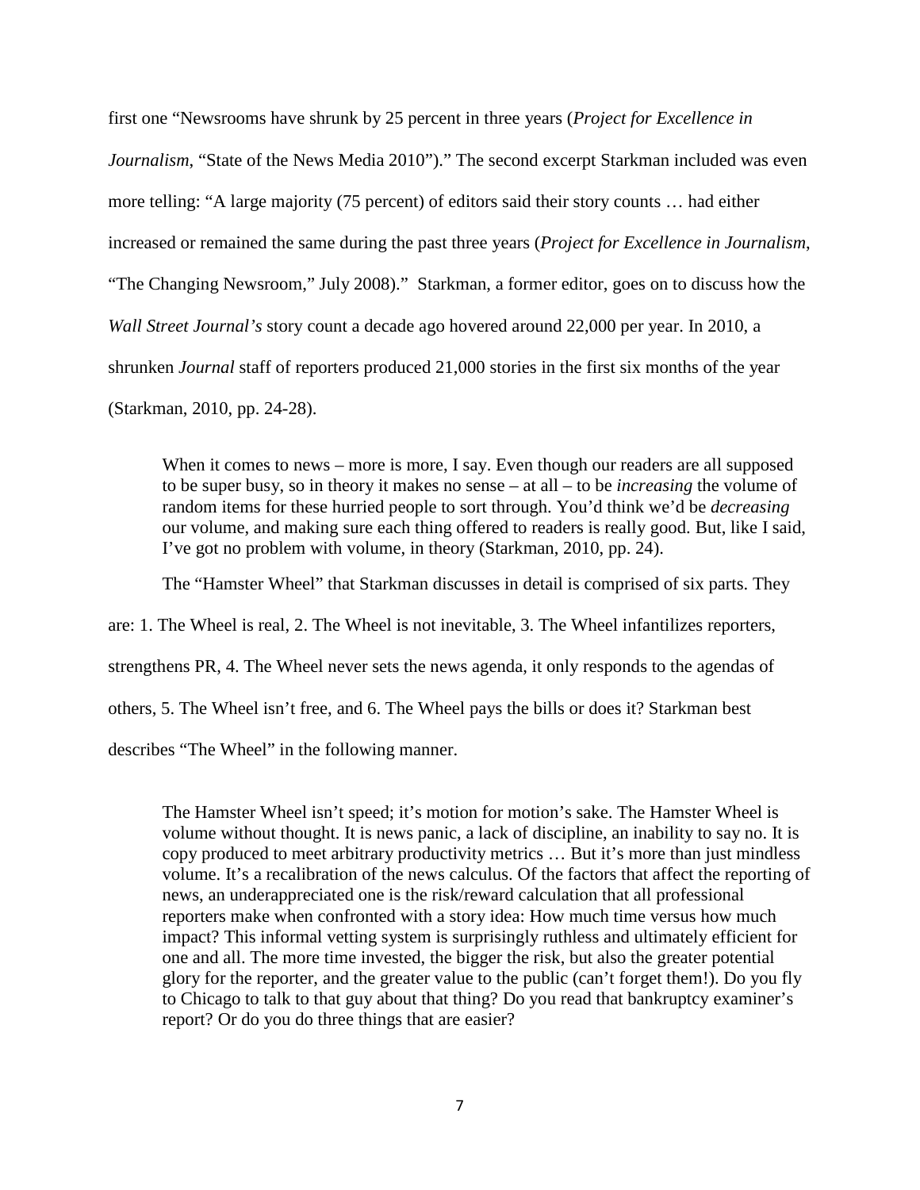first one “Newsrooms have shrunk by 25 percent in three years (*Project for Excellence in Journalism*, “State of the News Media 2010”).” The second excerpt Starkman included was even more telling: “A large majority (75 percent) of editors said their story counts … had either increased or remained the same during the past three years (*Project for Excellence in Journalism*, “The Changing Newsroom,” July 2008).” Starkman, a former editor, goes on to discuss how the *Wall Street Journal’s* story count a decade ago hovered around 22,000 per year. In 2010, a shrunken *Journal* staff of reporters produced 21,000 stories in the first six months of the year (Starkman, 2010, pp. 24-28).

> When it comes to news – more is more, I say. Even though our readers are all supposed to be super busy, so in theory it makes no sense – at all – to be *increasing* the volume of random items for these hurried people to sort through. You’d think we’d be *decreasing* our volume, and making sure each thing offered to readers is really good. But, like I said, I’ve got no problem with volume, in theory (Starkman, 2010, pp. 24).

The “Hamster Wheel” that Starkman discusses in detail is comprised of six parts. They are: 1. The Wheel is real, 2. The Wheel is not inevitable, 3. The Wheel infantilizes reporters, strengthens PR, 4. The Wheel never sets the news agenda, it only responds to the agendas of others, 5. The Wheel isn’t free, and 6. The Wheel pays the bills or does it? Starkman best describes “The Wheel” in the following manner.

> The Hamster Wheel isn’t speed; it’s motion for motion’s sake. The Hamster Wheel is volume without thought. It is news panic, a lack of discipline, an inability to say no. It is copy produced to meet arbitrary productivity metrics … But it’s more than just mindless volume. It’s a recalibration of the news calculus. Of the factors that affect the reporting of news, an underappreciated one is the risk/reward calculation that all professional reporters make when confronted with a story idea: How much time versus how much impact? This informal vetting system is surprisingly ruthless and ultimately efficient for one and all. The more time invested, the bigger the risk, but also the greater potential glory for the reporter, and the greater value to the public (can’t forget them!). Do you fly to Chicago to talk to that guy about that thing? Do you read that bankruptcy examiner’s report? Or do you do three things that are easier?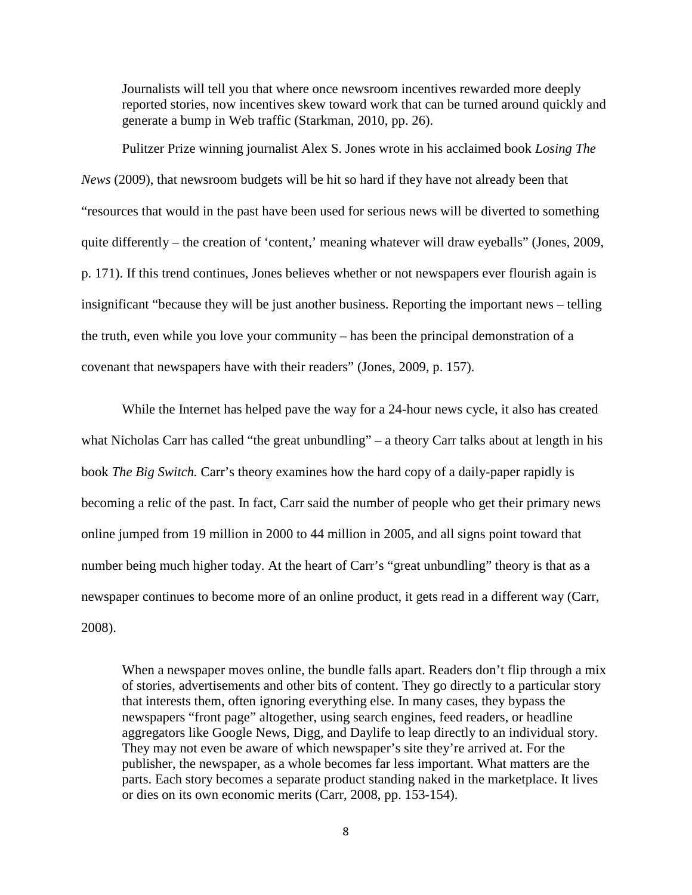> Journalists will tell you that where once newsroom incentives rewarded more deeply reported stories, now incentives skew toward work that can be turned around quickly and generate a bump in Web traffic (Starkman, 2010, pp. 26).

Pulitzer Prize winning journalist Alex S. Jones wrote in his acclaimed book *Losing The News* (2009), that newsroom budgets will be hit so hard if they have not already been that "resources that would in the past have been used for serious news will be diverted to something quite differently – the creation of 'content,' meaning whatever will draw eyeballs" (Jones, 2009, p. 171). If this trend continues, Jones believes whether or not newspapers ever flourish again is insignificant "because they will be just another business. Reporting the important news – telling the truth, even while you love your community – has been the principal demonstration of a covenant that newspapers have with their readers" (Jones, 2009, p. 157).

While the Internet has helped pave the way for a 24-hour news cycle, it also has created what Nicholas Carr has called "the great unbundling" – a theory Carr talks about at length in his book *The Big Switch.* Carr's theory examines how the hard copy of a daily-paper rapidly is becoming a relic of the past. In fact, Carr said the number of people who get their primary news online jumped from 19 million in 2000 to 44 million in 2005, and all signs point toward that number being much higher today. At the heart of Carr's "great unbundling" theory is that as a newspaper continues to become more of an online product, it gets read in a different way (Carr, 2008).

> When a newspaper moves online, the bundle falls apart. Readers don't flip through a mix of stories, advertisements and other bits of content. They go directly to a particular story that interests them, often ignoring everything else. In many cases, they bypass the newspapers "front page" altogether, using search engines, feed readers, or headline aggregators like Google News, Digg, and Daylife to leap directly to an individual story. They may not even be aware of which newspaper's site they're arrived at. For the publisher, the newspaper, as a whole becomes far less important. What matters are the parts. Each story becomes a separate product standing naked in the marketplace. It lives or dies on its own economic merits (Carr, 2008, pp. 153-154).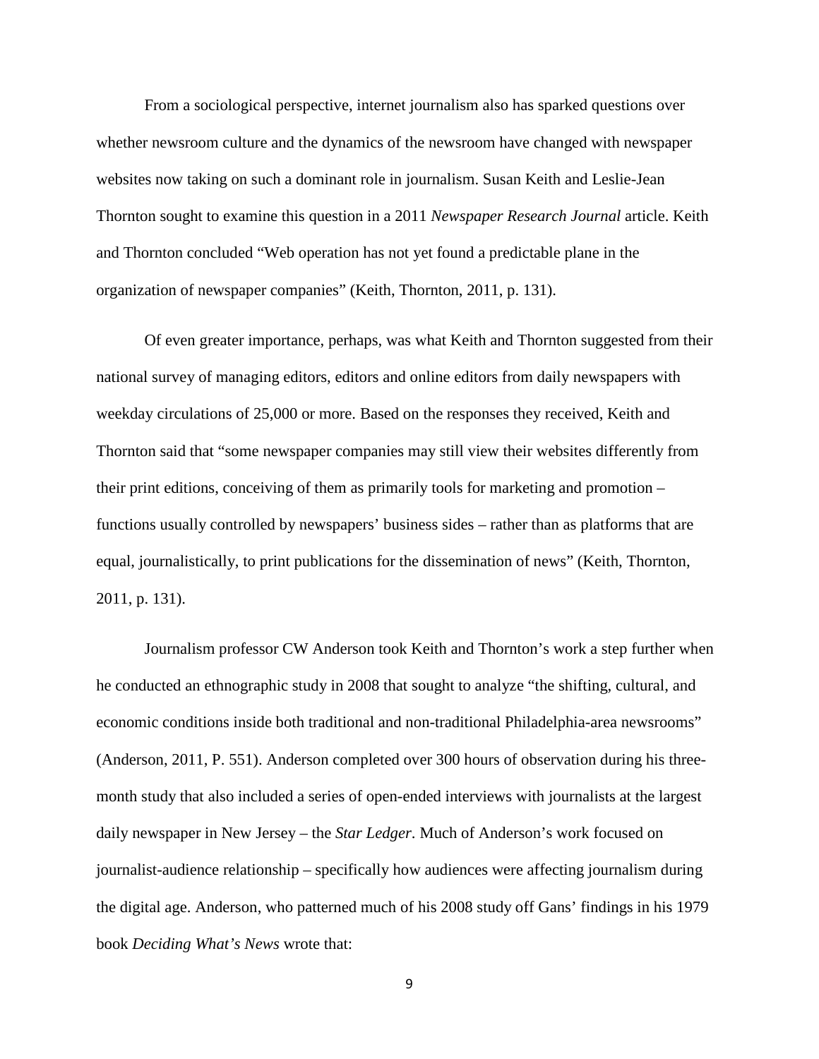From a sociological perspective, internet journalism also has sparked questions over whether newsroom culture and the dynamics of the newsroom have changed with newspaper websites now taking on such a dominant role in journalism. Susan Keith and Leslie-Jean Thornton sought to examine this question in a 2011 *Newspaper Research Journal* article. Keith and Thornton concluded "Web operation has not yet found a predictable plane in the organization of newspaper companies" (Keith, Thornton, 2011, p. 131).

Of even greater importance, perhaps, was what Keith and Thornton suggested from their national survey of managing editors, editors and online editors from daily newspapers with weekday circulations of 25,000 or more. Based on the responses they received, Keith and Thornton said that "some newspaper companies may still view their websites differently from their print editions, conceiving of them as primarily tools for marketing and promotion – functions usually controlled by newspapers' business sides – rather than as platforms that are equal, journalistically, to print publications for the dissemination of news" (Keith, Thornton, 2011, p. 131).

Journalism professor CW Anderson took Keith and Thornton's work a step further when he conducted an ethnographic study in 2008 that sought to analyze "the shifting, cultural, and economic conditions inside both traditional and non-traditional Philadelphia-area newsrooms" (Anderson, 2011, P. 551). Anderson completed over 300 hours of observation during his three-month study that also included a series of open-ended interviews with journalists at the largest daily newspaper in New Jersey – the *Star Ledger*. Much of Anderson's work focused on journalist-audience relationship – specifically how audiences were affecting journalism during the digital age. Anderson, who patterned much of his 2008 study off Gans' findings in his 1979 book *Deciding What's News* wrote that: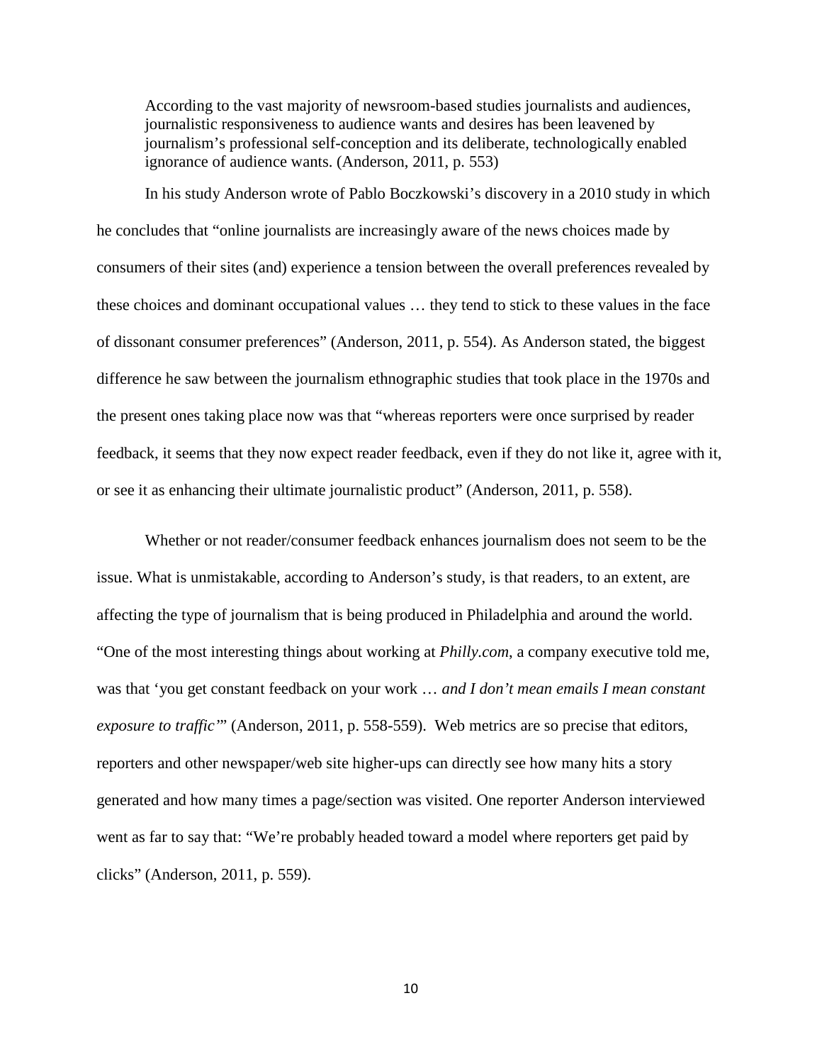> According to the vast majority of newsroom-based studies journalists and audiences, journalistic responsiveness to audience wants and desires has been leavened by journalism's professional self-conception and its deliberate, technologically enabled ignorance of audience wants. (Anderson, 2011, p. 553)

In his study Anderson wrote of Pablo Boczkowski's discovery in a 2010 study in which he concludes that "online journalists are increasingly aware of the news choices made by consumers of their sites (and) experience a tension between the overall preferences revealed by these choices and dominant occupational values … they tend to stick to these values in the face of dissonant consumer preferences" (Anderson, 2011, p. 554). As Anderson stated, the biggest difference he saw between the journalism ethnographic studies that took place in the 1970s and the present ones taking place now was that "whereas reporters were once surprised by reader feedback, it seems that they now expect reader feedback, even if they do not like it, agree with it, or see it as enhancing their ultimate journalistic product" (Anderson, 2011, p. 558).

Whether or not reader/consumer feedback enhances journalism does not seem to be the issue. What is unmistakable, according to Anderson's study, is that readers, to an extent, are affecting the type of journalism that is being produced in Philadelphia and around the world. "One of the most interesting things about working at *Philly.com*, a company executive told me, was that 'you get constant feedback on your work … *and I don't mean emails I mean constant exposure to traffic'*" (Anderson, 2011, p. 558-559). Web metrics are so precise that editors, reporters and other newspaper/web site higher-ups can directly see how many hits a story generated and how many times a page/section was visited. One reporter Anderson interviewed went as far to say that: "We're probably headed toward a model where reporters get paid by clicks" (Anderson, 2011, p. 559).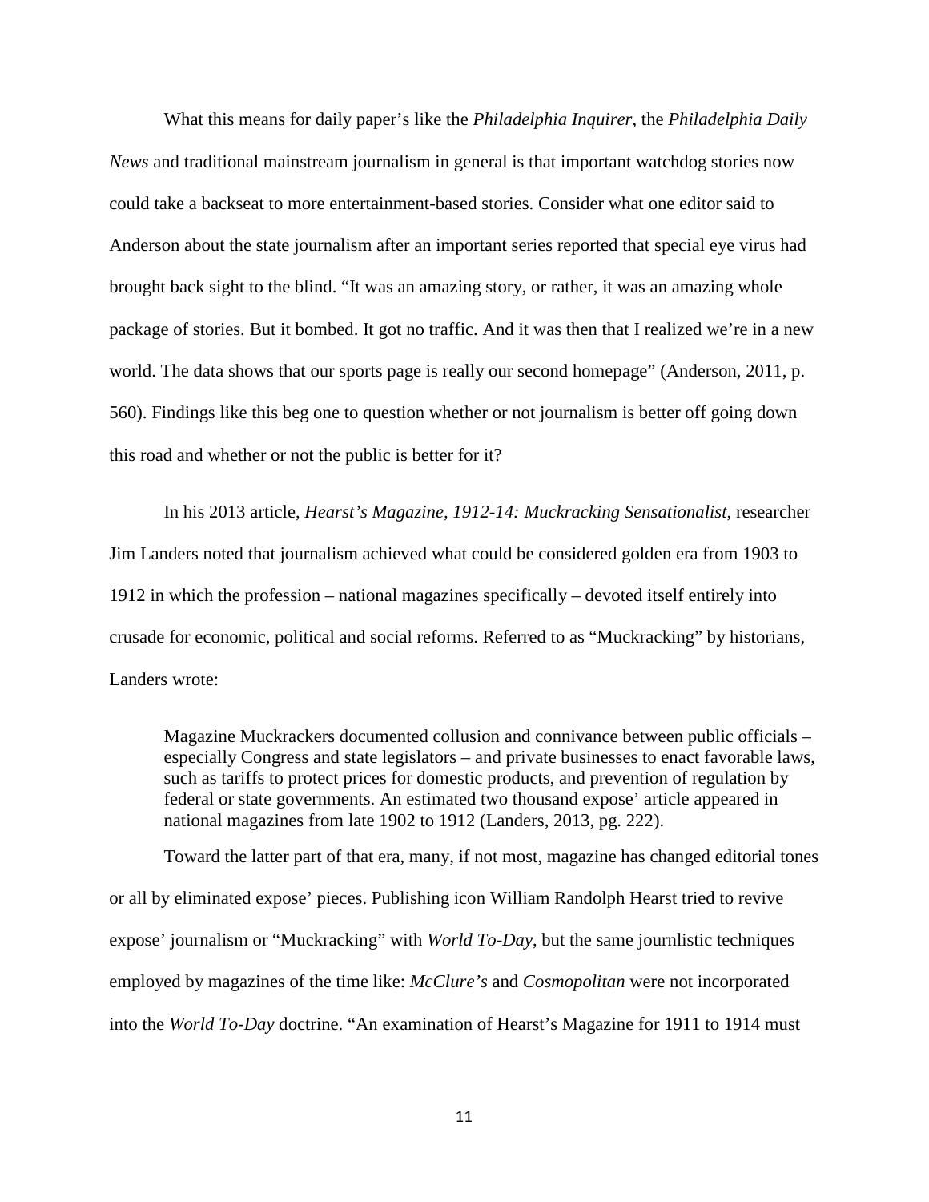What this means for daily paper's like the *Philadelphia Inquirer*, the *Philadelphia Daily News* and traditional mainstream journalism in general is that important watchdog stories now could take a backseat to more entertainment-based stories. Consider what one editor said to Anderson about the state journalism after an important series reported that special eye virus had brought back sight to the blind. "It was an amazing story, or rather, it was an amazing whole package of stories. But it bombed. It got no traffic. And it was then that I realized we're in a new world. The data shows that our sports page is really our second homepage" (Anderson, 2011, p. 560). Findings like this beg one to question whether or not journalism is better off going down this road and whether or not the public is better for it?

In his 2013 article, *Hearst's Magazine, 1912-14: Muckracking Sensationalist*, researcher Jim Landers noted that journalism achieved what could be considered golden era from 1903 to 1912 in which the profession – national magazines specifically – devoted itself entirely into crusade for economic, political and social reforms. Referred to as "Muckracking" by historians, Landers wrote:

> Magazine Muckrackers documented collusion and connivance between public officials – especially Congress and state legislators – and private businesses to enact favorable laws, such as tariffs to protect prices for domestic products, and prevention of regulation by federal or state governments. An estimated two thousand expose' article appeared in national magazines from late 1902 to 1912 (Landers, 2013, pg. 222).

Toward the latter part of that era, many, if not most, magazine has changed editorial tones or all by eliminated expose' pieces. Publishing icon William Randolph Hearst tried to revive expose' journalism or "Muckracking" with *World To-Day*, but the same journlistic techniques employed by magazines of the time like: *McClure's* and *Cosmopolitan* were not incorporated into the *World To-Day* doctrine. "An examination of Hearst's Magazine for 1911 to 1914 must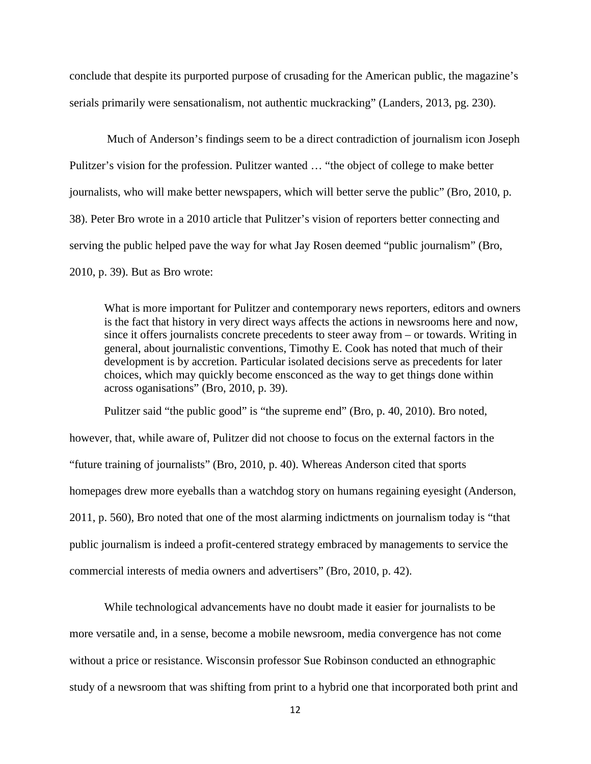conclude that despite its purported purpose of crusading for the American public, the magazine's serials primarily were sensationalism, not authentic muckracking" (Landers, 2013, pg. 230).

Much of Anderson's findings seem to be a direct contradiction of journalism icon Joseph Pulitzer's vision for the profession. Pulitzer wanted … "the object of college to make better journalists, who will make better newspapers, which will better serve the public" (Bro, 2010, p. 38). Peter Bro wrote in a 2010 article that Pulitzer's vision of reporters better connecting and serving the public helped pave the way for what Jay Rosen deemed "public journalism" (Bro, 2010, p. 39). But as Bro wrote:

> What is more important for Pulitzer and contemporary news reporters, editors and owners is the fact that history in very direct ways affects the actions in newsrooms here and now, since it offers journalists concrete precedents to steer away from – or towards. Writing in general, about journalistic conventions, Timothy E. Cook has noted that much of their development is by accretion. Particular isolated decisions serve as precedents for later choices, which may quickly become ensconced as the way to get things done within across oganisations" (Bro, 2010, p. 39).

Pulitzer said "the public good" is "the supreme end" (Bro, p. 40, 2010). Bro noted, however, that, while aware of, Pulitzer did not choose to focus on the external factors in the "future training of journalists" (Bro, 2010, p. 40). Whereas Anderson cited that sports homepages drew more eyeballs than a watchdog story on humans regaining eyesight (Anderson, 2011, p. 560), Bro noted that one of the most alarming indictments on journalism today is "that public journalism is indeed a profit-centered strategy embraced by managements to service the commercial interests of media owners and advertisers" (Bro, 2010, p. 42).

While technological advancements have no doubt made it easier for journalists to be more versatile and, in a sense, become a mobile newsroom, media convergence has not come without a price or resistance. Wisconsin professor Sue Robinson conducted an ethnographic study of a newsroom that was shifting from print to a hybrid one that incorporated both print and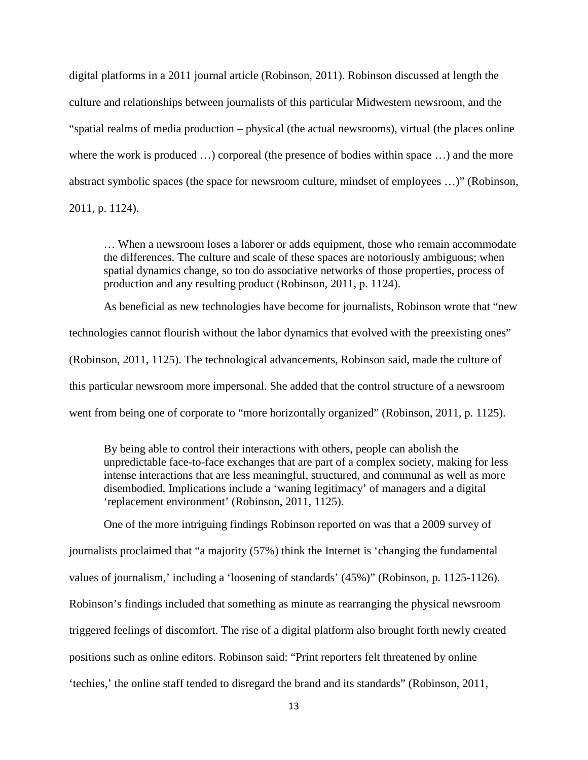digital platforms in a 2011 journal article (Robinson, 2011). Robinson discussed at length the culture and relationships between journalists of this particular Midwestern newsroom, and the "spatial realms of media production – physical (the actual newsrooms), virtual (the places online where the work is produced …) corporeal (the presence of bodies within space …) and the more abstract symbolic spaces (the space for newsroom culture, mindset of employees …)" (Robinson, 2011, p. 1124).

> … When a newsroom loses a laborer or adds equipment, those who remain accommodate the differences. The culture and scale of these spaces are notoriously ambiguous; when spatial dynamics change, so too do associative networks of those properties, process of production and any resulting product (Robinson, 2011, p. 1124).

As beneficial as new technologies have become for journalists, Robinson wrote that "new technologies cannot flourish without the labor dynamics that evolved with the preexisting ones" (Robinson, 2011, 1125). The technological advancements, Robinson said, made the culture of this particular newsroom more impersonal. She added that the control structure of a newsroom went from being one of corporate to "more horizontally organized" (Robinson, 2011, p. 1125).

> By being able to control their interactions with others, people can abolish the unpredictable face-to-face exchanges that are part of a complex society, making for less intense interactions that are less meaningful, structured, and communal as well as more disembodied. Implications include a 'waning legitimacy' of managers and a digital 'replacement environment' (Robinson, 2011, 1125).

One of the more intriguing findings Robinson reported on was that a 2009 survey of journalists proclaimed that "a majority (57%) think the Internet is 'changing the fundamental values of journalism,' including a 'loosening of standards' (45%)" (Robinson, p. 1125-1126). Robinson's findings included that something as minute as rearranging the physical newsroom triggered feelings of discomfort. The rise of a digital platform also brought forth newly created positions such as online editors. Robinson said: "Print reporters felt threatened by online 'techies,' the online staff tended to disregard the brand and its standards" (Robinson, 2011,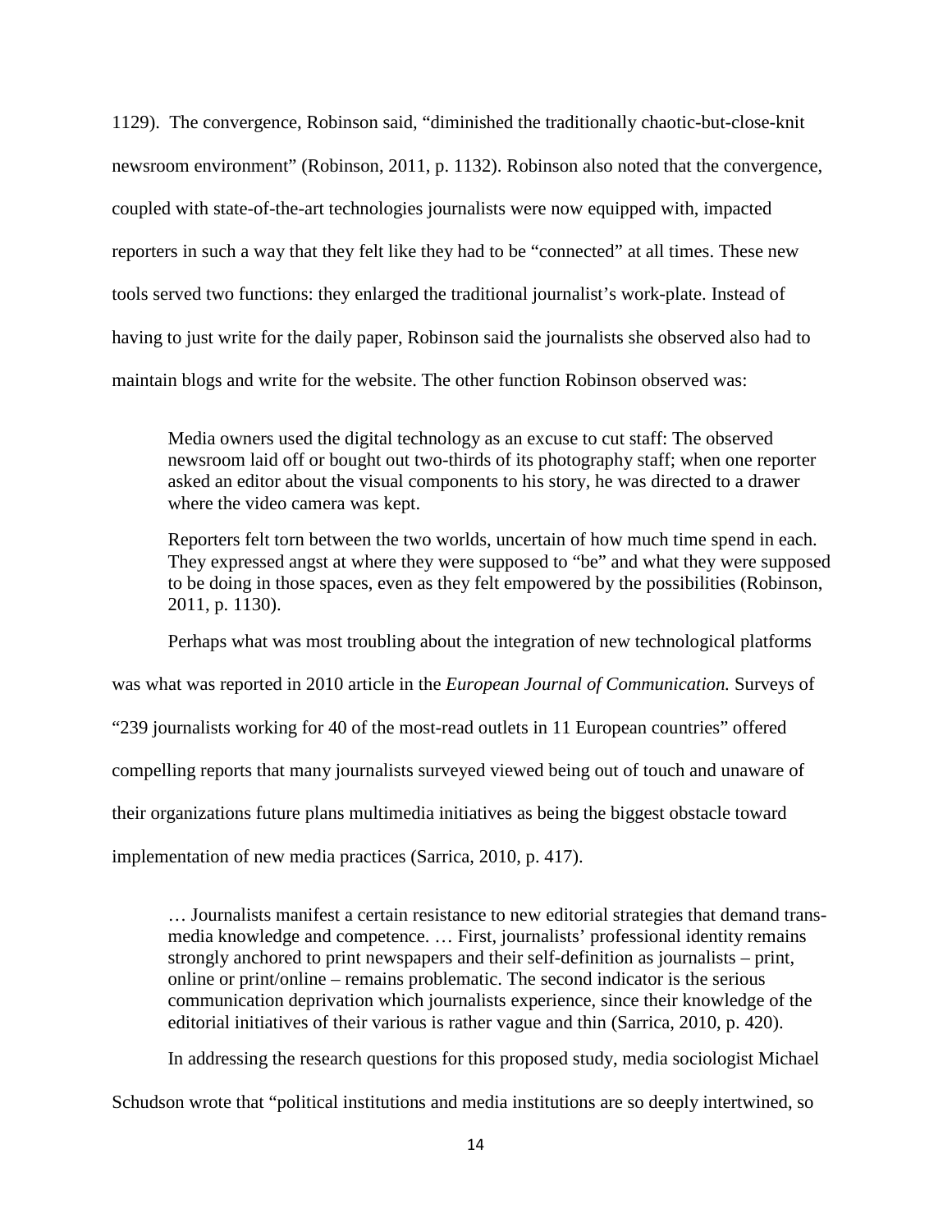1129). The convergence, Robinson said, "diminished the traditionally chaotic-but-close-knit newsroom environment" (Robinson, 2011, p. 1132). Robinson also noted that the convergence, coupled with state-of-the-art technologies journalists were now equipped with, impacted reporters in such a way that they felt like they had to be "connected" at all times. These new tools served two functions: they enlarged the traditional journalist's work-plate. Instead of having to just write for the daily paper, Robinson said the journalists she observed also had to maintain blogs and write for the website. The other function Robinson observed was:

> Media owners used the digital technology as an excuse to cut staff: The observed newsroom laid off or bought out two-thirds of its photography staff; when one reporter asked an editor about the visual components to his story, he was directed to a drawer where the video camera was kept.
>
> Reporters felt torn between the two worlds, uncertain of how much time spend in each. They expressed angst at where they were supposed to "be" and what they were supposed to be doing in those spaces, even as they felt empowered by the possibilities (Robinson, 2011, p. 1130).

Perhaps what was most troubling about the integration of new technological platforms was what was reported in 2010 article in the *European Journal of Communication.* Surveys of "239 journalists working for 40 of the most-read outlets in 11 European countries" offered compelling reports that many journalists surveyed viewed being out of touch and unaware of their organizations future plans multimedia initiatives as being the biggest obstacle toward implementation of new media practices (Sarrica, 2010, p. 417).

> … Journalists manifest a certain resistance to new editorial strategies that demand trans-media knowledge and competence. … First, journalists' professional identity remains strongly anchored to print newspapers and their self-definition as journalists – print, online or print/online – remains problematic. The second indicator is the serious communication deprivation which journalists experience, since their knowledge of the editorial initiatives of their various is rather vague and thin (Sarrica, 2010, p. 420).

In addressing the research questions for this proposed study, media sociologist Michael Schudson wrote that "political institutions and media institutions are so deeply intertwined, so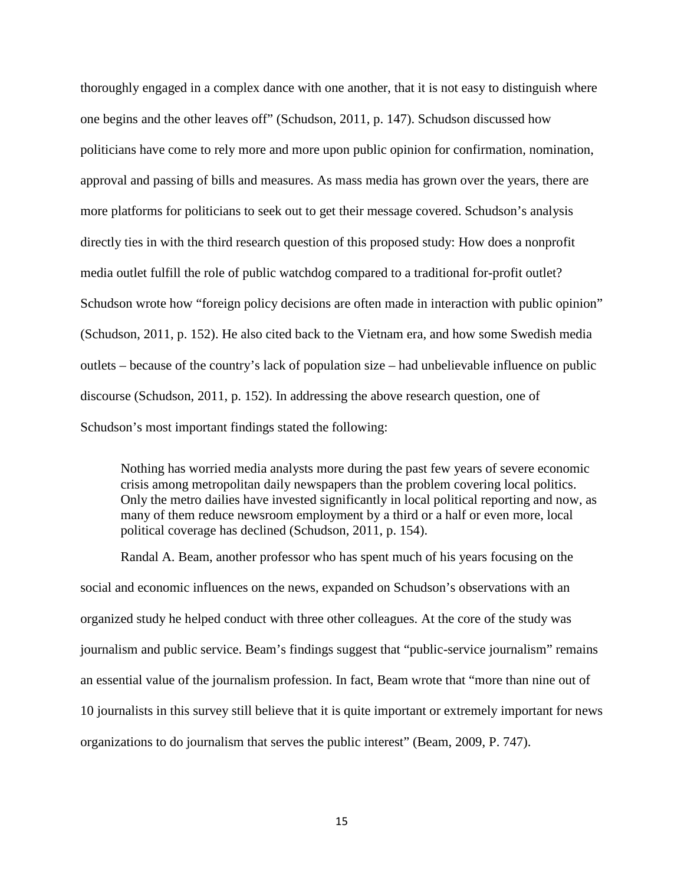thoroughly engaged in a complex dance with one another, that it is not easy to distinguish where one begins and the other leaves off" (Schudson, 2011, p. 147). Schudson discussed how politicians have come to rely more and more upon public opinion for confirmation, nomination, approval and passing of bills and measures. As mass media has grown over the years, there are more platforms for politicians to seek out to get their message covered. Schudson's analysis directly ties in with the third research question of this proposed study: How does a nonprofit media outlet fulfill the role of public watchdog compared to a traditional for-profit outlet? Schudson wrote how "foreign policy decisions are often made in interaction with public opinion" (Schudson, 2011, p. 152). He also cited back to the Vietnam era, and how some Swedish media outlets – because of the country's lack of population size – had unbelievable influence on public discourse (Schudson, 2011, p. 152). In addressing the above research question, one of Schudson's most important findings stated the following:

> Nothing has worried media analysts more during the past few years of severe economic crisis among metropolitan daily newspapers than the problem covering local politics. Only the metro dailies have invested significantly in local political reporting and now, as many of them reduce newsroom employment by a third or a half or even more, local political coverage has declined (Schudson, 2011, p. 154).

Randal A. Beam, another professor who has spent much of his years focusing on the social and economic influences on the news, expanded on Schudson's observations with an organized study he helped conduct with three other colleagues. At the core of the study was journalism and public service. Beam's findings suggest that "public-service journalism" remains an essential value of the journalism profession. In fact, Beam wrote that "more than nine out of 10 journalists in this survey still believe that it is quite important or extremely important for news organizations to do journalism that serves the public interest" (Beam, 2009, P. 747).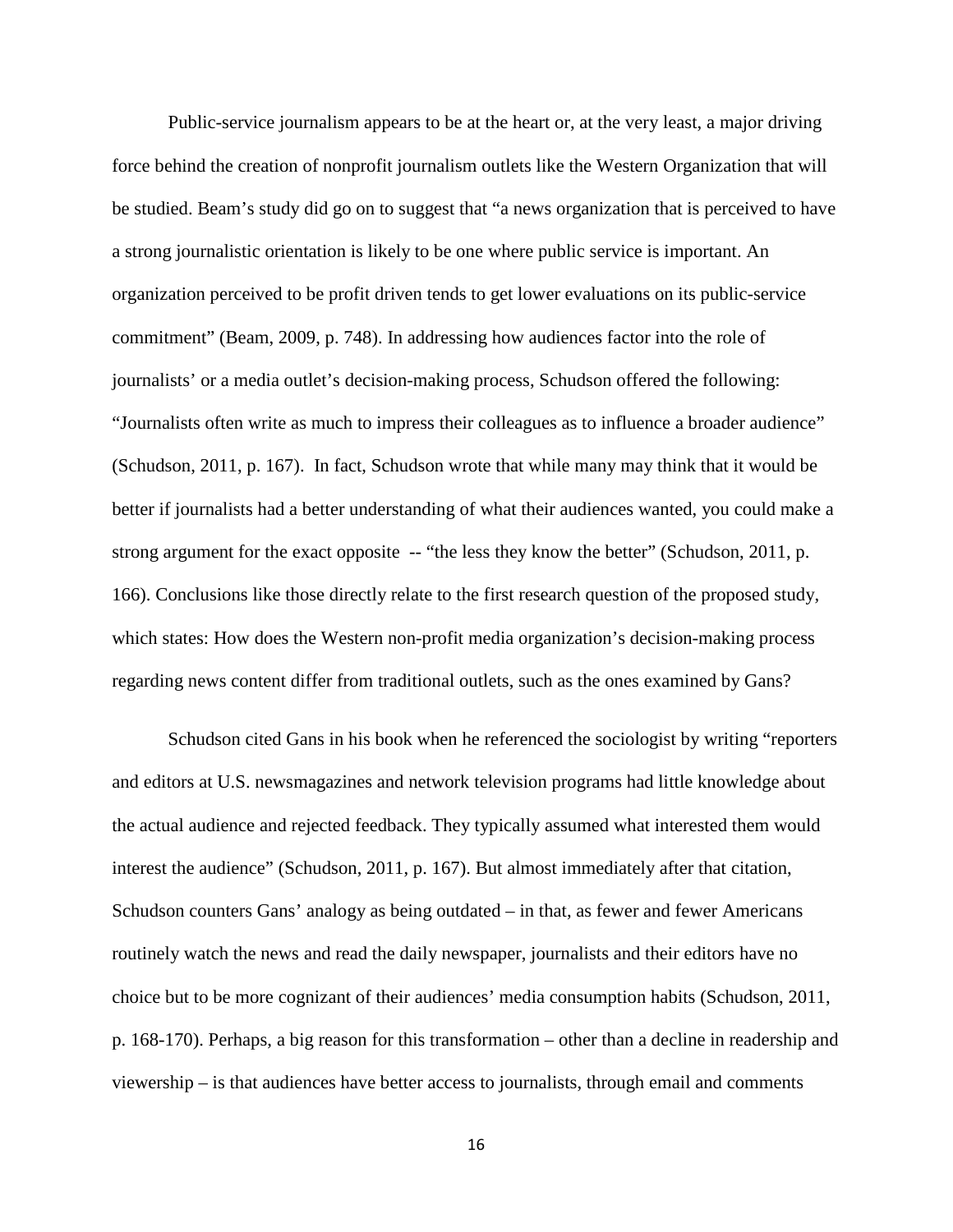Public-service journalism appears to be at the heart or, at the very least, a major driving force behind the creation of nonprofit journalism outlets like the Western Organization that will be studied. Beam's study did go on to suggest that "a news organization that is perceived to have a strong journalistic orientation is likely to be one where public service is important. An organization perceived to be profit driven tends to get lower evaluations on its public-service commitment" (Beam, 2009, p. 748). In addressing how audiences factor into the role of journalists' or a media outlet's decision-making process, Schudson offered the following: "Journalists often write as much to impress their colleagues as to influence a broader audience" (Schudson, 2011, p. 167). In fact, Schudson wrote that while many may think that it would be better if journalists had a better understanding of what their audiences wanted, you could make a strong argument for the exact opposite -- "the less they know the better" (Schudson, 2011, p. 166). Conclusions like those directly relate to the first research question of the proposed study, which states: How does the Western non-profit media organization's decision-making process regarding news content differ from traditional outlets, such as the ones examined by Gans?

Schudson cited Gans in his book when he referenced the sociologist by writing "reporters and editors at U.S. newsmagazines and network television programs had little knowledge about the actual audience and rejected feedback. They typically assumed what interested them would interest the audience" (Schudson, 2011, p. 167). But almost immediately after that citation, Schudson counters Gans' analogy as being outdated – in that, as fewer and fewer Americans routinely watch the news and read the daily newspaper, journalists and their editors have no choice but to be more cognizant of their audiences' media consumption habits (Schudson, 2011, p. 168-170). Perhaps, a big reason for this transformation – other than a decline in readership and viewership – is that audiences have better access to journalists, through email and comments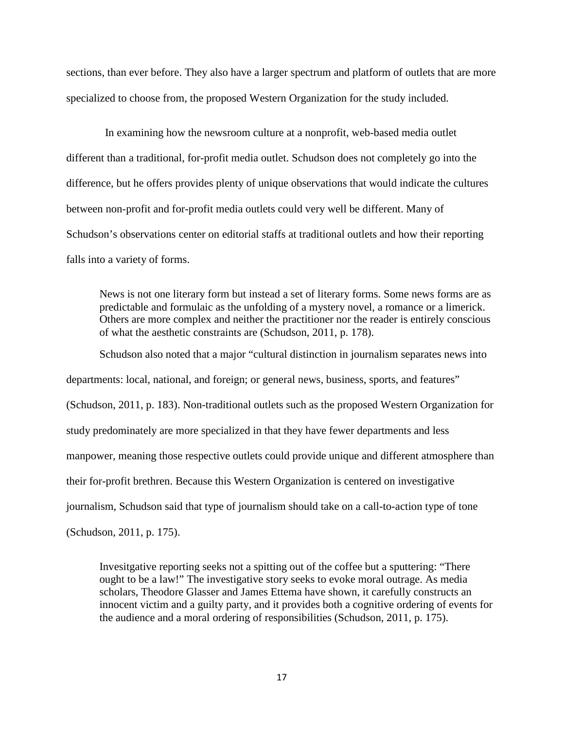sections, than ever before. They also have a larger spectrum and platform of outlets that are more specialized to choose from, the proposed Western Organization for the study included.

In examining how the newsroom culture at a nonprofit, web-based media outlet different than a traditional, for-profit media outlet. Schudson does not completely go into the difference, but he offers provides plenty of unique observations that would indicate the cultures between non-profit and for-profit media outlets could very well be different. Many of Schudson's observations center on editorial staffs at traditional outlets and how their reporting falls into a variety of forms.

> News is not one literary form but instead a set of literary forms. Some news forms are as predictable and formulaic as the unfolding of a mystery novel, a romance or a limerick. Others are more complex and neither the practitioner nor the reader is entirely conscious of what the aesthetic constraints are (Schudson, 2011, p. 178).

Schudson also noted that a major "cultural distinction in journalism separates news into departments: local, national, and foreign; or general news, business, sports, and features" (Schudson, 2011, p. 183). Non-traditional outlets such as the proposed Western Organization for study predominately are more specialized in that they have fewer departments and less manpower, meaning those respective outlets could provide unique and different atmosphere than their for-profit brethren. Because this Western Organization is centered on investigative journalism, Schudson said that type of journalism should take on a call-to-action type of tone (Schudson, 2011, p. 175).

> Invesitgative reporting seeks not a spitting out of the coffee but a sputtering: "There ought to be a law!" The investigative story seeks to evoke moral outrage. As media scholars, Theodore Glasser and James Ettema have shown, it carefully constructs an innocent victim and a guilty party, and it provides both a cognitive ordering of events for the audience and a moral ordering of responsibilities (Schudson, 2011, p. 175).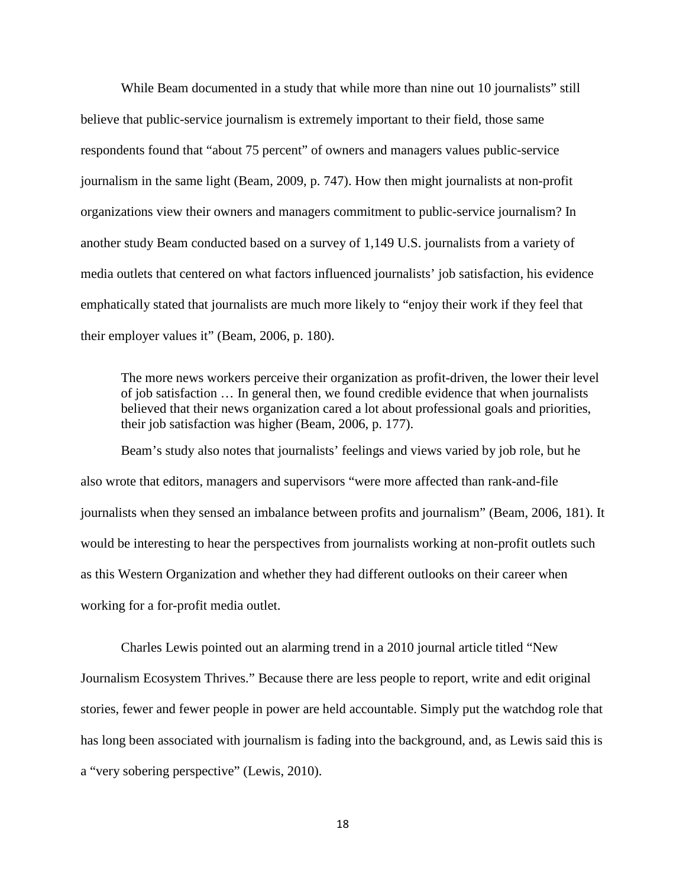While Beam documented in a study that while more than nine out 10 journalists" still believe that public-service journalism is extremely important to their field, those same respondents found that "about 75 percent" of owners and managers values public-service journalism in the same light (Beam, 2009, p. 747). How then might journalists at non-profit organizations view their owners and managers commitment to public-service journalism? In another study Beam conducted based on a survey of 1,149 U.S. journalists from a variety of media outlets that centered on what factors influenced journalists' job satisfaction, his evidence emphatically stated that journalists are much more likely to "enjoy their work if they feel that their employer values it" (Beam, 2006, p. 180).

> The more news workers perceive their organization as profit-driven, the lower their level of job satisfaction … In general then, we found credible evidence that when journalists believed that their news organization cared a lot about professional goals and priorities, their job satisfaction was higher (Beam, 2006, p. 177).

Beam's study also notes that journalists' feelings and views varied by job role, but he also wrote that editors, managers and supervisors "were more affected than rank-and-file journalists when they sensed an imbalance between profits and journalism" (Beam, 2006, 181). It would be interesting to hear the perspectives from journalists working at non-profit outlets such as this Western Organization and whether they had different outlooks on their career when working for a for-profit media outlet.

Charles Lewis pointed out an alarming trend in a 2010 journal article titled "New Journalism Ecosystem Thrives." Because there are less people to report, write and edit original stories, fewer and fewer people in power are held accountable. Simply put the watchdog role that has long been associated with journalism is fading into the background, and, as Lewis said this is a "very sobering perspective" (Lewis, 2010).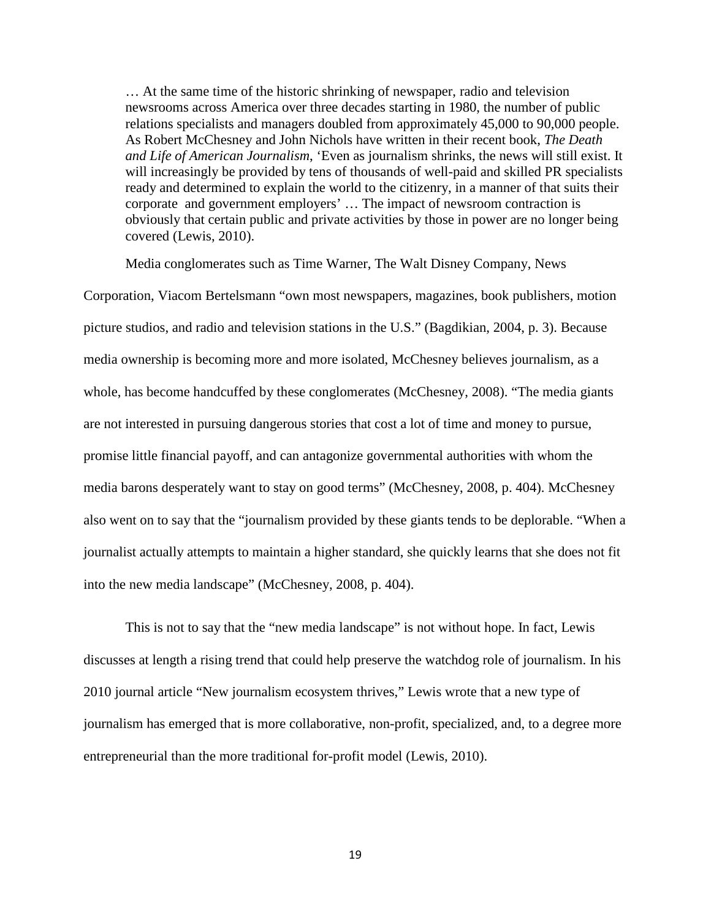> … At the same time of the historic shrinking of newspaper, radio and television newsrooms across America over three decades starting in 1980, the number of public relations specialists and managers doubled from approximately 45,000 to 90,000 people. As Robert McChesney and John Nichols have written in their recent book, *The Death and Life of American Journalism*, 'Even as journalism shrinks, the news will still exist. It will increasingly be provided by tens of thousands of well-paid and skilled PR specialists ready and determined to explain the world to the citizenry, in a manner of that suits their corporate and government employers' … The impact of newsroom contraction is obviously that certain public and private activities by those in power are no longer being covered (Lewis, 2010).

Media conglomerates such as Time Warner, The Walt Disney Company, News Corporation, Viacom Bertelsmann "own most newspapers, magazines, book publishers, motion picture studios, and radio and television stations in the U.S." (Bagdikian, 2004, p. 3). Because media ownership is becoming more and more isolated, McChesney believes journalism, as a whole, has become handcuffed by these conglomerates (McChesney, 2008). "The media giants are not interested in pursuing dangerous stories that cost a lot of time and money to pursue, promise little financial payoff, and can antagonize governmental authorities with whom the media barons desperately want to stay on good terms" (McChesney, 2008, p. 404). McChesney also went on to say that the "journalism provided by these giants tends to be deplorable. "When a journalist actually attempts to maintain a higher standard, she quickly learns that she does not fit into the new media landscape" (McChesney, 2008, p. 404).

This is not to say that the "new media landscape" is not without hope. In fact, Lewis discusses at length a rising trend that could help preserve the watchdog role of journalism. In his 2010 journal article "New journalism ecosystem thrives," Lewis wrote that a new type of journalism has emerged that is more collaborative, non-profit, specialized, and, to a degree more entrepreneurial than the more traditional for-profit model (Lewis, 2010).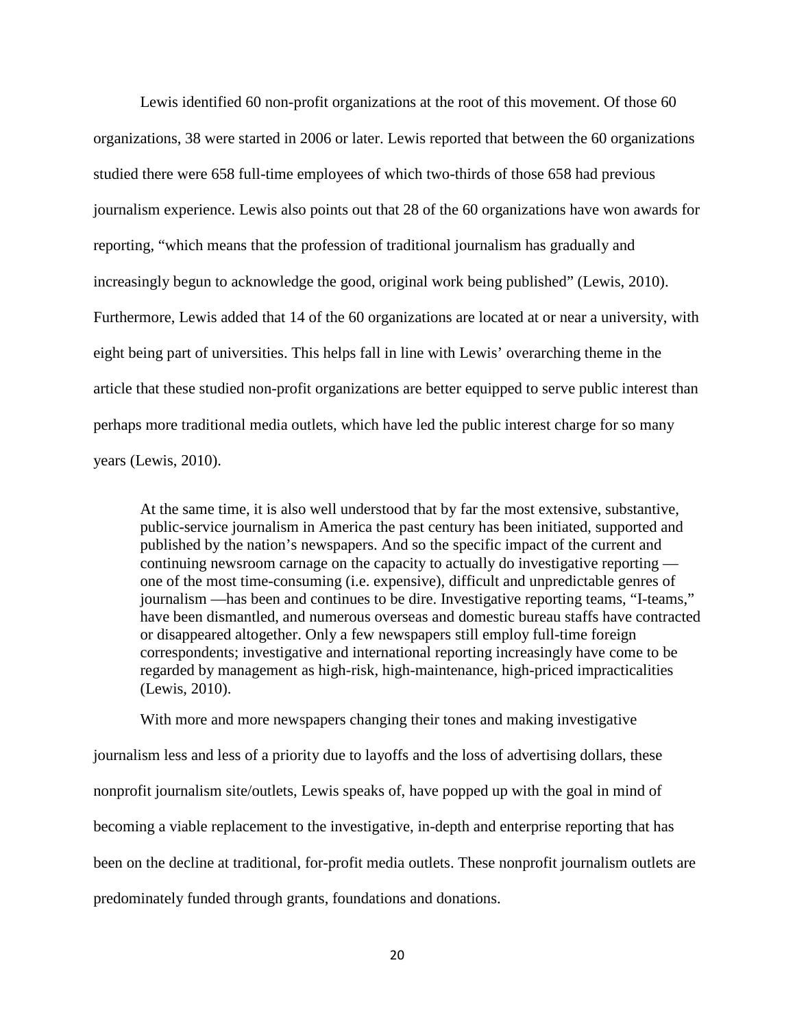Lewis identified 60 non-profit organizations at the root of this movement. Of those 60 organizations, 38 were started in 2006 or later. Lewis reported that between the 60 organizations studied there were 658 full-time employees of which two-thirds of those 658 had previous journalism experience. Lewis also points out that 28 of the 60 organizations have won awards for reporting, "which means that the profession of traditional journalism has gradually and increasingly begun to acknowledge the good, original work being published" (Lewis, 2010). Furthermore, Lewis added that 14 of the 60 organizations are located at or near a university, with eight being part of universities. This helps fall in line with Lewis' overarching theme in the article that these studied non-profit organizations are better equipped to serve public interest than perhaps more traditional media outlets, which have led the public interest charge for so many years (Lewis, 2010).

> At the same time, it is also well understood that by far the most extensive, substantive, public-service journalism in America the past century has been initiated, supported and published by the nation's newspapers. And so the specific impact of the current and continuing newsroom carnage on the capacity to actually do investigative reporting — one of the most time-consuming (i.e. expensive), difficult and unpredictable genres of journalism —has been and continues to be dire. Investigative reporting teams, "I-teams," have been dismantled, and numerous overseas and domestic bureau staffs have contracted or disappeared altogether. Only a few newspapers still employ full-time foreign correspondents; investigative and international reporting increasingly have come to be regarded by management as high-risk, high-maintenance, high-priced impracticalities (Lewis, 2010).

With more and more newspapers changing their tones and making investigative journalism less and less of a priority due to layoffs and the loss of advertising dollars, these nonprofit journalism site/outlets, Lewis speaks of, have popped up with the goal in mind of becoming a viable replacement to the investigative, in-depth and enterprise reporting that has been on the decline at traditional, for-profit media outlets. These nonprofit journalism outlets are predominately funded through grants, foundations and donations.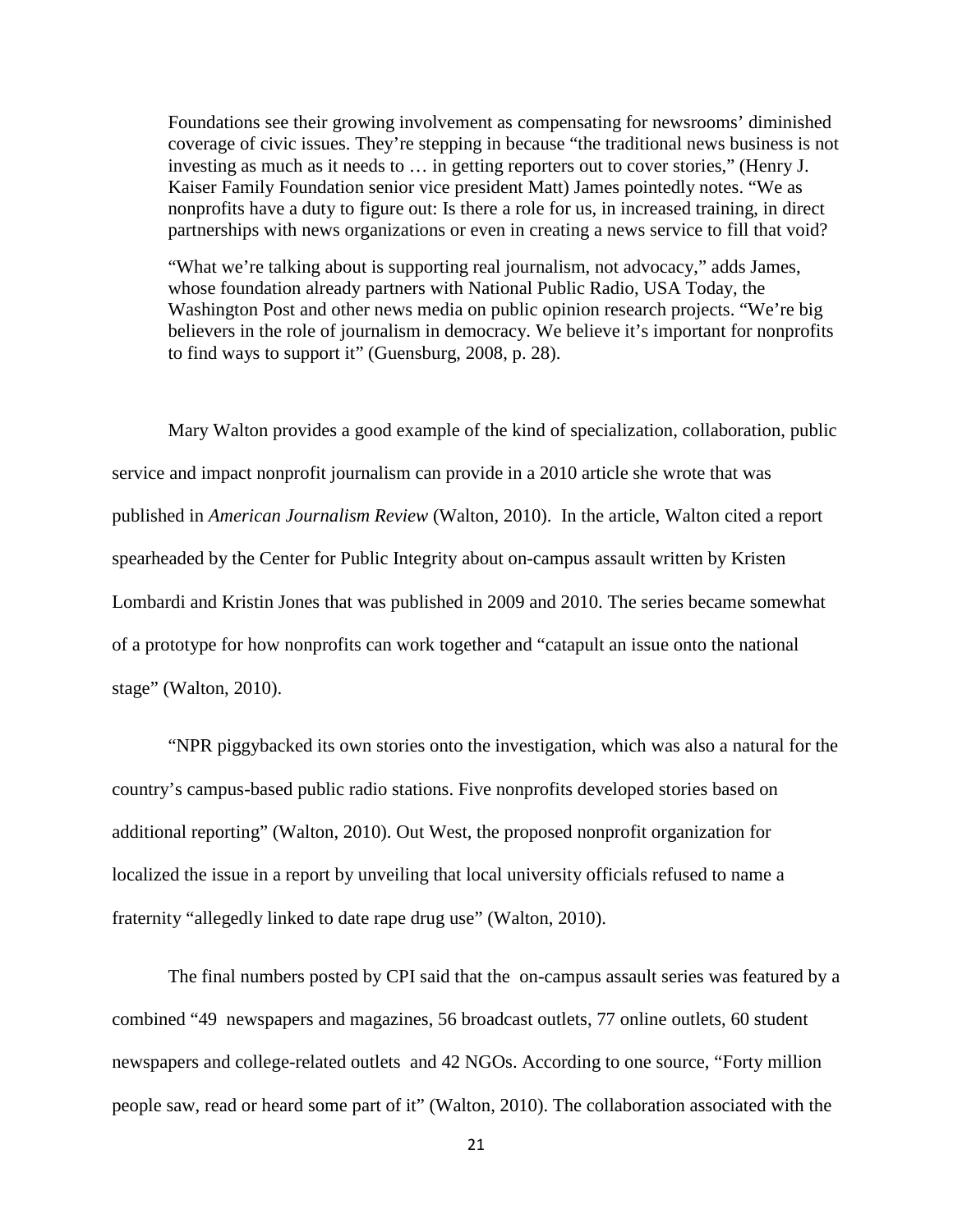> Foundations see their growing involvement as compensating for newsrooms' diminished coverage of civic issues. They're stepping in because "the traditional news business is not investing as much as it needs to … in getting reporters out to cover stories," (Henry J. Kaiser Family Foundation senior vice president Matt) James pointedly notes. "We as nonprofits have a duty to figure out: Is there a role for us, in increased training, in direct partnerships with news organizations or even in creating a news service to fill that void?
>
> "What we're talking about is supporting real journalism, not advocacy," adds James, whose foundation already partners with National Public Radio, USA Today, the Washington Post and other news media on public opinion research projects. "We're big believers in the role of journalism in democracy. We believe it's important for nonprofits to find ways to support it" (Guensburg, 2008, p. 28).

Mary Walton provides a good example of the kind of specialization, collaboration, public service and impact nonprofit journalism can provide in a 2010 article she wrote that was published in *American Journalism Review* (Walton, 2010). In the article, Walton cited a report spearheaded by the Center for Public Integrity about on-campus assault written by Kristen Lombardi and Kristin Jones that was published in 2009 and 2010. The series became somewhat of a prototype for how nonprofits can work together and "catapult an issue onto the national stage" (Walton, 2010).

"NPR piggybacked its own stories onto the investigation, which was also a natural for the country's campus-based public radio stations. Five nonprofits developed stories based on additional reporting" (Walton, 2010). Out West, the proposed nonprofit organization for localized the issue in a report by unveiling that local university officials refused to name a fraternity "allegedly linked to date rape drug use" (Walton, 2010).

The final numbers posted by CPI said that the on-campus assault series was featured by a combined "49 newspapers and magazines, 56 broadcast outlets, 77 online outlets, 60 student newspapers and college-related outlets and 42 NGOs. According to one source, "Forty million people saw, read or heard some part of it" (Walton, 2010). The collaboration associated with the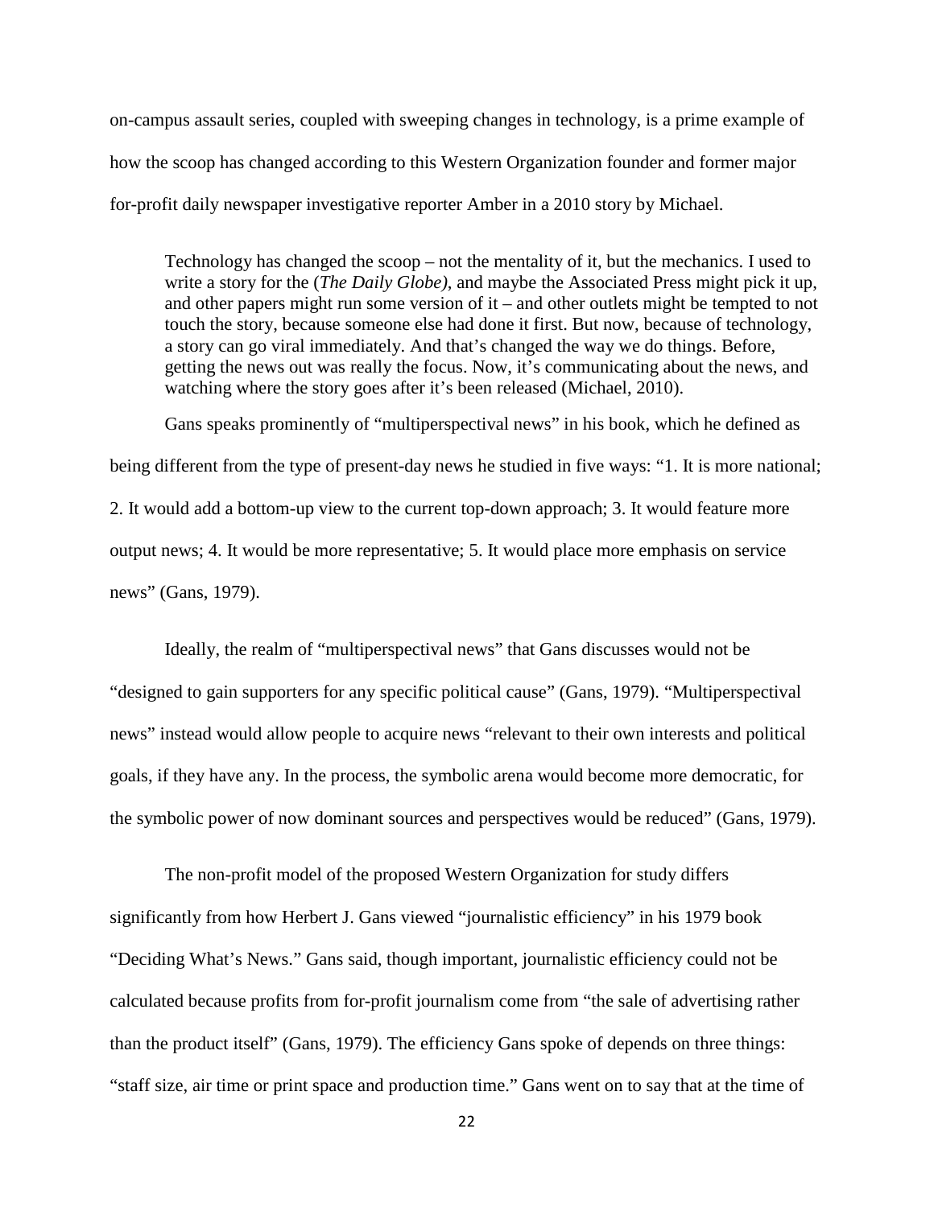on-campus assault series, coupled with sweeping changes in technology, is a prime example of how the scoop has changed according to this Western Organization founder and former major for-profit daily newspaper investigative reporter Amber in a 2010 story by Michael.

> Technology has changed the scoop – not the mentality of it, but the mechanics. I used to write a story for the (*The Daily Globe)*, and maybe the Associated Press might pick it up, and other papers might run some version of it – and other outlets might be tempted to not touch the story, because someone else had done it first. But now, because of technology, a story can go viral immediately. And that's changed the way we do things. Before, getting the news out was really the focus. Now, it's communicating about the news, and watching where the story goes after it's been released (Michael, 2010).

Gans speaks prominently of "multiperspectival news" in his book, which he defined as being different from the type of present-day news he studied in five ways: "1. It is more national; 2. It would add a bottom-up view to the current top-down approach; 3. It would feature more output news; 4. It would be more representative; 5. It would place more emphasis on service news" (Gans, 1979).

Ideally, the realm of "multiperspectival news" that Gans discusses would not be "designed to gain supporters for any specific political cause" (Gans, 1979). "Multiperspectival news" instead would allow people to acquire news "relevant to their own interests and political goals, if they have any. In the process, the symbolic arena would become more democratic, for the symbolic power of now dominant sources and perspectives would be reduced" (Gans, 1979).

The non-profit model of the proposed Western Organization for study differs significantly from how Herbert J. Gans viewed "journalistic efficiency" in his 1979 book "Deciding What's News." Gans said, though important, journalistic efficiency could not be calculated because profits from for-profit journalism come from "the sale of advertising rather than the product itself" (Gans, 1979). The efficiency Gans spoke of depends on three things: "staff size, air time or print space and production time." Gans went on to say that at the time of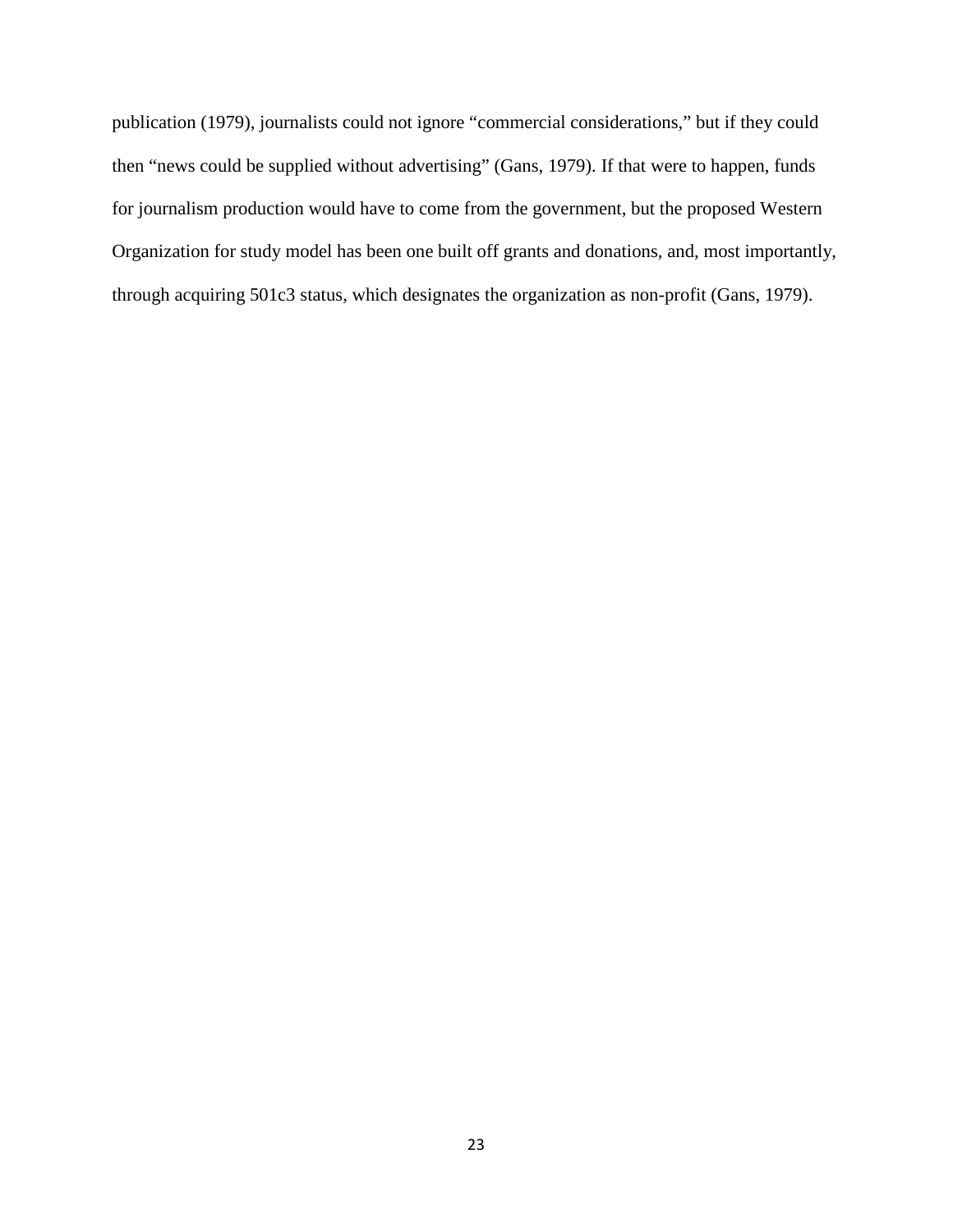publication (1979), journalists could not ignore "commercial considerations," but if they could then "news could be supplied without advertising" (Gans, 1979). If that were to happen, funds for journalism production would have to come from the government, but the proposed Western Organization for study model has been one built off grants and donations, and, most importantly, through acquiring 501c3 status, which designates the organization as non-profit (Gans, 1979).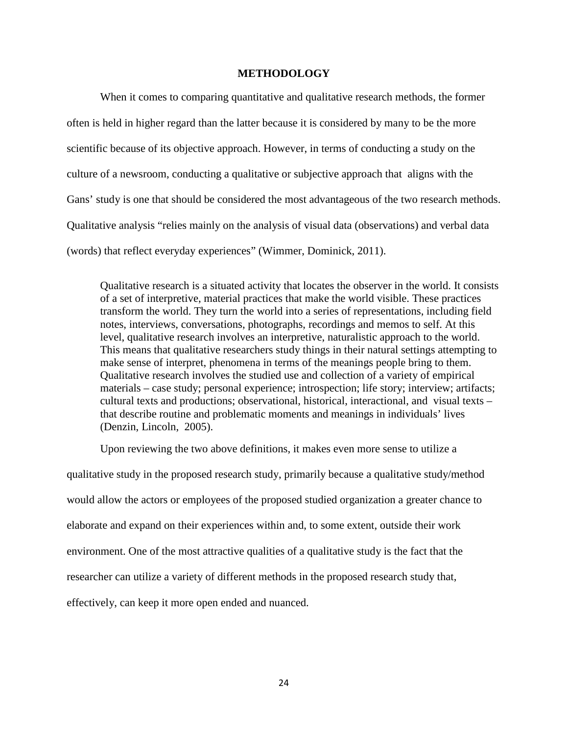## METHODOLOGY

When it comes to comparing quantitative and qualitative research methods, the former often is held in higher regard than the latter because it is considered by many to be the more scientific because of its objective approach. However, in terms of conducting a study on the culture of a newsroom, conducting a qualitative or subjective approach that aligns with the Gans' study is one that should be considered the most advantageous of the two research methods. Qualitative analysis "relies mainly on the analysis of visual data (observations) and verbal data (words) that reflect everyday experiences" (Wimmer, Dominick, 2011).

> Qualitative research is a situated activity that locates the observer in the world. It consists of a set of interpretive, material practices that make the world visible. These practices transform the world. They turn the world into a series of representations, including field notes, interviews, conversations, photographs, recordings and memos to self. At this level, qualitative research involves an interpretive, naturalistic approach to the world. This means that qualitative researchers study things in their natural settings attempting to make sense of interpret, phenomena in terms of the meanings people bring to them. Qualitative research involves the studied use and collection of a variety of empirical materials – case study; personal experience; introspection; life story; interview; artifacts; cultural texts and productions; observational, historical, interactional, and visual texts – that describe routine and problematic moments and meanings in individuals' lives (Denzin, Lincoln, 2005).

Upon reviewing the two above definitions, it makes even more sense to utilize a qualitative study in the proposed research study, primarily because a qualitative study/method would allow the actors or employees of the proposed studied organization a greater chance to elaborate and expand on their experiences within and, to some extent, outside their work environment. One of the most attractive qualities of a qualitative study is the fact that the researcher can utilize a variety of different methods in the proposed research study that, effectively, can keep it more open ended and nuanced.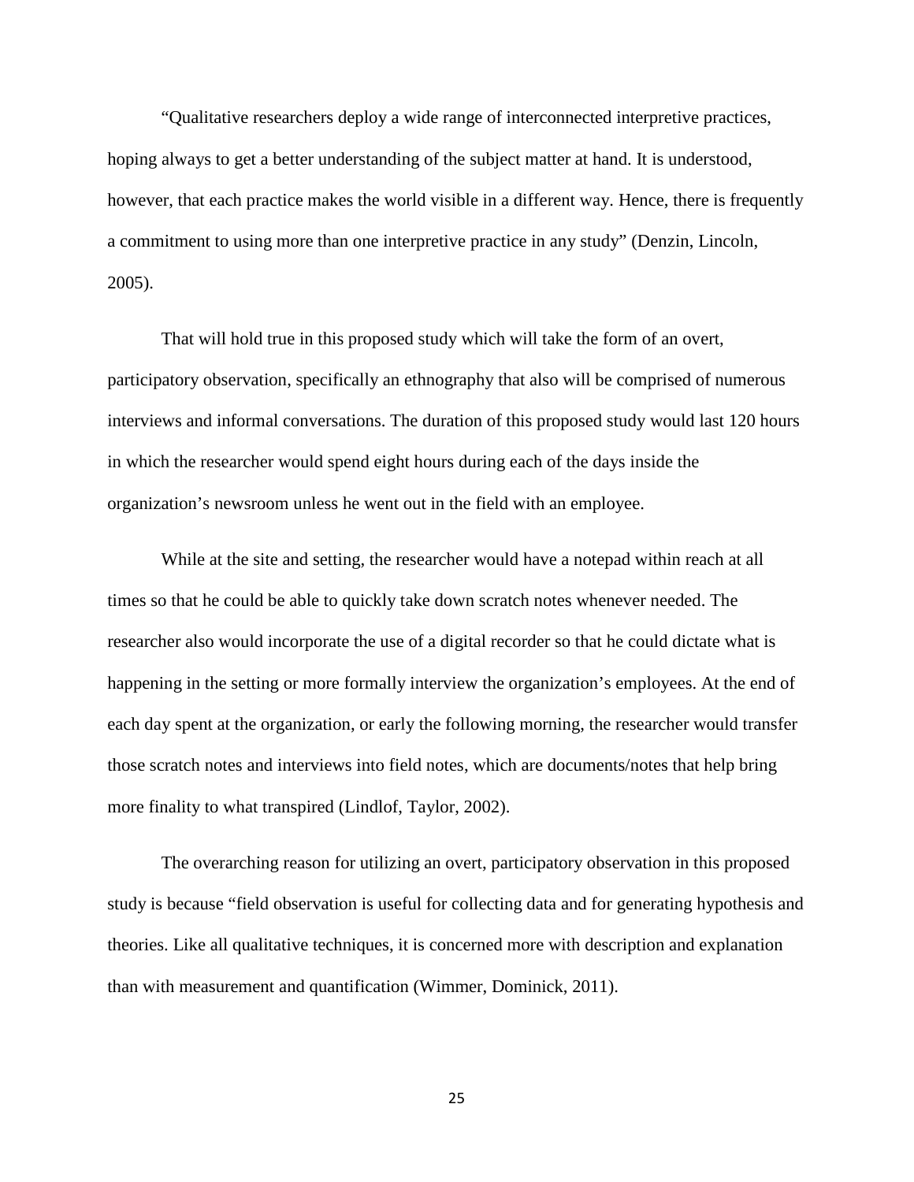"Qualitative researchers deploy a wide range of interconnected interpretive practices, hoping always to get a better understanding of the subject matter at hand. It is understood, however, that each practice makes the world visible in a different way. Hence, there is frequently a commitment to using more than one interpretive practice in any study" (Denzin, Lincoln, 2005).

That will hold true in this proposed study which will take the form of an overt, participatory observation, specifically an ethnography that also will be comprised of numerous interviews and informal conversations. The duration of this proposed study would last 120 hours in which the researcher would spend eight hours during each of the days inside the organization's newsroom unless he went out in the field with an employee.

While at the site and setting, the researcher would have a notepad within reach at all times so that he could be able to quickly take down scratch notes whenever needed. The researcher also would incorporate the use of a digital recorder so that he could dictate what is happening in the setting or more formally interview the organization's employees. At the end of each day spent at the organization, or early the following morning, the researcher would transfer those scratch notes and interviews into field notes, which are documents/notes that help bring more finality to what transpired (Lindlof, Taylor, 2002).

The overarching reason for utilizing an overt, participatory observation in this proposed study is because "field observation is useful for collecting data and for generating hypothesis and theories. Like all qualitative techniques, it is concerned more with description and explanation than with measurement and quantification (Wimmer, Dominick, 2011).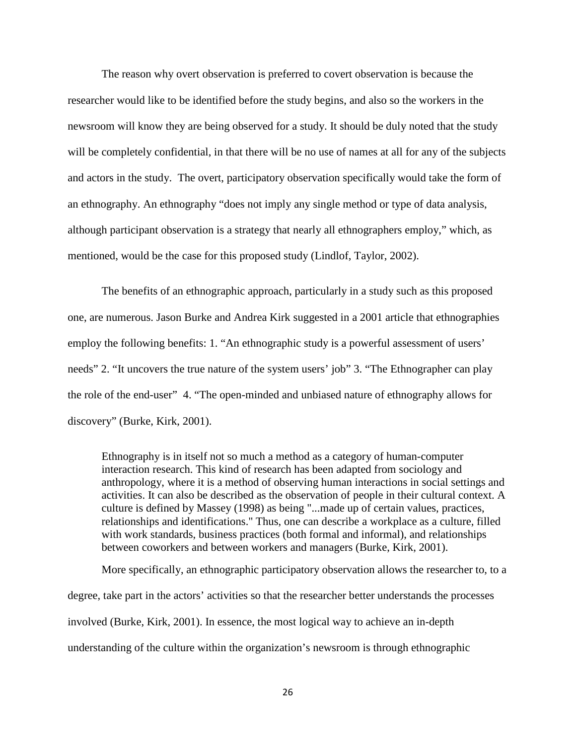The reason why overt observation is preferred to covert observation is because the researcher would like to be identified before the study begins, and also so the workers in the newsroom will know they are being observed for a study. It should be duly noted that the study will be completely confidential, in that there will be no use of names at all for any of the subjects and actors in the study. The overt, participatory observation specifically would take the form of an ethnography. An ethnography "does not imply any single method or type of data analysis, although participant observation is a strategy that nearly all ethnographers employ," which, as mentioned, would be the case for this proposed study (Lindlof, Taylor, 2002).

The benefits of an ethnographic approach, particularly in a study such as this proposed one, are numerous. Jason Burke and Andrea Kirk suggested in a 2001 article that ethnographies employ the following benefits: 1. "An ethnographic study is a powerful assessment of users' needs" 2. "It uncovers the true nature of the system users' job" 3. "The Ethnographer can play the role of the end-user" 4. "The open-minded and unbiased nature of ethnography allows for discovery" (Burke, Kirk, 2001).

> Ethnography is in itself not so much a method as a category of human-computer interaction research. This kind of research has been adapted from sociology and anthropology, where it is a method of observing human interactions in social settings and activities. It can also be described as the observation of people in their cultural context. A culture is defined by Massey (1998) as being "...made up of certain values, practices, relationships and identifications." Thus, one can describe a workplace as a culture, filled with work standards, business practices (both formal and informal), and relationships between coworkers and between workers and managers (Burke, Kirk, 2001).

More specifically, an ethnographic participatory observation allows the researcher to, to a degree, take part in the actors' activities so that the researcher better understands the processes involved (Burke, Kirk, 2001). In essence, the most logical way to achieve an in-depth understanding of the culture within the organization's newsroom is through ethnographic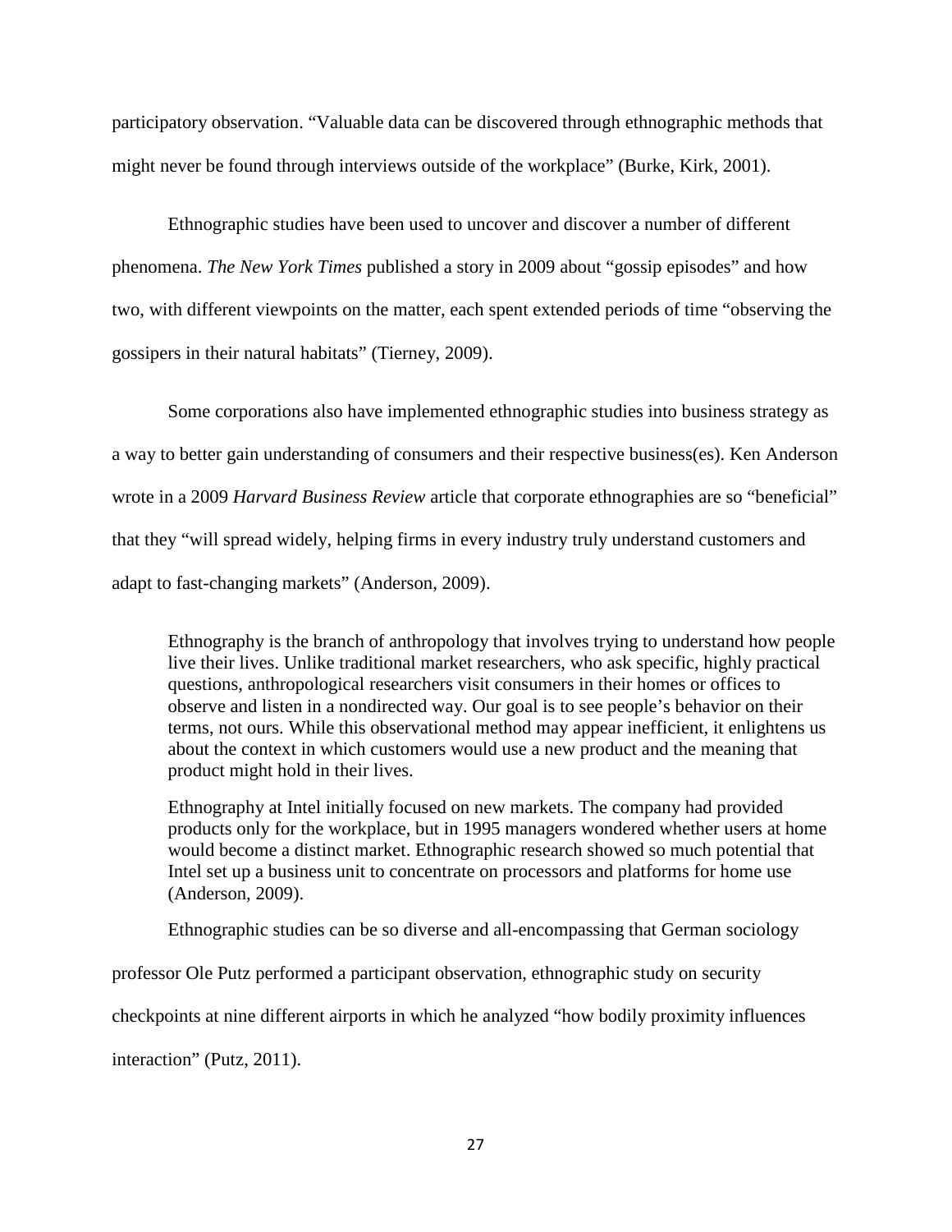participatory observation. "Valuable data can be discovered through ethnographic methods that might never be found through interviews outside of the workplace" (Burke, Kirk, 2001).

Ethnographic studies have been used to uncover and discover a number of different phenomena. *The New York Times* published a story in 2009 about "gossip episodes" and how two, with different viewpoints on the matter, each spent extended periods of time "observing the gossipers in their natural habitats" (Tierney, 2009).

Some corporations also have implemented ethnographic studies into business strategy as a way to better gain understanding of consumers and their respective business(es). Ken Anderson wrote in a 2009 *Harvard Business Review* article that corporate ethnographies are so "beneficial" that they "will spread widely, helping firms in every industry truly understand customers and adapt to fast-changing markets" (Anderson, 2009).

> Ethnography is the branch of anthropology that involves trying to understand how people live their lives. Unlike traditional market researchers, who ask specific, highly practical questions, anthropological researchers visit consumers in their homes or offices to observe and listen in a nondirected way. Our goal is to see people's behavior on their terms, not ours. While this observational method may appear inefficient, it enlightens us about the context in which customers would use a new product and the meaning that product might hold in their lives.
>
> Ethnography at Intel initially focused on new markets. The company had provided products only for the workplace, but in 1995 managers wondered whether users at home would become a distinct market. Ethnographic research showed so much potential that Intel set up a business unit to concentrate on processors and platforms for home use (Anderson, 2009).

Ethnographic studies can be so diverse and all-encompassing that German sociology professor Ole Putz performed a participant observation, ethnographic study on security checkpoints at nine different airports in which he analyzed "how bodily proximity influences interaction" (Putz, 2011).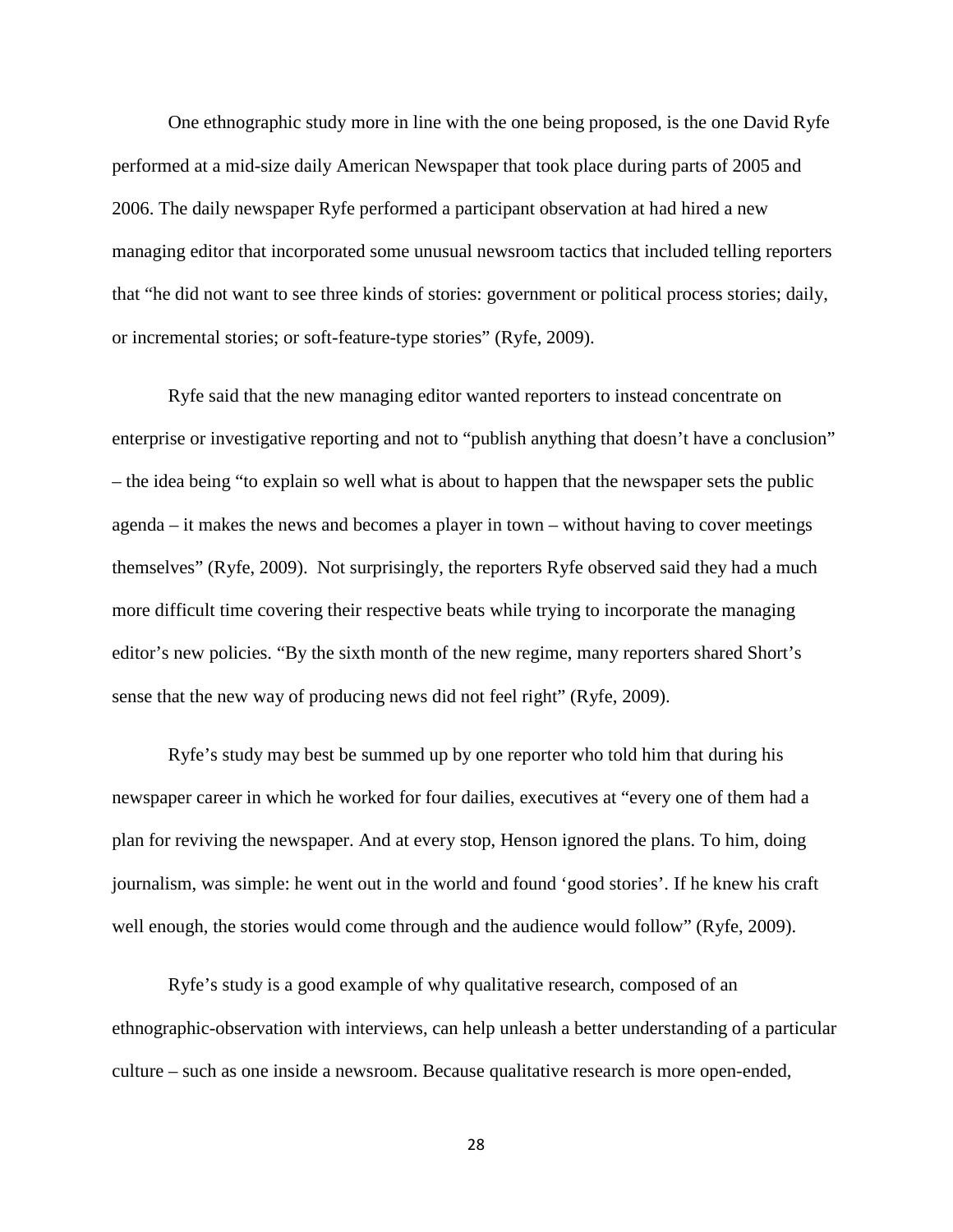One ethnographic study more in line with the one being proposed, is the one David Ryfe performed at a mid-size daily American Newspaper that took place during parts of 2005 and 2006. The daily newspaper Ryfe performed a participant observation at had hired a new managing editor that incorporated some unusual newsroom tactics that included telling reporters that "he did not want to see three kinds of stories: government or political process stories; daily, or incremental stories; or soft-feature-type stories" (Ryfe, 2009).

Ryfe said that the new managing editor wanted reporters to instead concentrate on enterprise or investigative reporting and not to "publish anything that doesn't have a conclusion" – the idea being "to explain so well what is about to happen that the newspaper sets the public agenda – it makes the news and becomes a player in town – without having to cover meetings themselves" (Ryfe, 2009). Not surprisingly, the reporters Ryfe observed said they had a much more difficult time covering their respective beats while trying to incorporate the managing editor's new policies. "By the sixth month of the new regime, many reporters shared Short's sense that the new way of producing news did not feel right" (Ryfe, 2009).

Ryfe's study may best be summed up by one reporter who told him that during his newspaper career in which he worked for four dailies, executives at "every one of them had a plan for reviving the newspaper. And at every stop, Henson ignored the plans. To him, doing journalism, was simple: he went out in the world and found 'good stories'. If he knew his craft well enough, the stories would come through and the audience would follow" (Ryfe, 2009).

Ryfe's study is a good example of why qualitative research, composed of an ethnographic-observation with interviews, can help unleash a better understanding of a particular culture – such as one inside a newsroom. Because qualitative research is more open-ended,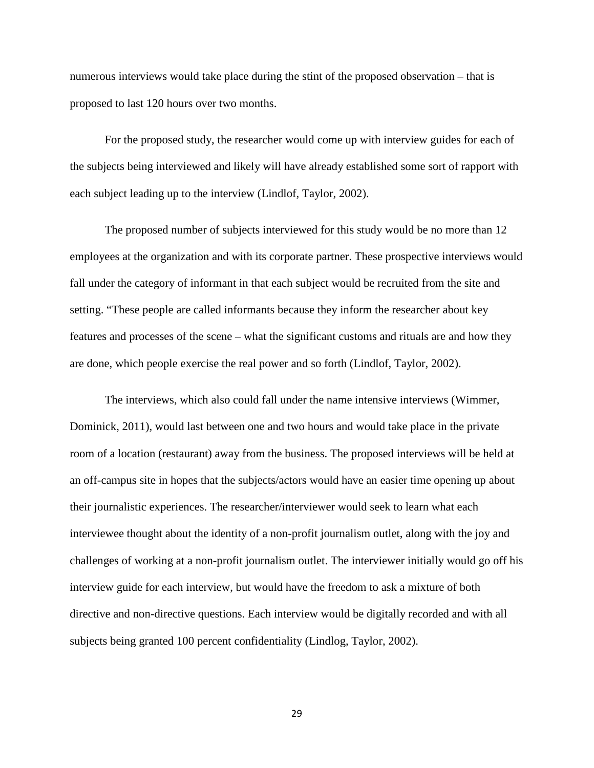numerous interviews would take place during the stint of the proposed observation – that is proposed to last 120 hours over two months.

For the proposed study, the researcher would come up with interview guides for each of the subjects being interviewed and likely will have already established some sort of rapport with each subject leading up to the interview (Lindlof, Taylor, 2002).

The proposed number of subjects interviewed for this study would be no more than 12 employees at the organization and with its corporate partner. These prospective interviews would fall under the category of informant in that each subject would be recruited from the site and setting. "These people are called informants because they inform the researcher about key features and processes of the scene – what the significant customs and rituals are and how they are done, which people exercise the real power and so forth (Lindlof, Taylor, 2002).

The interviews, which also could fall under the name intensive interviews (Wimmer, Dominick, 2011), would last between one and two hours and would take place in the private room of a location (restaurant) away from the business. The proposed interviews will be held at an off-campus site in hopes that the subjects/actors would have an easier time opening up about their journalistic experiences. The researcher/interviewer would seek to learn what each interviewee thought about the identity of a non-profit journalism outlet, along with the joy and challenges of working at a non-profit journalism outlet. The interviewer initially would go off his interview guide for each interview, but would have the freedom to ask a mixture of both directive and non-directive questions. Each interview would be digitally recorded and with all subjects being granted 100 percent confidentiality (Lindlog, Taylor, 2002).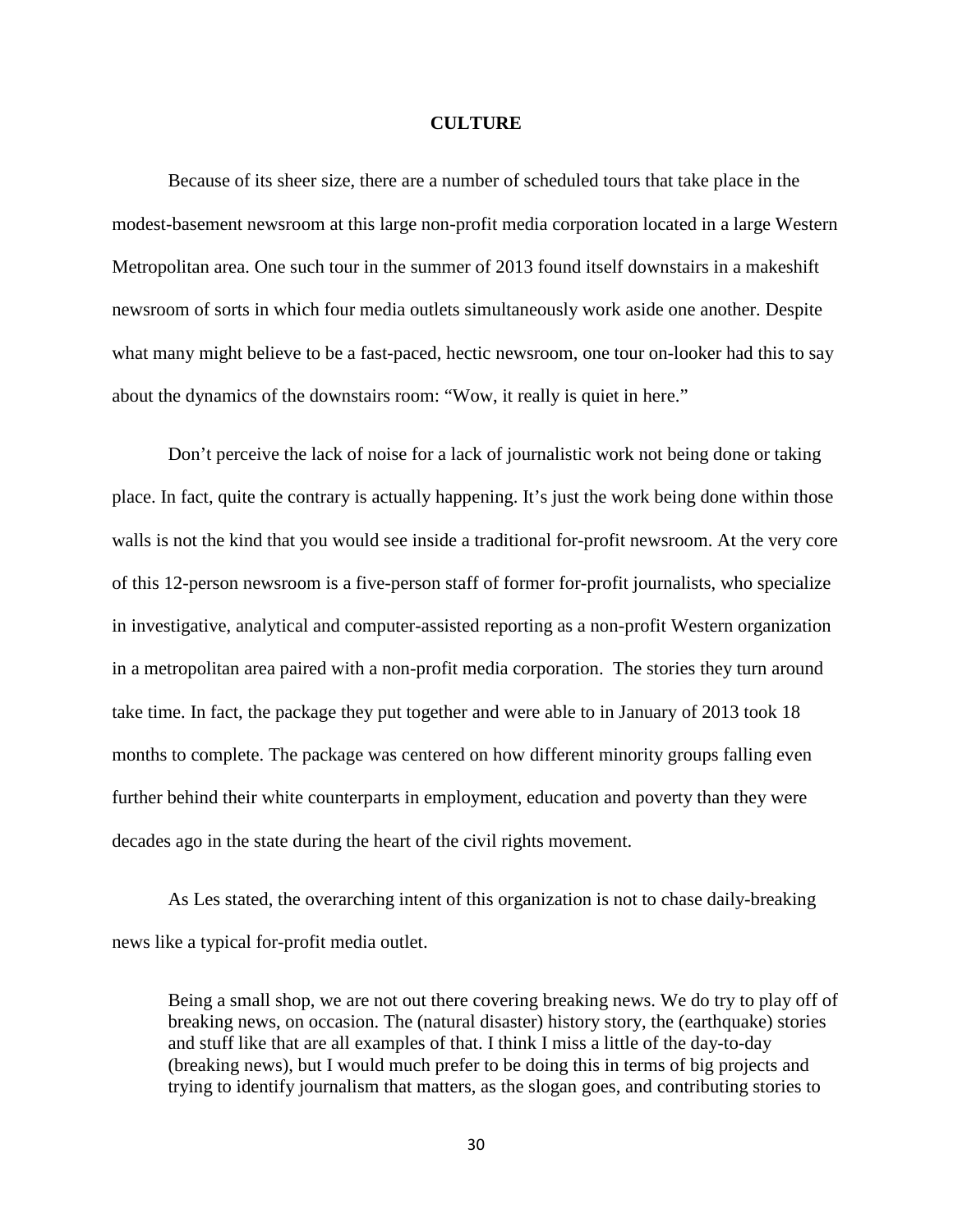## CULTURE

Because of its sheer size, there are a number of scheduled tours that take place in the modest-basement newsroom at this large non-profit media corporation located in a large Western Metropolitan area. One such tour in the summer of 2013 found itself downstairs in a makeshift newsroom of sorts in which four media outlets simultaneously work aside one another. Despite what many might believe to be a fast-paced, hectic newsroom, one tour on-looker had this to say about the dynamics of the downstairs room: "Wow, it really is quiet in here."

Don't perceive the lack of noise for a lack of journalistic work not being done or taking place. In fact, quite the contrary is actually happening. It's just the work being done within those walls is not the kind that you would see inside a traditional for-profit newsroom. At the very core of this 12-person newsroom is a five-person staff of former for-profit journalists, who specialize in investigative, analytical and computer-assisted reporting as a non-profit Western organization in a metropolitan area paired with a non-profit media corporation. The stories they turn around take time. In fact, the package they put together and were able to in January of 2013 took 18 months to complete. The package was centered on how different minority groups falling even further behind their white counterparts in employment, education and poverty than they were decades ago in the state during the heart of the civil rights movement.

As Les stated, the overarching intent of this organization is not to chase daily-breaking news like a typical for-profit media outlet.

> Being a small shop, we are not out there covering breaking news. We do try to play off of breaking news, on occasion. The (natural disaster) history story, the (earthquake) stories and stuff like that are all examples of that. I think I miss a little of the day-to-day (breaking news), but I would much prefer to be doing this in terms of big projects and trying to identify journalism that matters, as the slogan goes, and contributing stories to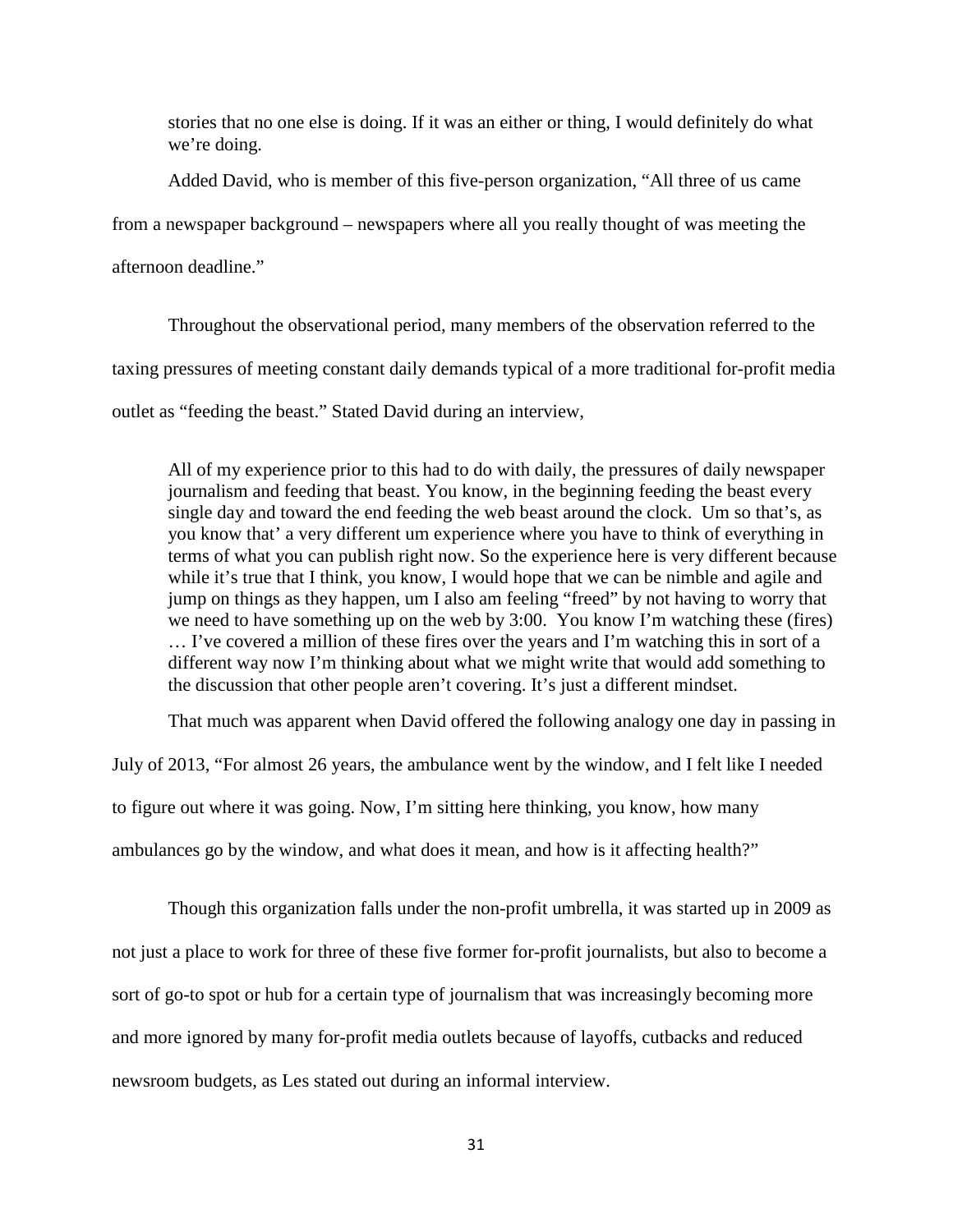> stories that no one else is doing. If it was an either or thing, I would definitely do what we're doing.

Added David, who is member of this five-person organization, "All three of us came from a newspaper background – newspapers where all you really thought of was meeting the afternoon deadline."

Throughout the observational period, many members of the observation referred to the taxing pressures of meeting constant daily demands typical of a more traditional for-profit media outlet as "feeding the beast." Stated David during an interview,

> All of my experience prior to this had to do with daily, the pressures of daily newspaper journalism and feeding that beast. You know, in the beginning feeding the beast every single day and toward the end feeding the web beast around the clock. Um so that's, as you know that' a very different um experience where you have to think of everything in terms of what you can publish right now. So the experience here is very different because while it's true that I think, you know, I would hope that we can be nimble and agile and jump on things as they happen, um I also am feeling "freed" by not having to worry that we need to have something up on the web by 3:00. You know I'm watching these (fires) … I've covered a million of these fires over the years and I'm watching this in sort of a different way now I'm thinking about what we might write that would add something to the discussion that other people aren't covering. It's just a different mindset.

That much was apparent when David offered the following analogy one day in passing in July of 2013, "For almost 26 years, the ambulance went by the window, and I felt like I needed to figure out where it was going. Now, I'm sitting here thinking, you know, how many ambulances go by the window, and what does it mean, and how is it affecting health?"

Though this organization falls under the non-profit umbrella, it was started up in 2009 as not just a place to work for three of these five former for-profit journalists, but also to become a sort of go-to spot or hub for a certain type of journalism that was increasingly becoming more and more ignored by many for-profit media outlets because of layoffs, cutbacks and reduced newsroom budgets, as Les stated out during an informal interview.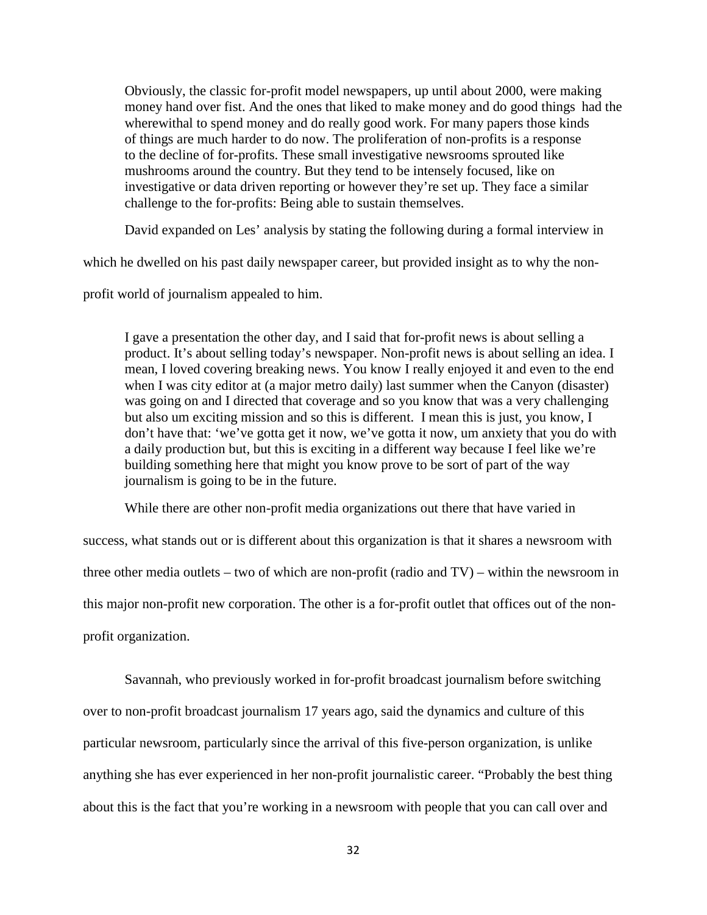> Obviously, the classic for-profit model newspapers, up until about 2000, were making money hand over fist. And the ones that liked to make money and do good things had the wherewithal to spend money and do really good work. For many papers those kinds of things are much harder to do now. The proliferation of non-profits is a response to the decline of for-profits. These small investigative newsrooms sprouted like mushrooms around the country. But they tend to be intensely focused, like on investigative or data driven reporting or however they're set up. They face a similar challenge to the for-profits: Being able to sustain themselves.

David expanded on Les' analysis by stating the following during a formal interview in which he dwelled on his past daily newspaper career, but provided insight as to why the non-profit world of journalism appealed to him.

> I gave a presentation the other day, and I said that for-profit news is about selling a product. It's about selling today's newspaper. Non-profit news is about selling an idea. I mean, I loved covering breaking news. You know I really enjoyed it and even to the end when I was city editor at (a major metro daily) last summer when the Canyon (disaster) was going on and I directed that coverage and so you know that was a very challenging but also um exciting mission and so this is different. I mean this is just, you know, I don't have that: 'we've gotta get it now, we've gotta it now, um anxiety that you do with a daily production but, but this is exciting in a different way because I feel like we're building something here that might you know prove to be sort of part of the way journalism is going to be in the future.

While there are other non-profit media organizations out there that have varied in success, what stands out or is different about this organization is that it shares a newsroom with three other media outlets – two of which are non-profit (radio and TV) – within the newsroom in this major non-profit new corporation. The other is a for-profit outlet that offices out of the non-profit organization.

Savannah, who previously worked in for-profit broadcast journalism before switching over to non-profit broadcast journalism 17 years ago, said the dynamics and culture of this particular newsroom, particularly since the arrival of this five-person organization, is unlike anything she has ever experienced in her non-profit journalistic career. "Probably the best thing about this is the fact that you're working in a newsroom with people that you can call over and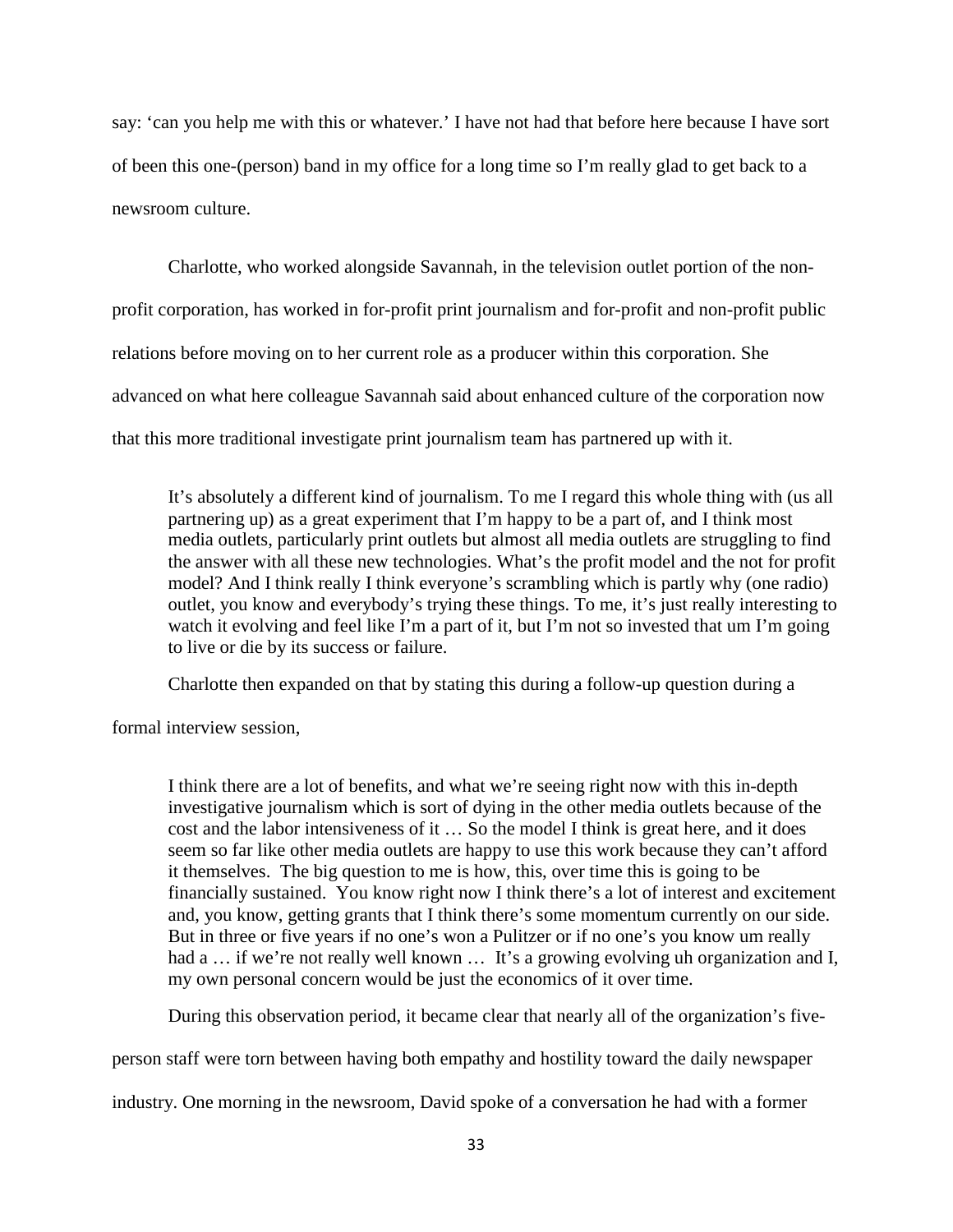say: 'can you help me with this or whatever.' I have not had that before here because I have sort of been this one-(person) band in my office for a long time so I'm really glad to get back to a newsroom culture.

Charlotte, who worked alongside Savannah, in the television outlet portion of the non-profit corporation, has worked in for-profit print journalism and for-profit and non-profit public relations before moving on to her current role as a producer within this corporation. She advanced on what here colleague Savannah said about enhanced culture of the corporation now that this more traditional investigate print journalism team has partnered up with it.

> It's absolutely a different kind of journalism. To me I regard this whole thing with (us all partnering up) as a great experiment that I'm happy to be a part of, and I think most media outlets, particularly print outlets but almost all media outlets are struggling to find the answer with all these new technologies. What's the profit model and the not for profit model? And I think really I think everyone's scrambling which is partly why (one radio) outlet, you know and everybody's trying these things. To me, it's just really interesting to watch it evolving and feel like I'm a part of it, but I'm not so invested that um I'm going to live or die by its success or failure.

Charlotte then expanded on that by stating this during a follow-up question during a formal interview session,

> I think there are a lot of benefits, and what we're seeing right now with this in-depth investigative journalism which is sort of dying in the other media outlets because of the cost and the labor intensiveness of it … So the model I think is great here, and it does seem so far like other media outlets are happy to use this work because they can't afford it themselves. The big question to me is how, this, over time this is going to be financially sustained. You know right now I think there's a lot of interest and excitement and, you know, getting grants that I think there's some momentum currently on our side. But in three or five years if no one's won a Pulitzer or if no one's you know um really had a … if we're not really well known … It's a growing evolving uh organization and I, my own personal concern would be just the economics of it over time.

During this observation period, it became clear that nearly all of the organization's five-person staff were torn between having both empathy and hostility toward the daily newspaper industry. One morning in the newsroom, David spoke of a conversation he had with a former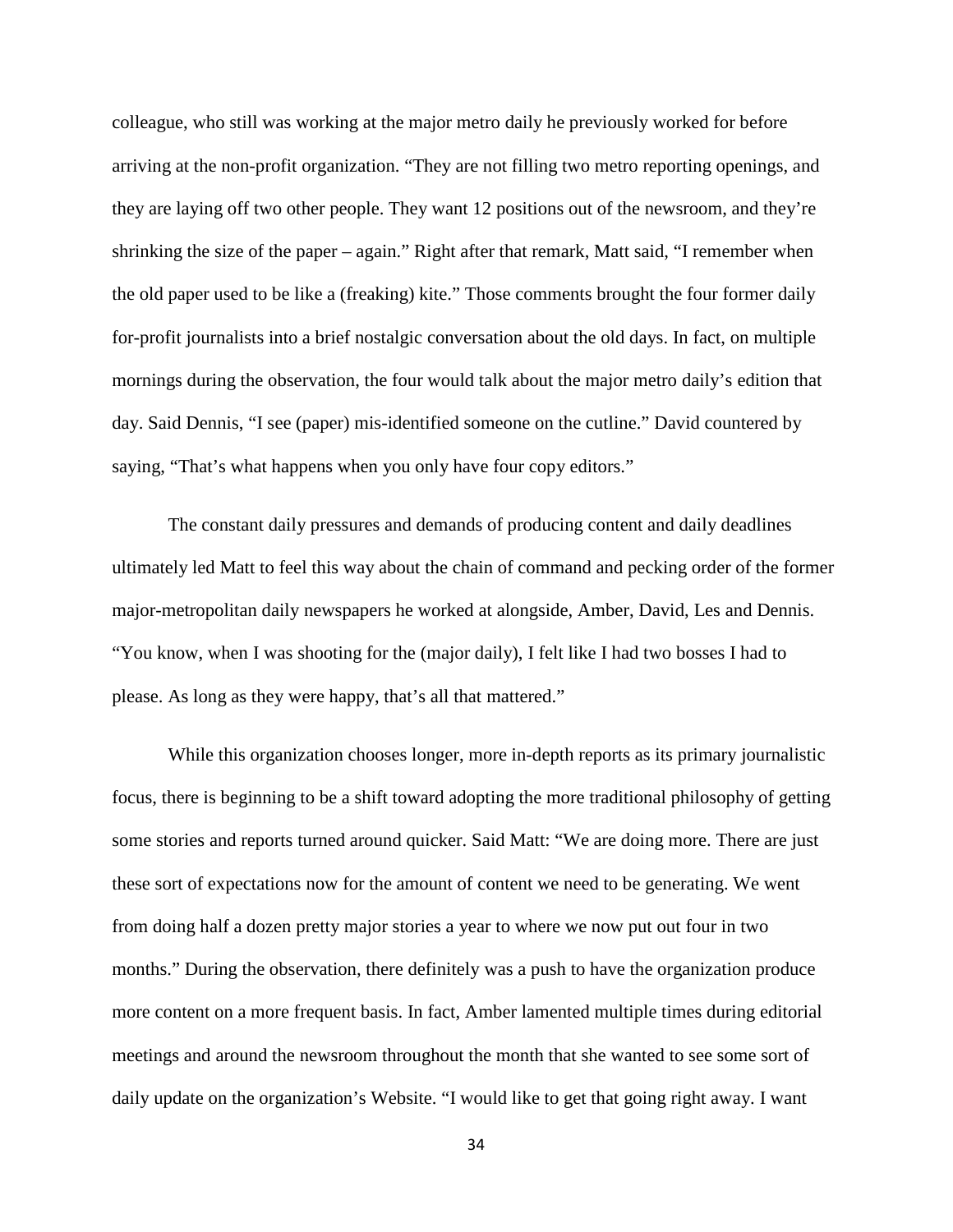colleague, who still was working at the major metro daily he previously worked for before arriving at the non-profit organization. "They are not filling two metro reporting openings, and they are laying off two other people. They want 12 positions out of the newsroom, and they're shrinking the size of the paper – again." Right after that remark, Matt said, "I remember when the old paper used to be like a (freaking) kite." Those comments brought the four former daily for-profit journalists into a brief nostalgic conversation about the old days. In fact, on multiple mornings during the observation, the four would talk about the major metro daily's edition that day. Said Dennis, "I see (paper) mis-identified someone on the cutline." David countered by saying, "That's what happens when you only have four copy editors."

The constant daily pressures and demands of producing content and daily deadlines ultimately led Matt to feel this way about the chain of command and pecking order of the former major-metropolitan daily newspapers he worked at alongside, Amber, David, Les and Dennis. "You know, when I was shooting for the (major daily), I felt like I had two bosses I had to please. As long as they were happy, that's all that mattered."

While this organization chooses longer, more in-depth reports as its primary journalistic focus, there is beginning to be a shift toward adopting the more traditional philosophy of getting some stories and reports turned around quicker. Said Matt: "We are doing more. There are just these sort of expectations now for the amount of content we need to be generating. We went from doing half a dozen pretty major stories a year to where we now put out four in two months." During the observation, there definitely was a push to have the organization produce more content on a more frequent basis. In fact, Amber lamented multiple times during editorial meetings and around the newsroom throughout the month that she wanted to see some sort of daily update on the organization's Website. "I would like to get that going right away. I want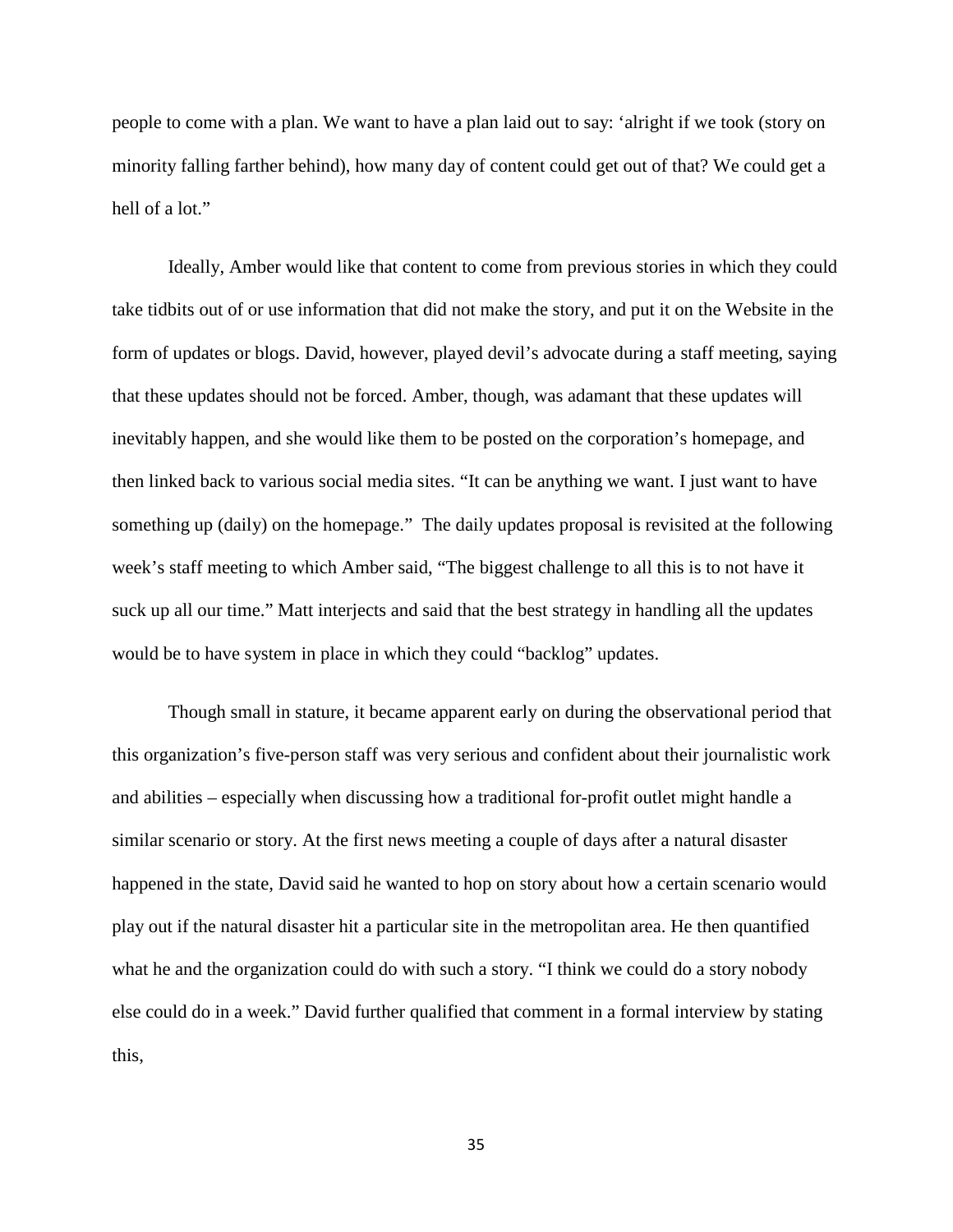people to come with a plan. We want to have a plan laid out to say: 'alright if we took (story on minority falling farther behind), how many day of content could get out of that? We could get a hell of a lot."

Ideally, Amber would like that content to come from previous stories in which they could take tidbits out of or use information that did not make the story, and put it on the Website in the form of updates or blogs. David, however, played devil's advocate during a staff meeting, saying that these updates should not be forced. Amber, though, was adamant that these updates will inevitably happen, and she would like them to be posted on the corporation's homepage, and then linked back to various social media sites. "It can be anything we want. I just want to have something up (daily) on the homepage." The daily updates proposal is revisited at the following week's staff meeting to which Amber said, "The biggest challenge to all this is to not have it suck up all our time." Matt interjects and said that the best strategy in handling all the updates would be to have system in place in which they could "backlog" updates.

Though small in stature, it became apparent early on during the observational period that this organization's five-person staff was very serious and confident about their journalistic work and abilities – especially when discussing how a traditional for-profit outlet might handle a similar scenario or story. At the first news meeting a couple of days after a natural disaster happened in the state, David said he wanted to hop on story about how a certain scenario would play out if the natural disaster hit a particular site in the metropolitan area. He then quantified what he and the organization could do with such a story. "I think we could do a story nobody else could do in a week." David further qualified that comment in a formal interview by stating this,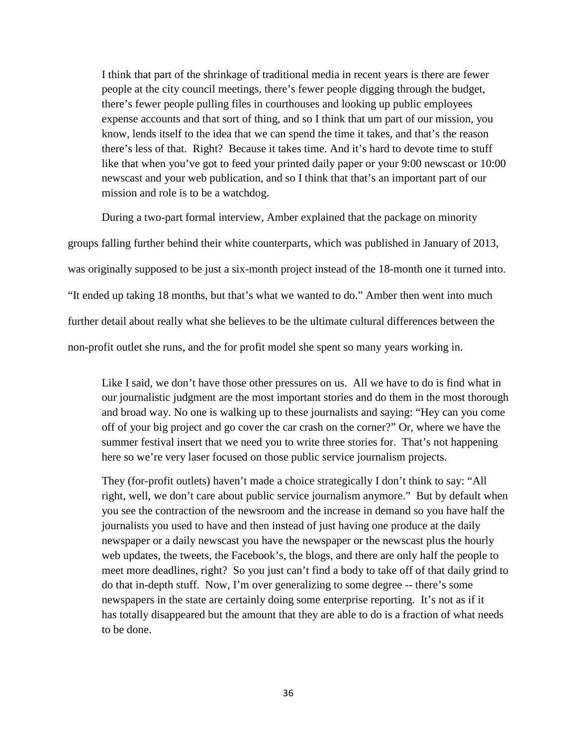> I think that part of the shrinkage of traditional media in recent years is there are fewer people at the city council meetings, there's fewer people digging through the budget, there's fewer people pulling files in courthouses and looking up public employees expense accounts and that sort of thing, and so I think that um part of our mission, you know, lends itself to the idea that we can spend the time it takes, and that's the reason there's less of that. Right? Because it takes time. And it's hard to devote time to stuff like that when you've got to feed your printed daily paper or your 9:00 newscast or 10:00 newscast and your web publication, and so I think that that's an important part of our mission and role is to be a watchdog.

During a two-part formal interview, Amber explained that the package on minority groups falling further behind their white counterparts, which was published in January of 2013, was originally supposed to be just a six-month project instead of the 18-month one it turned into. "It ended up taking 18 months, but that's what we wanted to do." Amber then went into much further detail about really what she believes to be the ultimate cultural differences between the non-profit outlet she runs, and the for profit model she spent so many years working in.

> Like I said, we don't have those other pressures on us. All we have to do is find what in our journalistic judgment are the most important stories and do them in the most thorough and broad way. No one is walking up to these journalists and saying: "Hey can you come off of your big project and go cover the car crash on the corner?" Or, where we have the summer festival insert that we need you to write three stories for. That's not happening here so we're very laser focused on those public service journalism projects.
>
> They (for-profit outlets) haven't made a choice strategically I don't think to say: "All right, well, we don't care about public service journalism anymore." But by default when you see the contraction of the newsroom and the increase in demand so you have half the journalists you used to have and then instead of just having one produce at the daily newspaper or a daily newscast you have the newspaper or the newscast plus the hourly web updates, the tweets, the Facebook's, the blogs, and there are only half the people to meet more deadlines, right? So you just can't find a body to take off of that daily grind to do that in-depth stuff. Now, I'm over generalizing to some degree -- there's some newspapers in the state are certainly doing some enterprise reporting. It's not as if it has totally disappeared but the amount that they are able to do is a fraction of what needs to be done.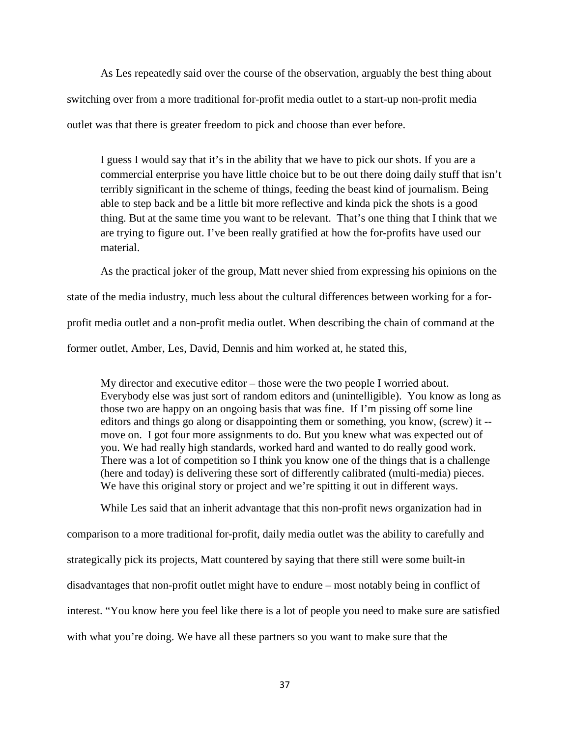As Les repeatedly said over the course of the observation, arguably the best thing about switching over from a more traditional for-profit media outlet to a start-up non-profit media outlet was that there is greater freedom to pick and choose than ever before.

> I guess I would say that it's in the ability that we have to pick our shots. If you are a commercial enterprise you have little choice but to be out there doing daily stuff that isn't terribly significant in the scheme of things, feeding the beast kind of journalism. Being able to step back and be a little bit more reflective and kinda pick the shots is a good thing. But at the same time you want to be relevant. That's one thing that I think that we are trying to figure out. I've been really gratified at how the for-profits have used our material.

As the practical joker of the group, Matt never shied from expressing his opinions on the state of the media industry, much less about the cultural differences between working for a for-profit media outlet and a non-profit media outlet. When describing the chain of command at the former outlet, Amber, Les, David, Dennis and him worked at, he stated this,

> My director and executive editor – those were the two people I worried about. Everybody else was just sort of random editors and (unintelligible). You know as long as those two are happy on an ongoing basis that was fine. If I'm pissing off some line editors and things go along or disappointing them or something, you know, (screw) it -- move on. I got four more assignments to do. But you knew what was expected out of you. We had really high standards, worked hard and wanted to do really good work. There was a lot of competition so I think you know one of the things that is a challenge (here and today) is delivering these sort of differently calibrated (multi-media) pieces. We have this original story or project and we're spitting it out in different ways.

While Les said that an inherit advantage that this non-profit news organization had in comparison to a more traditional for-profit, daily media outlet was the ability to carefully and strategically pick its projects, Matt countered by saying that there still were some built-in disadvantages that non-profit outlet might have to endure – most notably being in conflict of interest. "You know here you feel like there is a lot of people you need to make sure are satisfied with what you're doing. We have all these partners so you want to make sure that the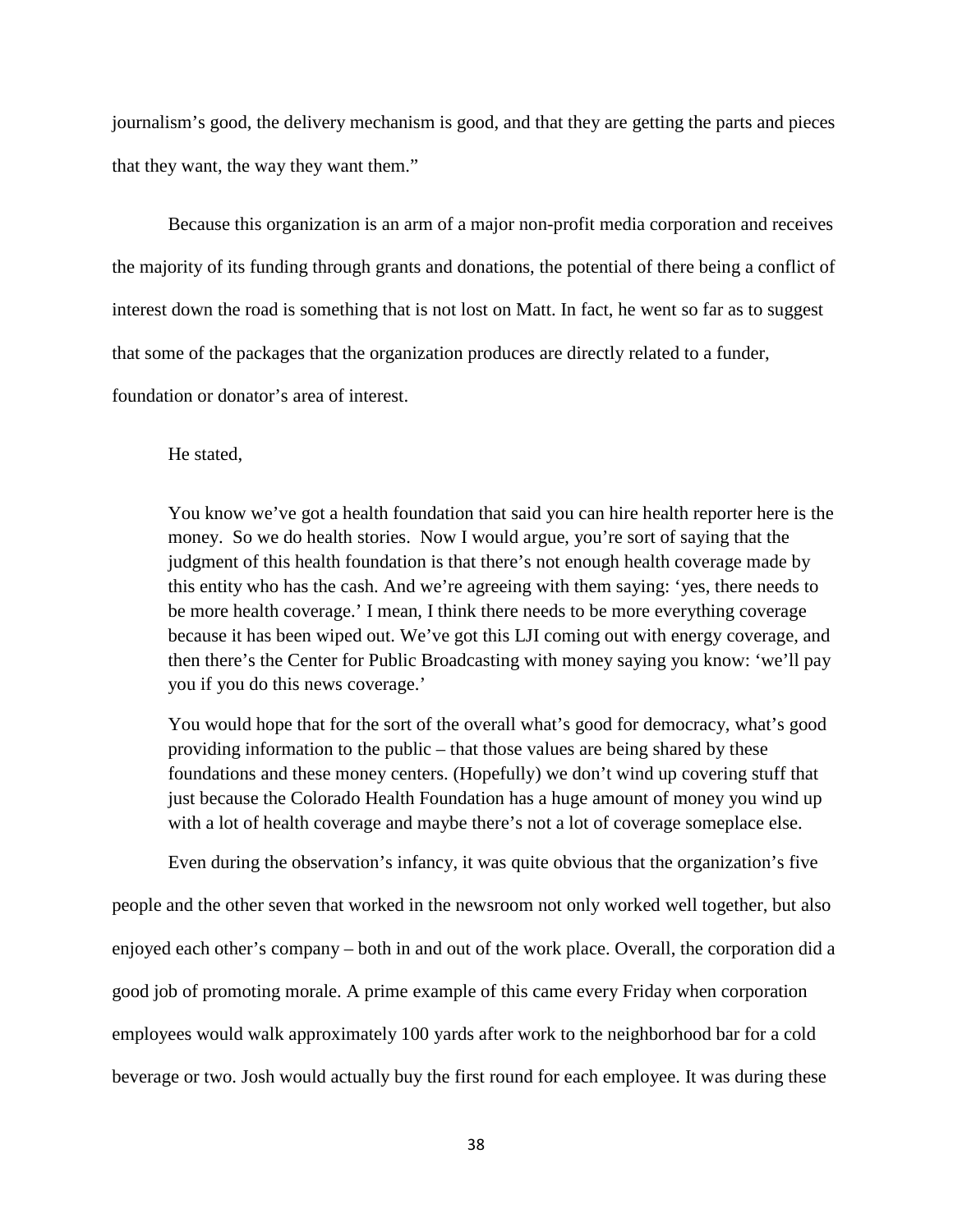journalism's good, the delivery mechanism is good, and that they are getting the parts and pieces that they want, the way they want them."

Because this organization is an arm of a major non-profit media corporation and receives the majority of its funding through grants and donations, the potential of there being a conflict of interest down the road is something that is not lost on Matt. In fact, he went so far as to suggest that some of the packages that the organization produces are directly related to a funder, foundation or donator's area of interest.

He stated,

> You know we've got a health foundation that said you can hire health reporter here is the money. So we do health stories. Now I would argue, you're sort of saying that the judgment of this health foundation is that there's not enough health coverage made by this entity who has the cash. And we're agreeing with them saying: 'yes, there needs to be more health coverage.' I mean, I think there needs to be more everything coverage because it has been wiped out. We've got this LJI coming out with energy coverage, and then there's the Center for Public Broadcasting with money saying you know: 'we'll pay you if you do this news coverage.'
>
> You would hope that for the sort of the overall what's good for democracy, what's good providing information to the public – that those values are being shared by these foundations and these money centers. (Hopefully) we don't wind up covering stuff that just because the Colorado Health Foundation has a huge amount of money you wind up with a lot of health coverage and maybe there's not a lot of coverage someplace else.

Even during the observation's infancy, it was quite obvious that the organization's five people and the other seven that worked in the newsroom not only worked well together, but also enjoyed each other's company – both in and out of the work place. Overall, the corporation did a good job of promoting morale. A prime example of this came every Friday when corporation employees would walk approximately 100 yards after work to the neighborhood bar for a cold beverage or two. Josh would actually buy the first round for each employee. It was during these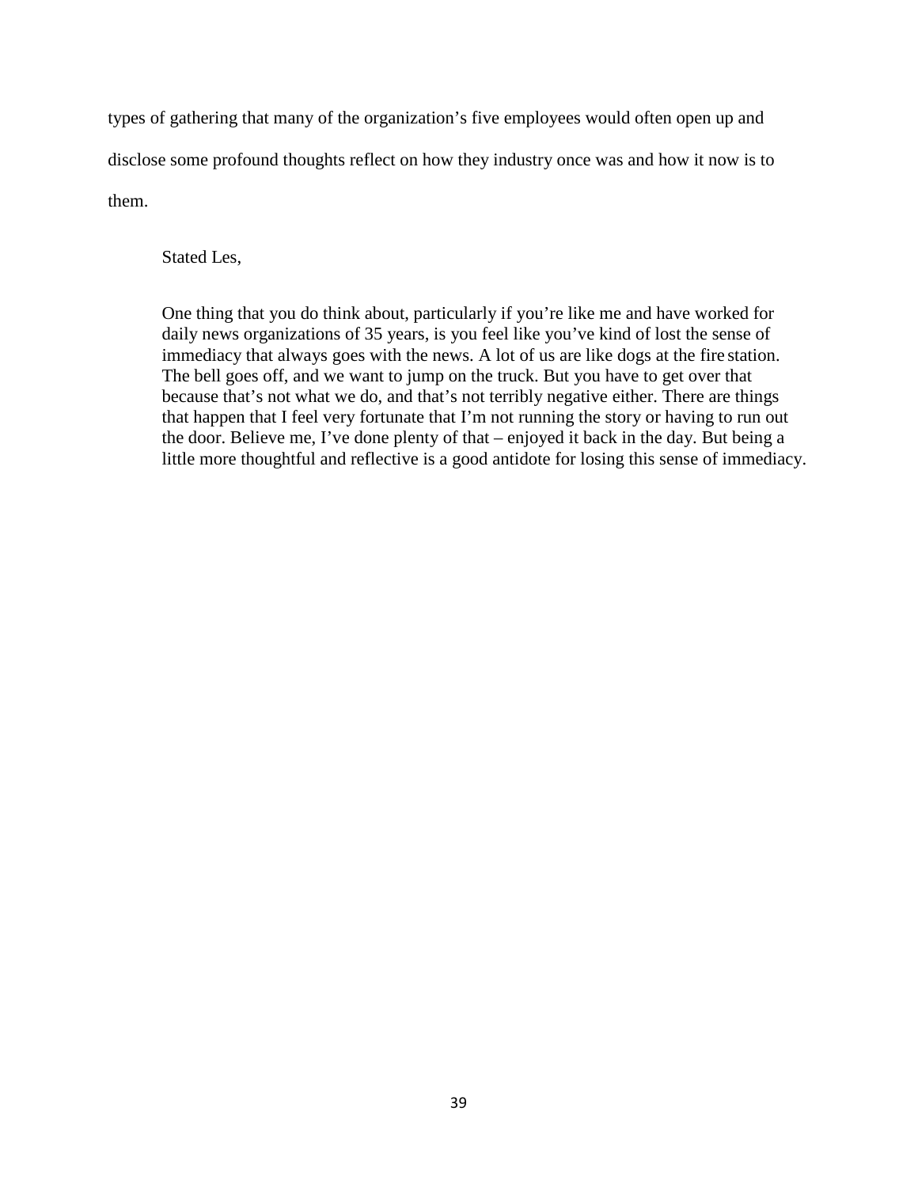types of gathering that many of the organization's five employees would often open up and disclose some profound thoughts reflect on how they industry once was and how it now is to them.

Stated Les,

> One thing that you do think about, particularly if you're like me and have worked for daily news organizations of 35 years, is you feel like you've kind of lost the sense of immediacy that always goes with the news. A lot of us are like dogs at the fire station. The bell goes off, and we want to jump on the truck. But you have to get over that because that's not what we do, and that's not terribly negative either. There are things that happen that I feel very fortunate that I'm not running the story or having to run out the door. Believe me, I've done plenty of that – enjoyed it back in the day. But being a little more thoughtful and reflective is a good antidote for losing this sense of immediacy.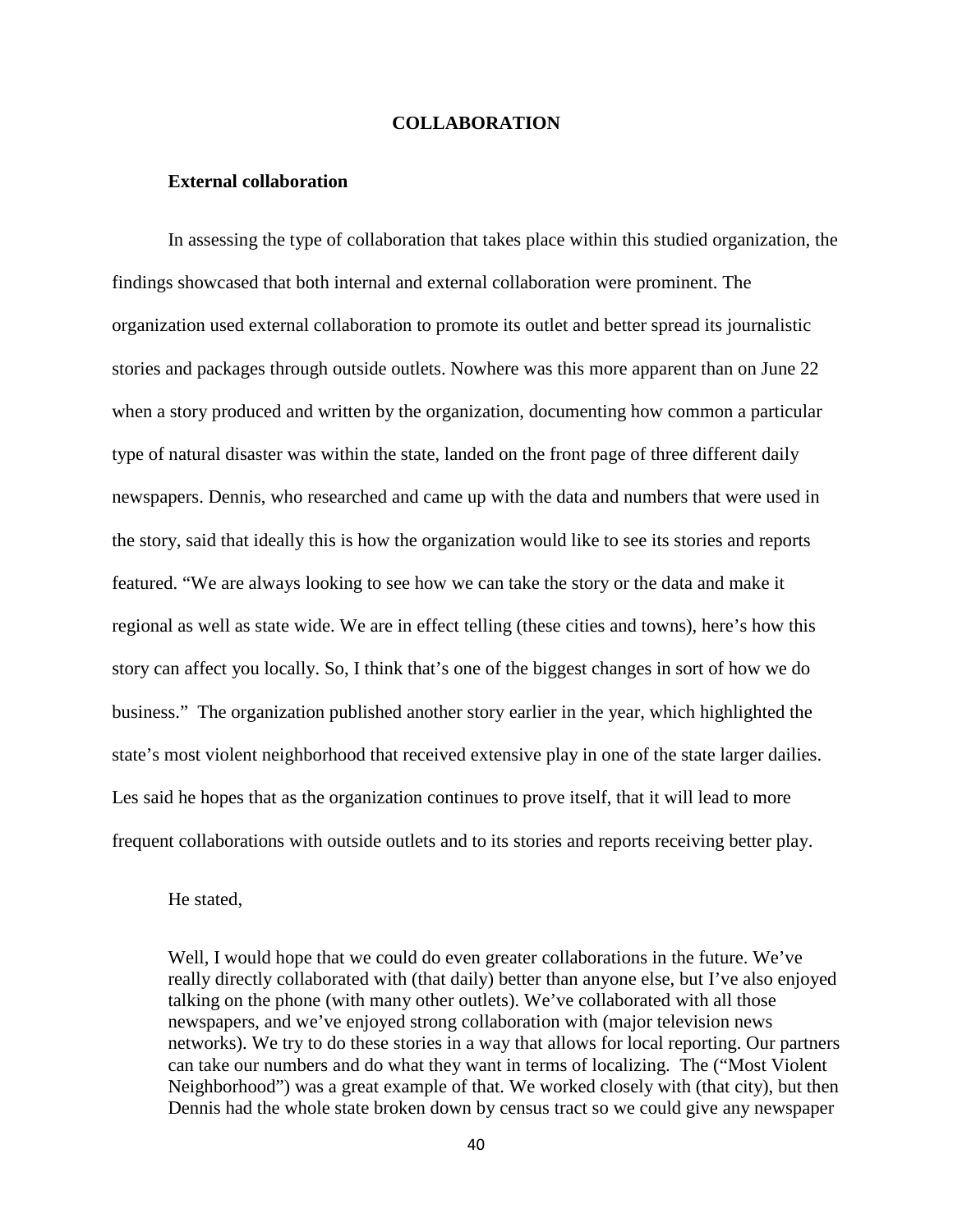## COLLABORATION

### External collaboration

In assessing the type of collaboration that takes place within this studied organization, the findings showcased that both internal and external collaboration were prominent. The organization used external collaboration to promote its outlet and better spread its journalistic stories and packages through outside outlets. Nowhere was this more apparent than on June 22 when a story produced and written by the organization, documenting how common a particular type of natural disaster was within the state, landed on the front page of three different daily newspapers. Dennis, who researched and came up with the data and numbers that were used in the story, said that ideally this is how the organization would like to see its stories and reports featured. "We are always looking to see how we can take the story or the data and make it regional as well as state wide. We are in effect telling (these cities and towns), here's how this story can affect you locally. So, I think that's one of the biggest changes in sort of how we do business." The organization published another story earlier in the year, which highlighted the state's most violent neighborhood that received extensive play in one of the state larger dailies. Les said he hopes that as the organization continues to prove itself, that it will lead to more frequent collaborations with outside outlets and to its stories and reports receiving better play.

He stated,

> Well, I would hope that we could do even greater collaborations in the future. We've really directly collaborated with (that daily) better than anyone else, but I've also enjoyed talking on the phone (with many other outlets). We've collaborated with all those newspapers, and we've enjoyed strong collaboration with (major television news networks). We try to do these stories in a way that allows for local reporting. Our partners can take our numbers and do what they want in terms of localizing. The ("Most Violent Neighborhood") was a great example of that. We worked closely with (that city), but then Dennis had the whole state broken down by census tract so we could give any newspaper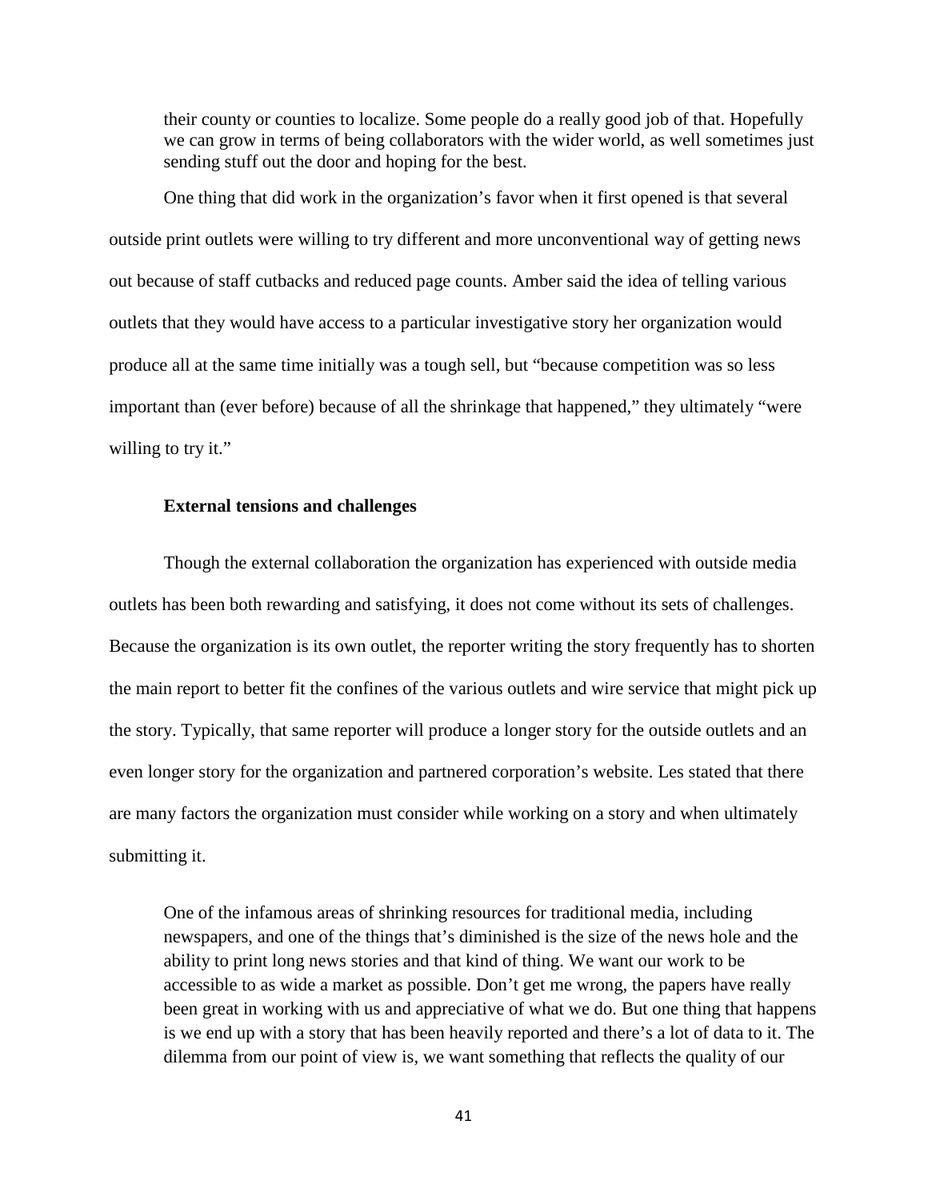> their county or counties to localize. Some people do a really good job of that. Hopefully we can grow in terms of being collaborators with the wider world, as well sometimes just sending stuff out the door and hoping for the best.

One thing that did work in the organization's favor when it first opened is that several outside print outlets were willing to try different and more unconventional way of getting news out because of staff cutbacks and reduced page counts. Amber said the idea of telling various outlets that they would have access to a particular investigative story her organization would produce all at the same time initially was a tough sell, but "because competition was so less important than (ever before) because of all the shrinkage that happened," they ultimately "were willing to try it."

**External tensions and challenges**

Though the external collaboration the organization has experienced with outside media outlets has been both rewarding and satisfying, it does not come without its sets of challenges. Because the organization is its own outlet, the reporter writing the story frequently has to shorten the main report to better fit the confines of the various outlets and wire service that might pick up the story. Typically, that same reporter will produce a longer story for the outside outlets and an even longer story for the organization and partnered corporation's website. Les stated that there are many factors the organization must consider while working on a story and when ultimately submitting it.

> One of the infamous areas of shrinking resources for traditional media, including newspapers, and one of the things that's diminished is the size of the news hole and the ability to print long news stories and that kind of thing. We want our work to be accessible to as wide a market as possible. Don't get me wrong, the papers have really been great in working with us and appreciative of what we do. But one thing that happens is we end up with a story that has been heavily reported and there's a lot of data to it. The dilemma from our point of view is, we want something that reflects the quality of our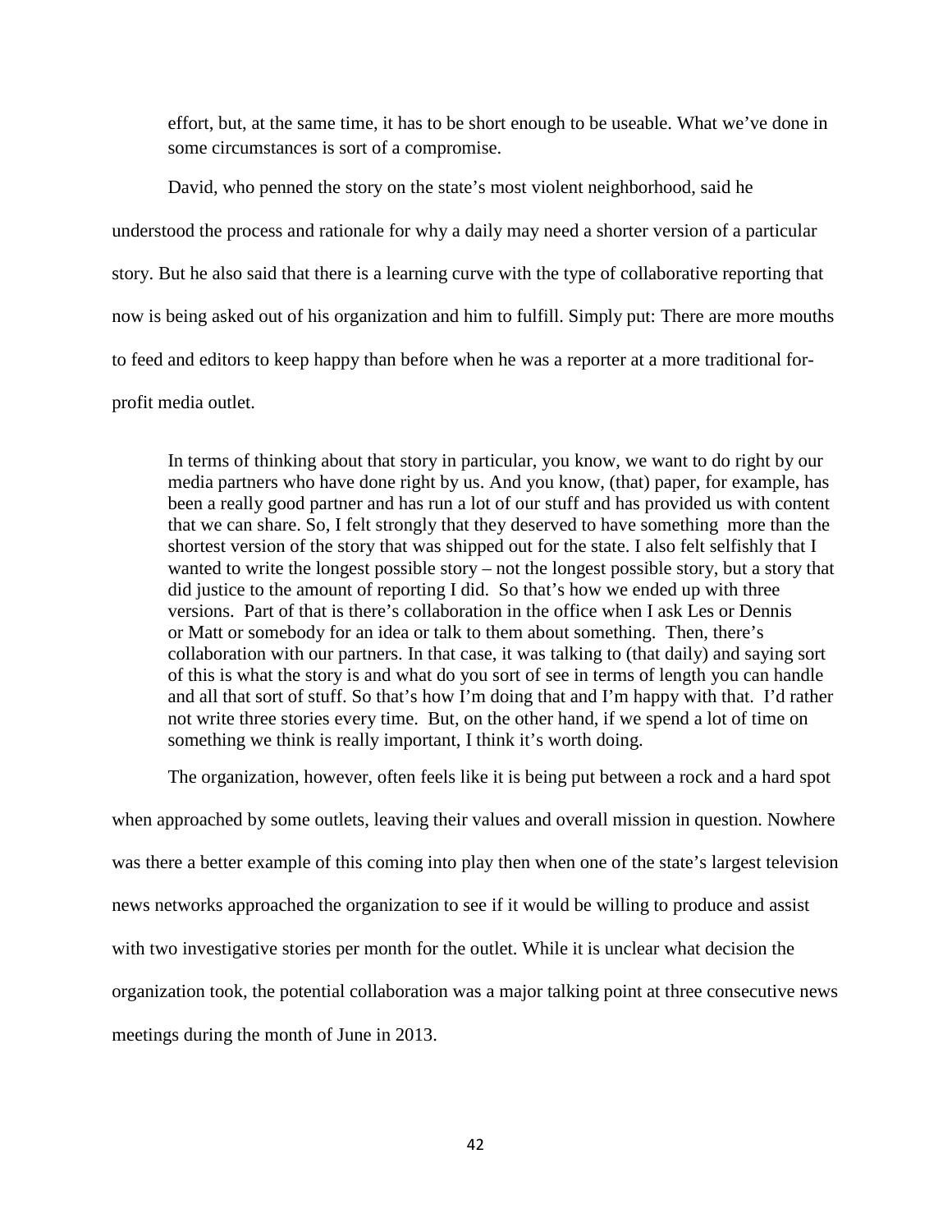effort, but, at the same time, it has to be short enough to be useable. What we've done in some circumstances is sort of a compromise.

David, who penned the story on the state's most violent neighborhood, said he understood the process and rationale for why a daily may need a shorter version of a particular story. But he also said that there is a learning curve with the type of collaborative reporting that now is being asked out of his organization and him to fulfill. Simply put: There are more mouths to feed and editors to keep happy than before when he was a reporter at a more traditional for-profit media outlet.

> In terms of thinking about that story in particular, you know, we want to do right by our media partners who have done right by us. And you know, (that) paper, for example, has been a really good partner and has run a lot of our stuff and has provided us with content that we can share. So, I felt strongly that they deserved to have something more than the shortest version of the story that was shipped out for the state. I also felt selfishly that I wanted to write the longest possible story – not the longest possible story, but a story that did justice to the amount of reporting I did. So that's how we ended up with three versions. Part of that is there's collaboration in the office when I ask Les or Dennis or Matt or somebody for an idea or talk to them about something. Then, there's collaboration with our partners. In that case, it was talking to (that daily) and saying sort of this is what the story is and what do you sort of see in terms of length you can handle and all that sort of stuff. So that's how I'm doing that and I'm happy with that. I'd rather not write three stories every time. But, on the other hand, if we spend a lot of time on something we think is really important, I think it's worth doing.

The organization, however, often feels like it is being put between a rock and a hard spot when approached by some outlets, leaving their values and overall mission in question. Nowhere was there a better example of this coming into play then when one of the state's largest television news networks approached the organization to see if it would be willing to produce and assist with two investigative stories per month for the outlet. While it is unclear what decision the organization took, the potential collaboration was a major talking point at three consecutive news meetings during the month of June in 2013.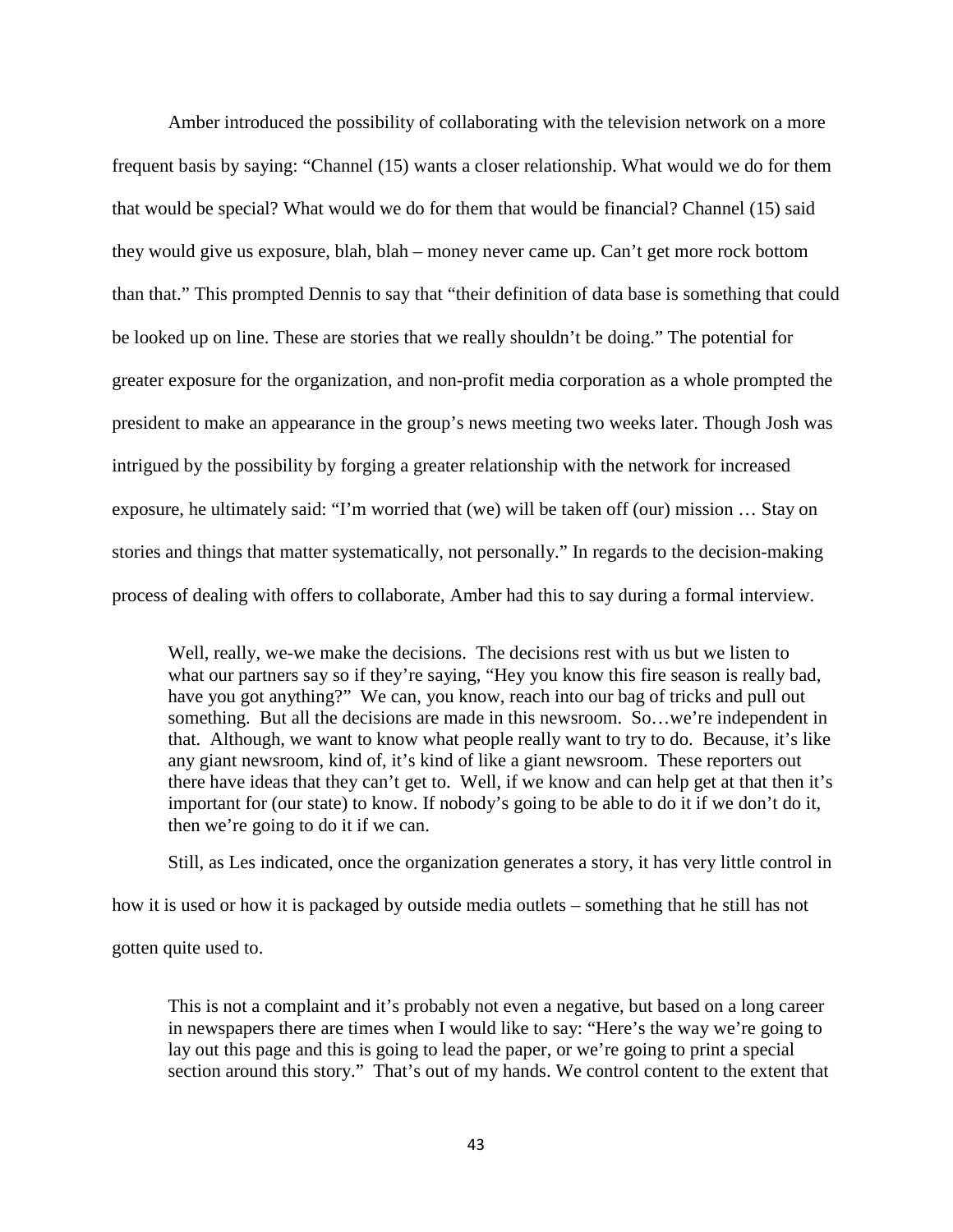Amber introduced the possibility of collaborating with the television network on a more frequent basis by saying: "Channel (15) wants a closer relationship. What would we do for them that would be special? What would we do for them that would be financial? Channel (15) said they would give us exposure, blah, blah – money never came up. Can't get more rock bottom than that." This prompted Dennis to say that "their definition of data base is something that could be looked up on line. These are stories that we really shouldn't be doing." The potential for greater exposure for the organization, and non-profit media corporation as a whole prompted the president to make an appearance in the group's news meeting two weeks later. Though Josh was intrigued by the possibility by forging a greater relationship with the network for increased exposure, he ultimately said: "I'm worried that (we) will be taken off (our) mission … Stay on stories and things that matter systematically, not personally." In regards to the decision-making process of dealing with offers to collaborate, Amber had this to say during a formal interview.

> Well, really, we-we make the decisions. The decisions rest with us but we listen to what our partners say so if they're saying, "Hey you know this fire season is really bad, have you got anything?" We can, you know, reach into our bag of tricks and pull out something. But all the decisions are made in this newsroom. So…we're independent in that. Although, we want to know what people really want to try to do. Because, it's like any giant newsroom, kind of, it's kind of like a giant newsroom. These reporters out there have ideas that they can't get to. Well, if we know and can help get at that then it's important for (our state) to know. If nobody's going to be able to do it if we don't do it, then we're going to do it if we can.

Still, as Les indicated, once the organization generates a story, it has very little control in how it is used or how it is packaged by outside media outlets – something that he still has not gotten quite used to.

> This is not a complaint and it's probably not even a negative, but based on a long career in newspapers there are times when I would like to say: "Here's the way we're going to lay out this page and this is going to lead the paper, or we're going to print a special section around this story." That's out of my hands. We control content to the extent that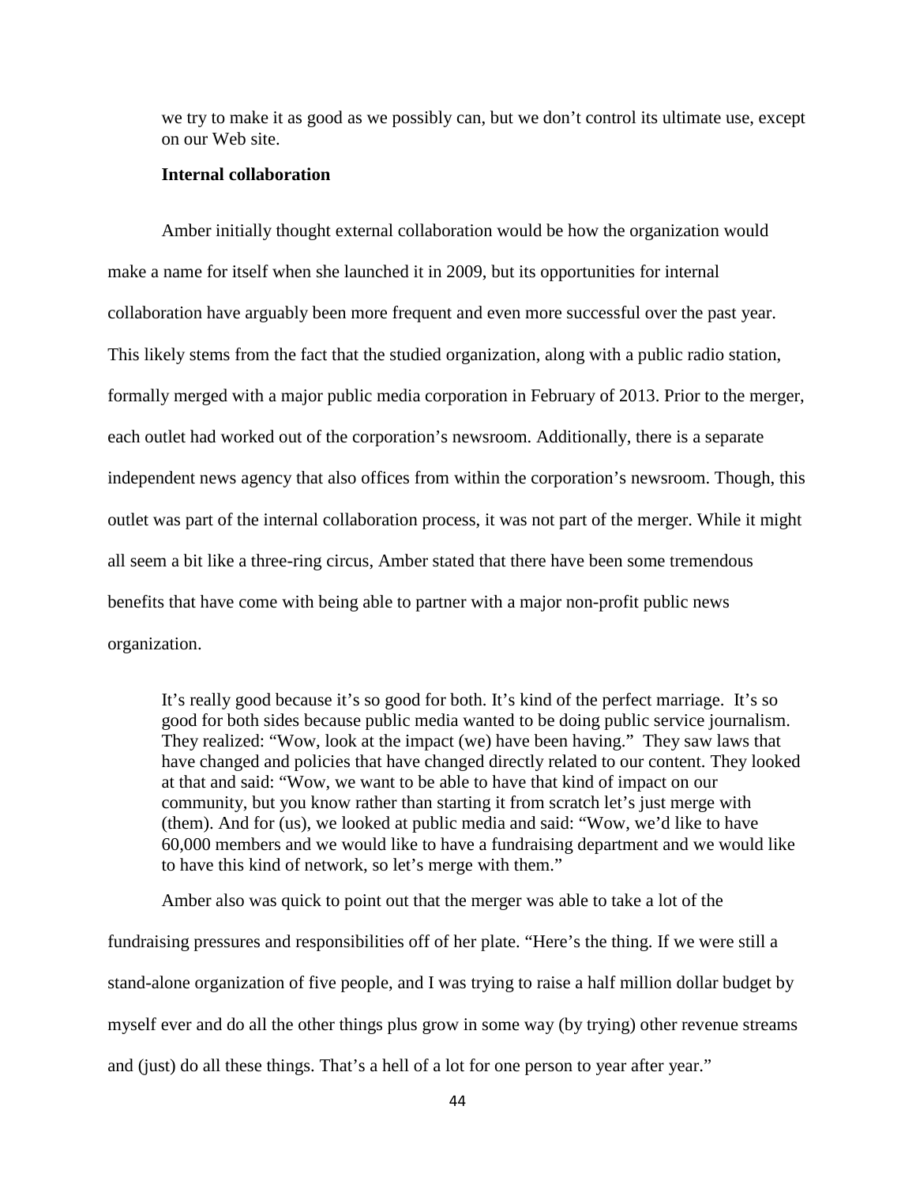> we try to make it as good as we possibly can, but we don't control its ultimate use, except on our Web site.

**Internal collaboration**

Amber initially thought external collaboration would be how the organization would make a name for itself when she launched it in 2009, but its opportunities for internal collaboration have arguably been more frequent and even more successful over the past year. This likely stems from the fact that the studied organization, along with a public radio station, formally merged with a major public media corporation in February of 2013. Prior to the merger, each outlet had worked out of the corporation's newsroom. Additionally, there is a separate independent news agency that also offices from within the corporation's newsroom. Though, this outlet was part of the internal collaboration process, it was not part of the merger. While it might all seem a bit like a three-ring circus, Amber stated that there have been some tremendous benefits that have come with being able to partner with a major non-profit public news organization.

> It's really good because it's so good for both. It's kind of the perfect marriage. It's so good for both sides because public media wanted to be doing public service journalism. They realized: "Wow, look at the impact (we) have been having." They saw laws that have changed and policies that have changed directly related to our content. They looked at that and said: "Wow, we want to be able to have that kind of impact on our community, but you know rather than starting it from scratch let's just merge with (them). And for (us), we looked at public media and said: "Wow, we'd like to have 60,000 members and we would like to have a fundraising department and we would like to have this kind of network, so let's merge with them."

Amber also was quick to point out that the merger was able to take a lot of the fundraising pressures and responsibilities off of her plate. "Here's the thing. If we were still a stand-alone organization of five people, and I was trying to raise a half million dollar budget by myself ever and do all the other things plus grow in some way (by trying) other revenue streams and (just) do all these things. That's a hell of a lot for one person to year after year."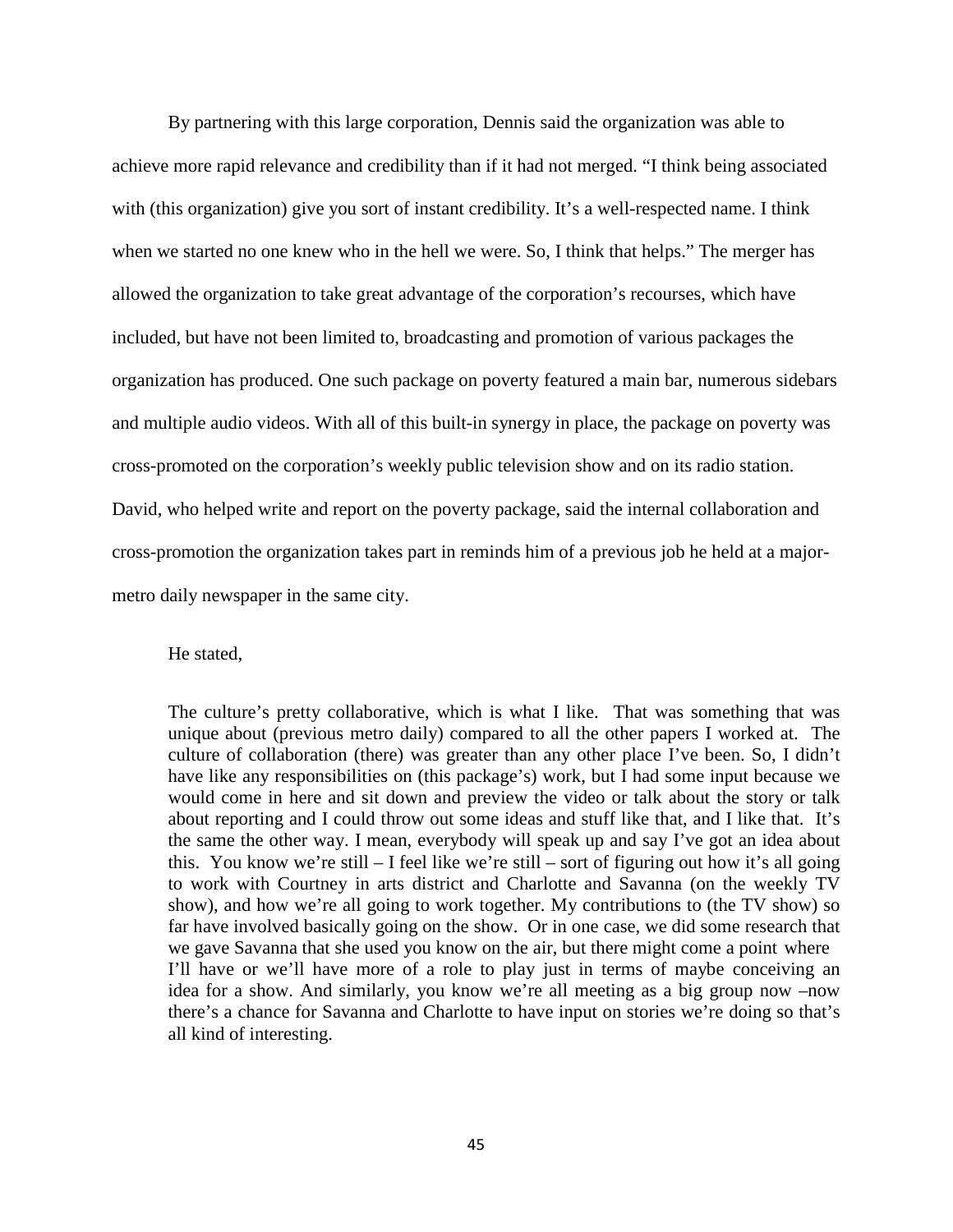By partnering with this large corporation, Dennis said the organization was able to achieve more rapid relevance and credibility than if it had not merged. "I think being associated with (this organization) give you sort of instant credibility. It's a well-respected name. I think when we started no one knew who in the hell we were. So, I think that helps." The merger has allowed the organization to take great advantage of the corporation's recourses, which have included, but have not been limited to, broadcasting and promotion of various packages the organization has produced. One such package on poverty featured a main bar, numerous sidebars and multiple audio videos. With all of this built-in synergy in place, the package on poverty was cross-promoted on the corporation's weekly public television show and on its radio station. David, who helped write and report on the poverty package, said the internal collaboration and cross-promotion the organization takes part in reminds him of a previous job he held at a major-metro daily newspaper in the same city.

He stated,

> The culture's pretty collaborative, which is what I like. That was something that was unique about (previous metro daily) compared to all the other papers I worked at. The culture of collaboration (there) was greater than any other place I've been. So, I didn't have like any responsibilities on (this package's) work, but I had some input because we would come in here and sit down and preview the video or talk about the story or talk about reporting and I could throw out some ideas and stuff like that, and I like that. It's the same the other way. I mean, everybody will speak up and say I've got an idea about this. You know we're still – I feel like we're still – sort of figuring out how it's all going to work with Courtney in arts district and Charlotte and Savanna (on the weekly TV show), and how we're all going to work together. My contributions to (the TV show) so far have involved basically going on the show. Or in one case, we did some research that we gave Savanna that she used you know on the air, but there might come a point where I'll have or we'll have more of a role to play just in terms of maybe conceiving an idea for a show. And similarly, you know we're all meeting as a big group now –now there's a chance for Savanna and Charlotte to have input on stories we're doing so that's all kind of interesting.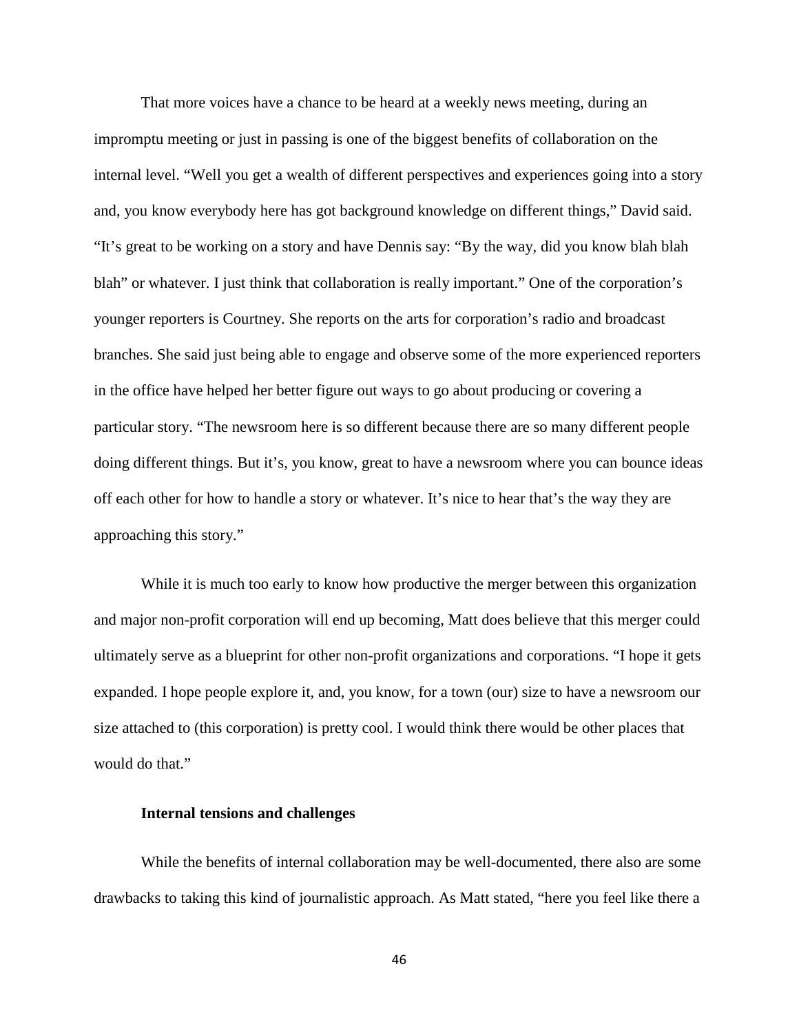That more voices have a chance to be heard at a weekly news meeting, during an impromptu meeting or just in passing is one of the biggest benefits of collaboration on the internal level. "Well you get a wealth of different perspectives and experiences going into a story and, you know everybody here has got background knowledge on different things," David said. "It's great to be working on a story and have Dennis say: "By the way, did you know blah blah blah" or whatever. I just think that collaboration is really important." One of the corporation's younger reporters is Courtney. She reports on the arts for corporation's radio and broadcast branches. She said just being able to engage and observe some of the more experienced reporters in the office have helped her better figure out ways to go about producing or covering a particular story. "The newsroom here is so different because there are so many different people doing different things. But it's, you know, great to have a newsroom where you can bounce ideas off each other for how to handle a story or whatever. It's nice to hear that's the way they are approaching this story."

While it is much too early to know how productive the merger between this organization and major non-profit corporation will end up becoming, Matt does believe that this merger could ultimately serve as a blueprint for other non-profit organizations and corporations. "I hope it gets expanded. I hope people explore it, and, you know, for a town (our) size to have a newsroom our size attached to (this corporation) is pretty cool. I would think there would be other places that would do that."

**Internal tensions and challenges**

While the benefits of internal collaboration may be well-documented, there also are some drawbacks to taking this kind of journalistic approach. As Matt stated, "here you feel like there a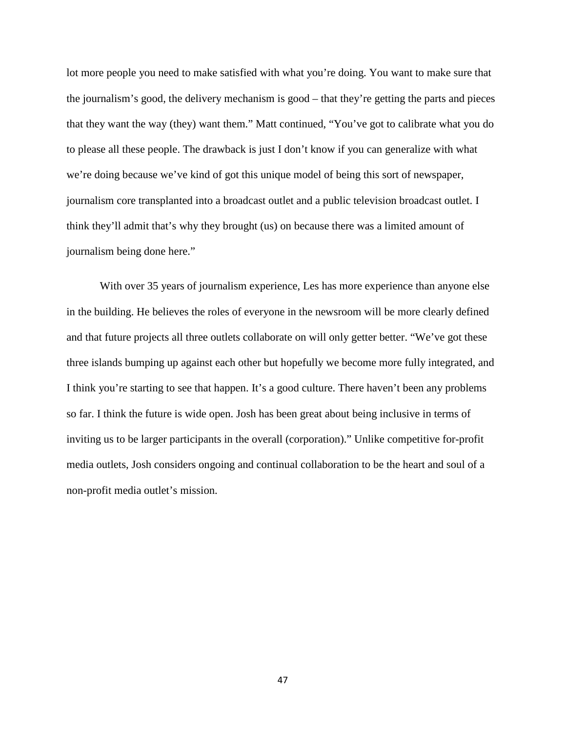lot more people you need to make satisfied with what you're doing. You want to make sure that the journalism's good, the delivery mechanism is good – that they're getting the parts and pieces that they want the way (they) want them." Matt continued, "You've got to calibrate what you do to please all these people. The drawback is just I don't know if you can generalize with what we're doing because we've kind of got this unique model of being this sort of newspaper, journalism core transplanted into a broadcast outlet and a public television broadcast outlet. I think they'll admit that's why they brought (us) on because there was a limited amount of journalism being done here."

With over 35 years of journalism experience, Les has more experience than anyone else in the building. He believes the roles of everyone in the newsroom will be more clearly defined and that future projects all three outlets collaborate on will only getter better. "We've got these three islands bumping up against each other but hopefully we become more fully integrated, and I think you're starting to see that happen. It's a good culture. There haven't been any problems so far. I think the future is wide open. Josh has been great about being inclusive in terms of inviting us to be larger participants in the overall (corporation)." Unlike competitive for-profit media outlets, Josh considers ongoing and continual collaboration to be the heart and soul of a non-profit media outlet's mission.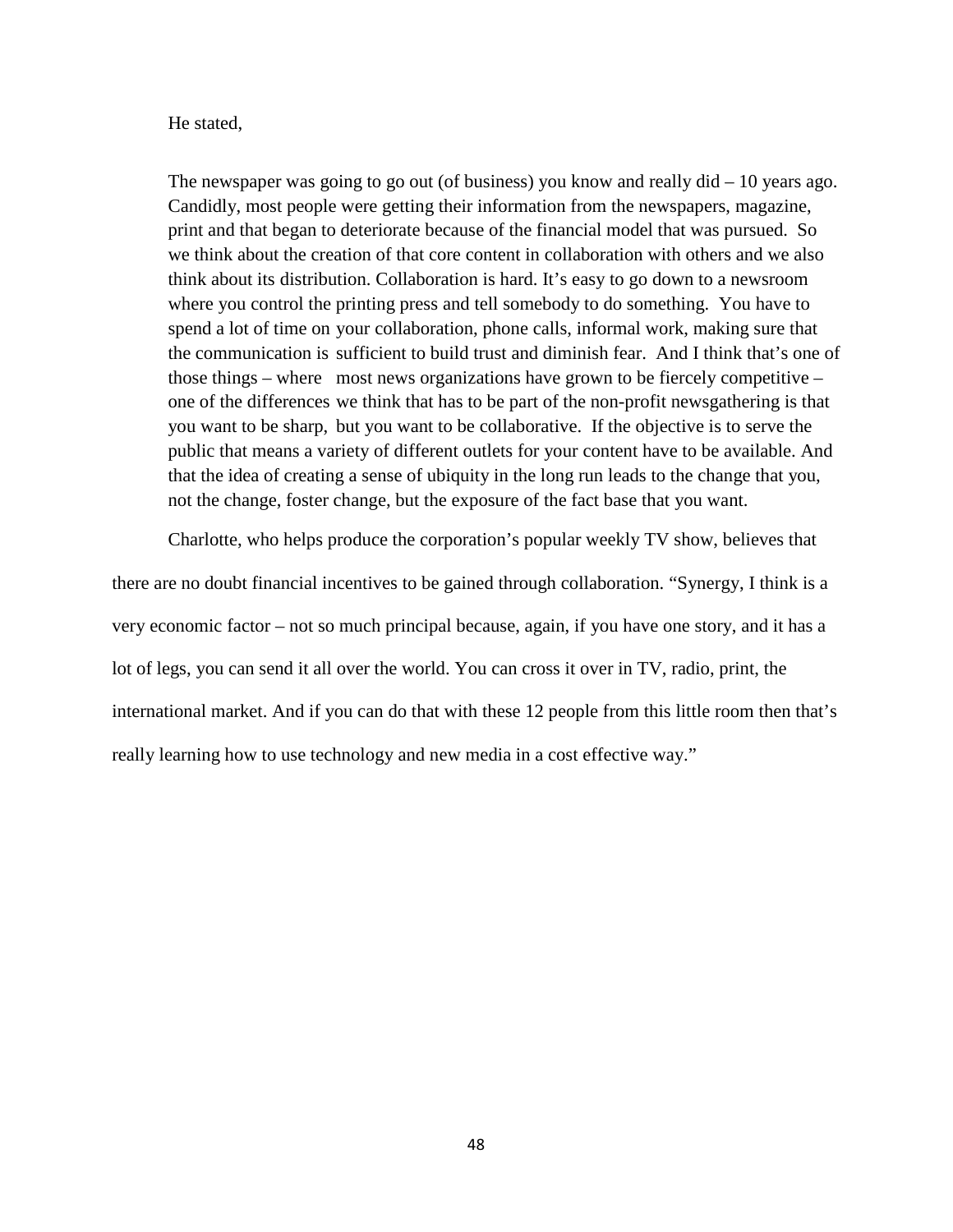He stated,

> The newspaper was going to go out (of business) you know and really did – 10 years ago. Candidly, most people were getting their information from the newspapers, magazine, print and that began to deteriorate because of the financial model that was pursued. So we think about the creation of that core content in collaboration with others and we also think about its distribution. Collaboration is hard. It's easy to go down to a newsroom where you control the printing press and tell somebody to do something. You have to spend a lot of time on your collaboration, phone calls, informal work, making sure that the communication is sufficient to build trust and diminish fear. And I think that's one of those things – where most news organizations have grown to be fiercely competitive – one of the differences we think that has to be part of the non-profit newsgathering is that you want to be sharp, but you want to be collaborative. If the objective is to serve the public that means a variety of different outlets for your content have to be available. And that the idea of creating a sense of ubiquity in the long run leads to the change that you, not the change, foster change, but the exposure of the fact base that you want.

Charlotte, who helps produce the corporation's popular weekly TV show, believes that there are no doubt financial incentives to be gained through collaboration. "Synergy, I think is a very economic factor – not so much principal because, again, if you have one story, and it has a lot of legs, you can send it all over the world. You can cross it over in TV, radio, print, the international market. And if you can do that with these 12 people from this little room then that's really learning how to use technology and new media in a cost effective way."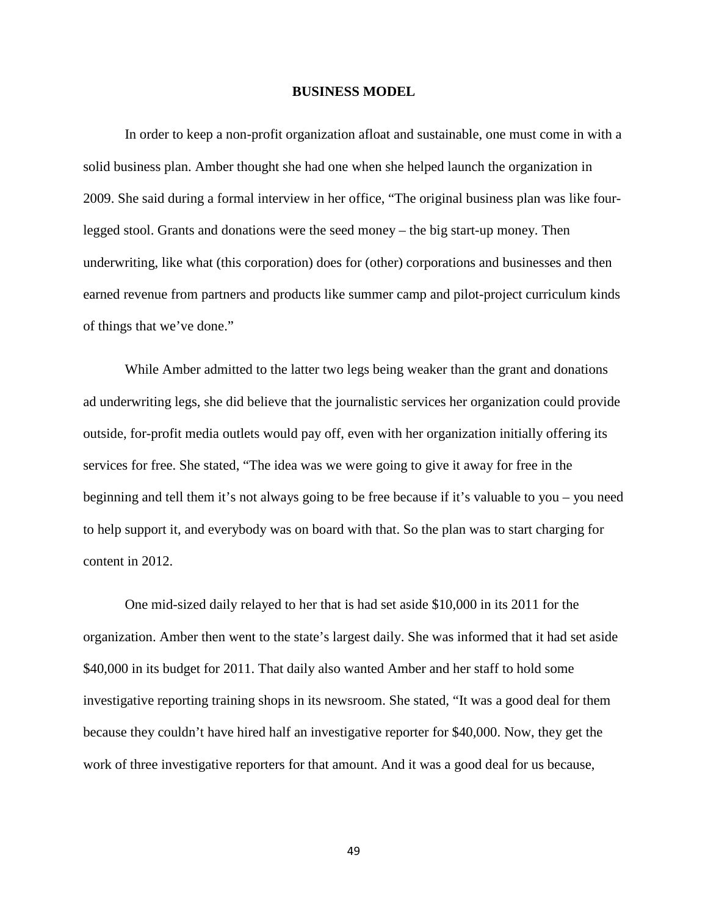## BUSINESS MODEL

In order to keep a non-profit organization afloat and sustainable, one must come in with a solid business plan. Amber thought she had one when she helped launch the organization in 2009. She said during a formal interview in her office, "The original business plan was like four-legged stool. Grants and donations were the seed money – the big start-up money. Then underwriting, like what (this corporation) does for (other) corporations and businesses and then earned revenue from partners and products like summer camp and pilot-project curriculum kinds of things that we've done."

While Amber admitted to the latter two legs being weaker than the grant and donations ad underwriting legs, she did believe that the journalistic services her organization could provide outside, for-profit media outlets would pay off, even with her organization initially offering its services for free. She stated, "The idea was we were going to give it away for free in the beginning and tell them it's not always going to be free because if it's valuable to you – you need to help support it, and everybody was on board with that. So the plan was to start charging for content in 2012.

One mid-sized daily relayed to her that is had set aside $10,000 in its 2011 for the organization. Amber then went to the state's largest daily. She was informed that it had set aside $40,000 in its budget for 2011. That daily also wanted Amber and her staff to hold some investigative reporting training shops in its newsroom. She stated, "It was a good deal for them because they couldn't have hired half an investigative reporter for $40,000. Now, they get the work of three investigative reporters for that amount. And it was a good deal for us because,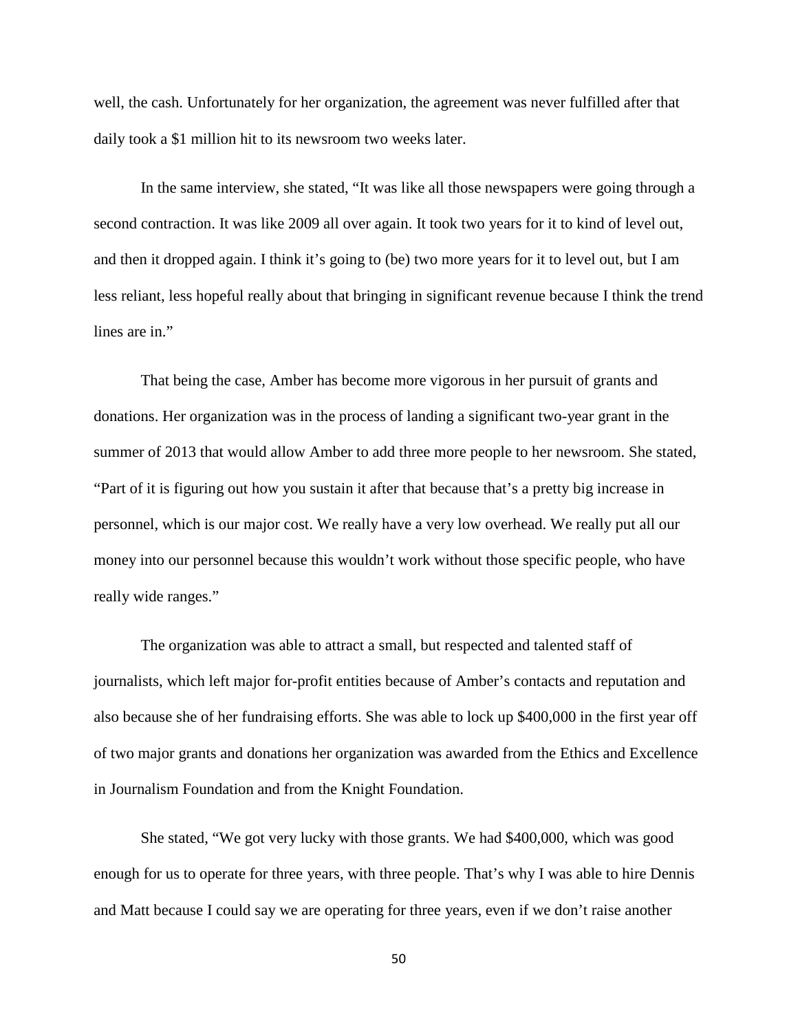well, the cash. Unfortunately for her organization, the agreement was never fulfilled after that daily took a $1 million hit to its newsroom two weeks later.

In the same interview, she stated, "It was like all those newspapers were going through a second contraction. It was like 2009 all over again. It took two years for it to kind of level out, and then it dropped again. I think it's going to (be) two more years for it to level out, but I am less reliant, less hopeful really about that bringing in significant revenue because I think the trend lines are in."

That being the case, Amber has become more vigorous in her pursuit of grants and donations. Her organization was in the process of landing a significant two-year grant in the summer of 2013 that would allow Amber to add three more people to her newsroom. She stated, "Part of it is figuring out how you sustain it after that because that's a pretty big increase in personnel, which is our major cost. We really have a very low overhead. We really put all our money into our personnel because this wouldn't work without those specific people, who have really wide ranges."

The organization was able to attract a small, but respected and talented staff of journalists, which left major for-profit entities because of Amber's contacts and reputation and also because she of her fundraising efforts. She was able to lock up $400,000 in the first year off of two major grants and donations her organization was awarded from the Ethics and Excellence in Journalism Foundation and from the Knight Foundation.

She stated, "We got very lucky with those grants. We had $400,000, which was good enough for us to operate for three years, with three people. That's why I was able to hire Dennis and Matt because I could say we are operating for three years, even if we don't raise another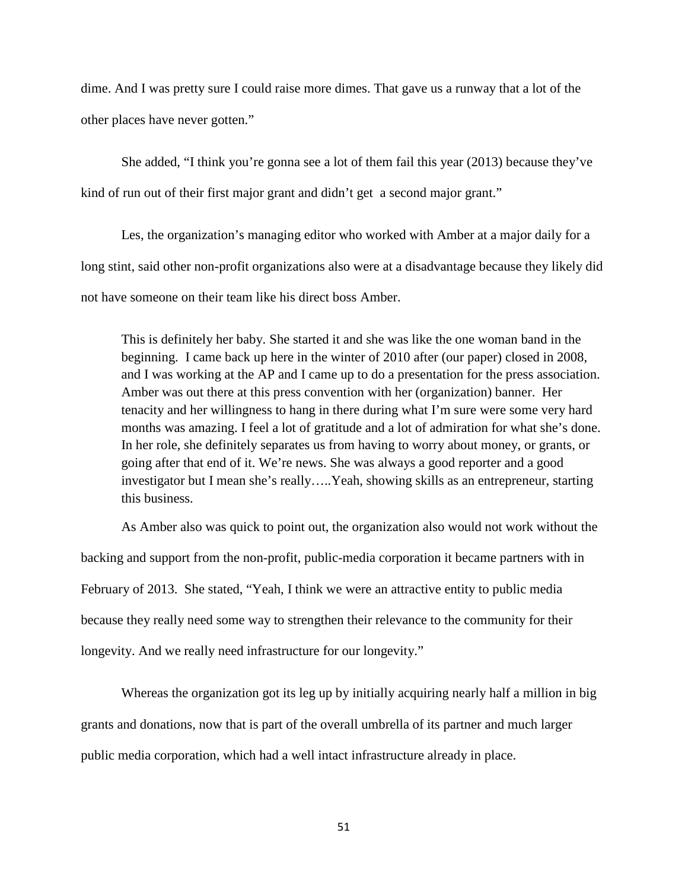dime. And I was pretty sure I could raise more dimes. That gave us a runway that a lot of the other places have never gotten."

She added, "I think you're gonna see a lot of them fail this year (2013) because they've kind of run out of their first major grant and didn't get a second major grant."

Les, the organization's managing editor who worked with Amber at a major daily for a long stint, said other non-profit organizations also were at a disadvantage because they likely did not have someone on their team like his direct boss Amber.

> This is definitely her baby. She started it and she was like the one woman band in the beginning. I came back up here in the winter of 2010 after (our paper) closed in 2008, and I was working at the AP and I came up to do a presentation for the press association. Amber was out there at this press convention with her (organization) banner. Her tenacity and her willingness to hang in there during what I'm sure were some very hard months was amazing. I feel a lot of gratitude and a lot of admiration for what she's done. In her role, she definitely separates us from having to worry about money, or grants, or going after that end of it. We're news. She was always a good reporter and a good investigator but I mean she's really…..Yeah, showing skills as an entrepreneur, starting this business.

As Amber also was quick to point out, the organization also would not work without the backing and support from the non-profit, public-media corporation it became partners with in February of 2013. She stated, "Yeah, I think we were an attractive entity to public media because they really need some way to strengthen their relevance to the community for their longevity. And we really need infrastructure for our longevity."

Whereas the organization got its leg up by initially acquiring nearly half a million in big grants and donations, now that is part of the overall umbrella of its partner and much larger public media corporation, which had a well intact infrastructure already in place.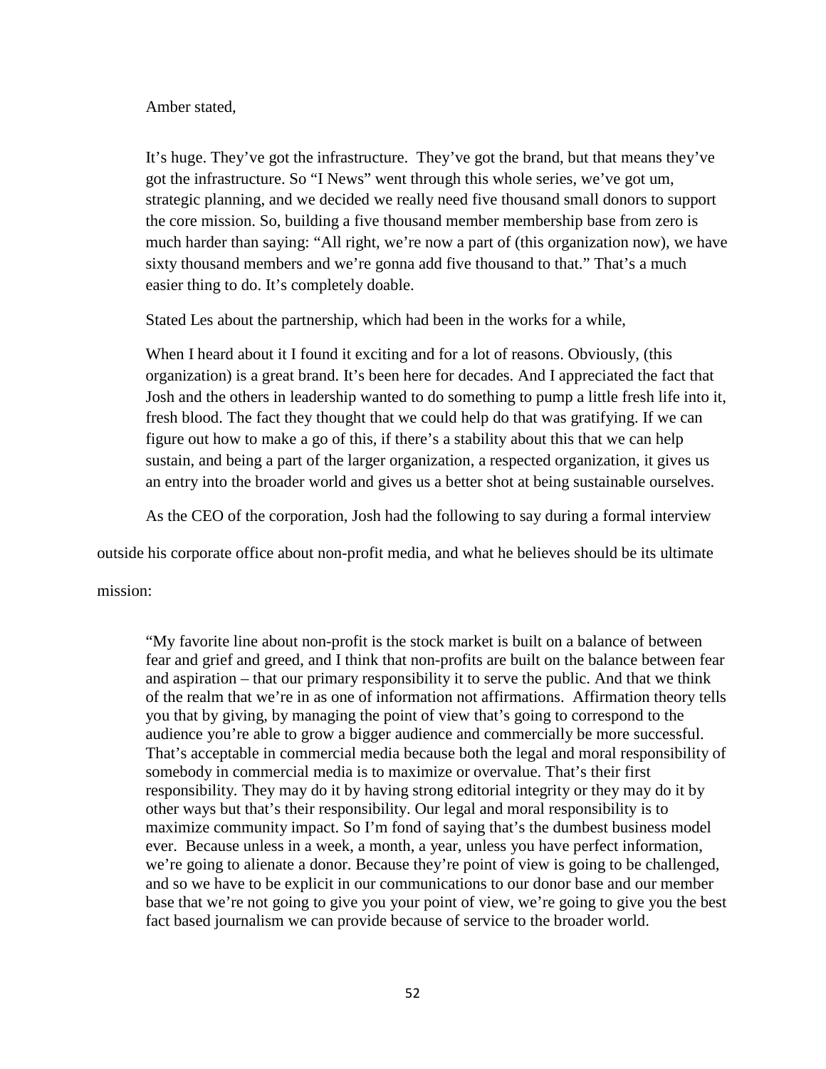Amber stated,

> It's huge. They've got the infrastructure. They've got the brand, but that means they've got the infrastructure. So "I News" went through this whole series, we've got um, strategic planning, and we decided we really need five thousand small donors to support the core mission. So, building a five thousand member membership base from zero is much harder than saying: "All right, we're now a part of (this organization now), we have sixty thousand members and we're gonna add five thousand to that." That's a much easier thing to do. It's completely doable.

Stated Les about the partnership, which had been in the works for a while,

> When I heard about it I found it exciting and for a lot of reasons. Obviously, (this organization) is a great brand. It's been here for decades. And I appreciated the fact that Josh and the others in leadership wanted to do something to pump a little fresh life into it, fresh blood. The fact they thought that we could help do that was gratifying. If we can figure out how to make a go of this, if there's a stability about this that we can help sustain, and being a part of the larger organization, a respected organization, it gives us an entry into the broader world and gives us a better shot at being sustainable ourselves.

As the CEO of the corporation, Josh had the following to say during a formal interview outside his corporate office about non-profit media, and what he believes should be its ultimate mission:

> "My favorite line about non-profit is the stock market is built on a balance of between fear and grief and greed, and I think that non-profits are built on the balance between fear and aspiration – that our primary responsibility it to serve the public. And that we think of the realm that we're in as one of information not affirmations. Affirmation theory tells you that by giving, by managing the point of view that's going to correspond to the audience you're able to grow a bigger audience and commercially be more successful. That's acceptable in commercial media because both the legal and moral responsibility of somebody in commercial media is to maximize or overvalue. That's their first responsibility. They may do it by having strong editorial integrity or they may do it by other ways but that's their responsibility. Our legal and moral responsibility is to maximize community impact. So I'm fond of saying that's the dumbest business model ever. Because unless in a week, a month, a year, unless you have perfect information, we're going to alienate a donor. Because they're point of view is going to be challenged, and so we have to be explicit in our communications to our donor base and our member base that we're not going to give you your point of view, we're going to give you the best fact based journalism we can provide because of service to the broader world.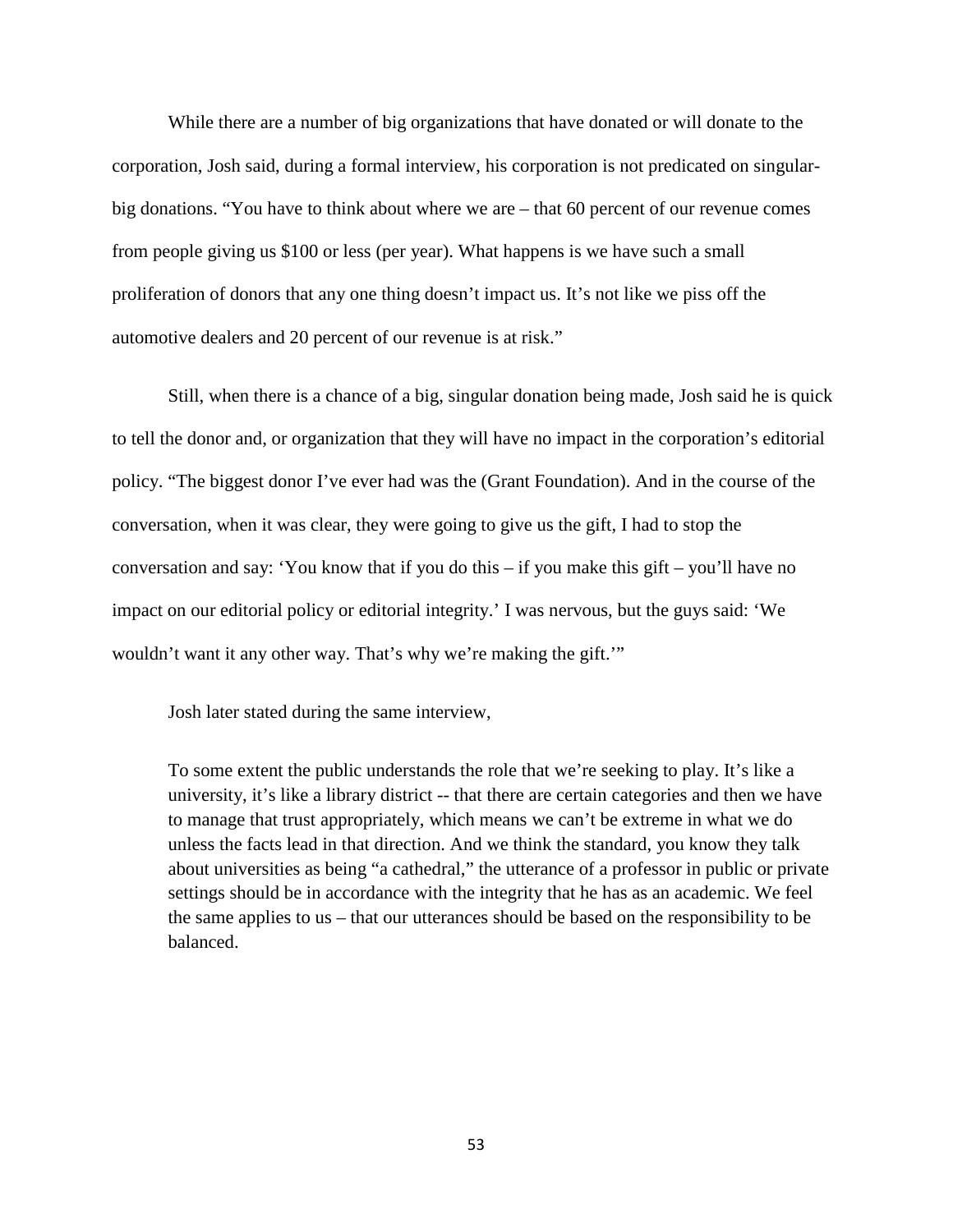While there are a number of big organizations that have donated or will donate to the corporation, Josh said, during a formal interview, his corporation is not predicated on singular-big donations. "You have to think about where we are – that 60 percent of our revenue comes from people giving us $100 or less (per year). What happens is we have such a small proliferation of donors that any one thing doesn't impact us. It's not like we piss off the automotive dealers and 20 percent of our revenue is at risk."

Still, when there is a chance of a big, singular donation being made, Josh said he is quick to tell the donor and, or organization that they will have no impact in the corporation's editorial policy. "The biggest donor I've ever had was the (Grant Foundation). And in the course of the conversation, when it was clear, they were going to give us the gift, I had to stop the conversation and say: 'You know that if you do this – if you make this gift – you'll have no impact on our editorial policy or editorial integrity.' I was nervous, but the guys said: 'We wouldn't want it any other way. That's why we're making the gift.'"

Josh later stated during the same interview,

> To some extent the public understands the role that we're seeking to play. It's like a university, it's like a library district -- that there are certain categories and then we have to manage that trust appropriately, which means we can't be extreme in what we do unless the facts lead in that direction. And we think the standard, you know they talk about universities as being "a cathedral," the utterance of a professor in public or private settings should be in accordance with the integrity that he has as an academic. We feel the same applies to us – that our utterances should be based on the responsibility to be balanced.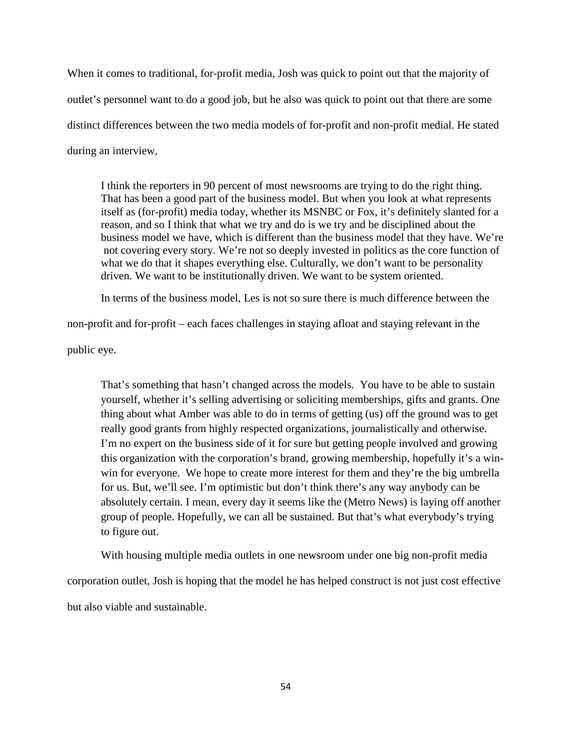When it comes to traditional, for-profit media, Josh was quick to point out that the majority of outlet's personnel want to do a good job, but he also was quick to point out that there are some distinct differences between the two media models of for-profit and non-profit medial. He stated during an interview,

> I think the reporters in 90 percent of most newsrooms are trying to do the right thing. That has been a good part of the business model. But when you look at what represents itself as (for-profit) media today, whether its MSNBC or Fox, it's definitely slanted for a reason, and so I think that what we try and do is we try and be disciplined about the business model we have, which is different than the business model that they have. We're not covering every story. We're not so deeply invested in politics as the core function of what we do that it shapes everything else. Culturally, we don't want to be personality driven. We want to be institutionally driven. We want to be system oriented.

In terms of the business model, Les is not so sure there is much difference between the non-profit and for-profit – each faces challenges in staying afloat and staying relevant in the public eye.

> That's something that hasn't changed across the models. You have to be able to sustain yourself, whether it's selling advertising or soliciting memberships, gifts and grants. One thing about what Amber was able to do in terms of getting (us) off the ground was to get really good grants from highly respected organizations, journalistically and otherwise. I'm no expert on the business side of it for sure but getting people involved and growing this organization with the corporation's brand, growing membership, hopefully it's a win-win for everyone. We hope to create more interest for them and they're the big umbrella for us. But, we'll see. I'm optimistic but don't think there's any way anybody can be absolutely certain. I mean, every day it seems like the (Metro News) is laying off another group of people. Hopefully, we can all be sustained. But that's what everybody's trying to figure out.

With housing multiple media outlets in one newsroom under one big non-profit media corporation outlet, Josh is hoping that the model he has helped construct is not just cost effective but also viable and sustainable.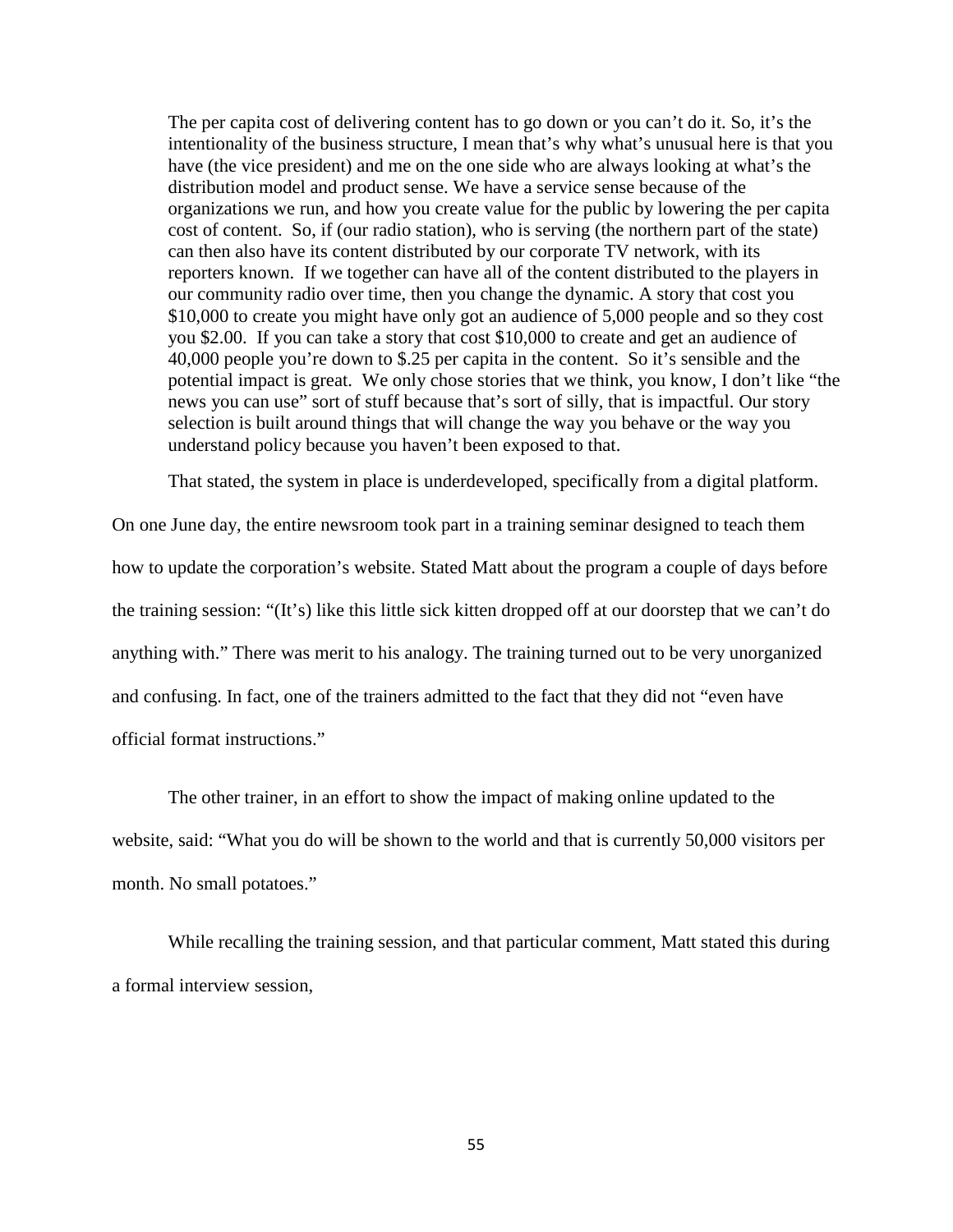> The per capita cost of delivering content has to go down or you can't do it. So, it's the intentionality of the business structure, I mean that's why what's unusual here is that you have (the vice president) and me on the one side who are always looking at what's the distribution model and product sense. We have a service sense because of the organizations we run, and how you create value for the public by lowering the per capita cost of content. So, if (our radio station), who is serving (the northern part of the state) can then also have its content distributed by our corporate TV network, with its reporters known. If we together can have all of the content distributed to the players in our community radio over time, then you change the dynamic. A story that cost you $10,000 to create you might have only got an audience of 5,000 people and so they cost you $2.00. If you can take a story that cost $10,000 to create and get an audience of 40,000 people you're down to $.25 per capita in the content. So it's sensible and the potential impact is great. We only chose stories that we think, you know, I don't like "the news you can use" sort of stuff because that's sort of silly, that is impactful. Our story selection is built around things that will change the way you behave or the way you understand policy because you haven't been exposed to that.

That stated, the system in place is underdeveloped, specifically from a digital platform. On one June day, the entire newsroom took part in a training seminar designed to teach them how to update the corporation's website. Stated Matt about the program a couple of days before the training session: "(It's) like this little sick kitten dropped off at our doorstep that we can't do anything with." There was merit to his analogy. The training turned out to be very unorganized and confusing. In fact, one of the trainers admitted to the fact that they did not "even have official format instructions."

The other trainer, in an effort to show the impact of making online updated to the website, said: "What you do will be shown to the world and that is currently 50,000 visitors per month. No small potatoes."

While recalling the training session, and that particular comment, Matt stated this during a formal interview session,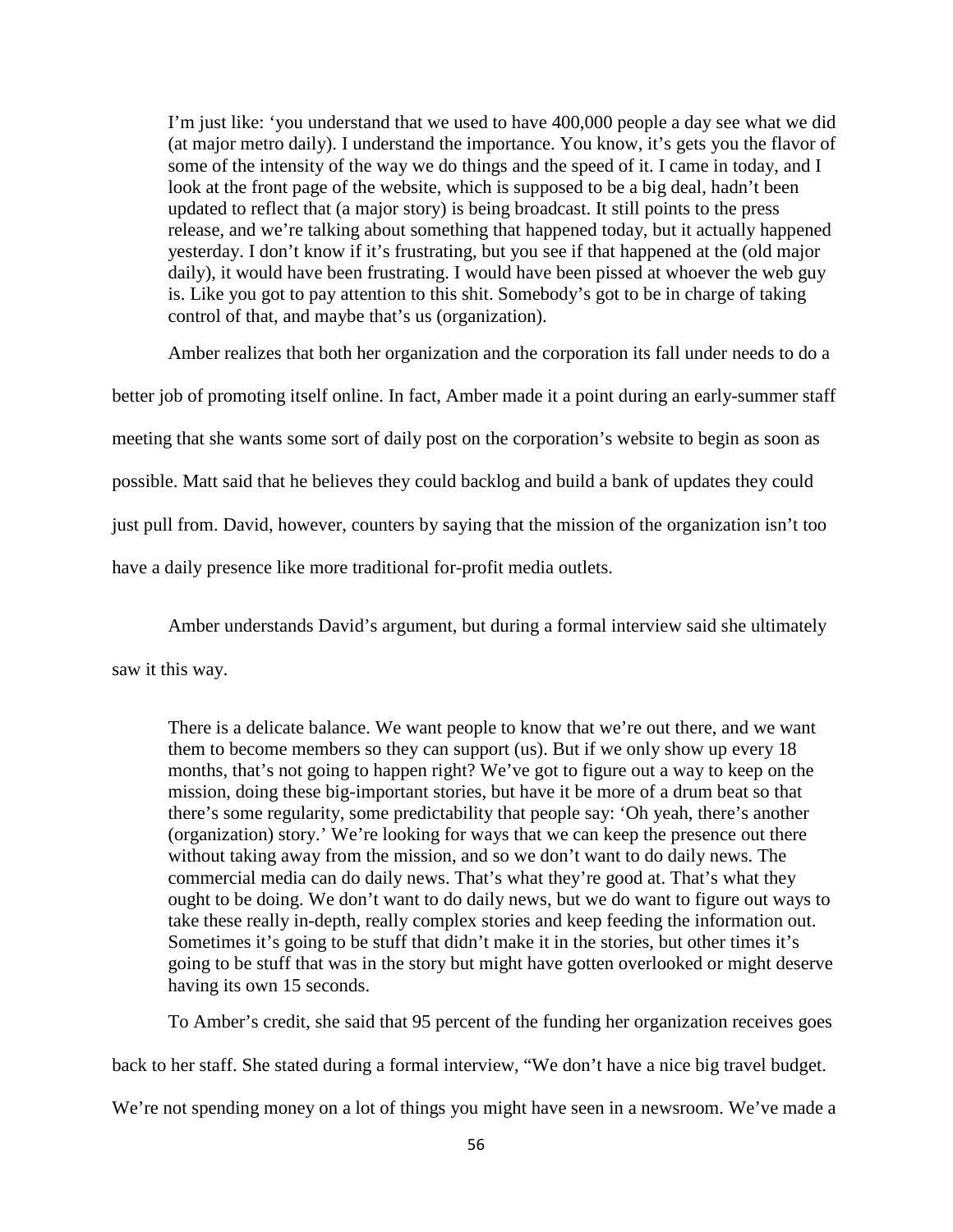> I'm just like: 'you understand that we used to have 400,000 people a day see what we did (at major metro daily). I understand the importance. You know, it's gets you the flavor of some of the intensity of the way we do things and the speed of it. I came in today, and I look at the front page of the website, which is supposed to be a big deal, hadn't been updated to reflect that (a major story) is being broadcast. It still points to the press release, and we're talking about something that happened today, but it actually happened yesterday. I don't know if it's frustrating, but you see if that happened at the (old major daily), it would have been frustrating. I would have been pissed at whoever the web guy is. Like you got to pay attention to this shit. Somebody's got to be in charge of taking control of that, and maybe that's us (organization).

Amber realizes that both her organization and the corporation its fall under needs to do a better job of promoting itself online. In fact, Amber made it a point during an early-summer staff meeting that she wants some sort of daily post on the corporation's website to begin as soon as possible. Matt said that he believes they could backlog and build a bank of updates they could just pull from. David, however, counters by saying that the mission of the organization isn't too have a daily presence like more traditional for-profit media outlets.

Amber understands David's argument, but during a formal interview said she ultimately saw it this way.

> There is a delicate balance. We want people to know that we're out there, and we want them to become members so they can support (us). But if we only show up every 18 months, that's not going to happen right? We've got to figure out a way to keep on the mission, doing these big-important stories, but have it be more of a drum beat so that there's some regularity, some predictability that people say: 'Oh yeah, there's another (organization) story.' We're looking for ways that we can keep the presence out there without taking away from the mission, and so we don't want to do daily news. The commercial media can do daily news. That's what they're good at. That's what they ought to be doing. We don't want to do daily news, but we do want to figure out ways to take these really in-depth, really complex stories and keep feeding the information out. Sometimes it's going to be stuff that didn't make it in the stories, but other times it's going to be stuff that was in the story but might have gotten overlooked or might deserve having its own 15 seconds.

To Amber's credit, she said that 95 percent of the funding her organization receives goes back to her staff. She stated during a formal interview, "We don't have a nice big travel budget. We're not spending money on a lot of things you might have seen in a newsroom. We've made a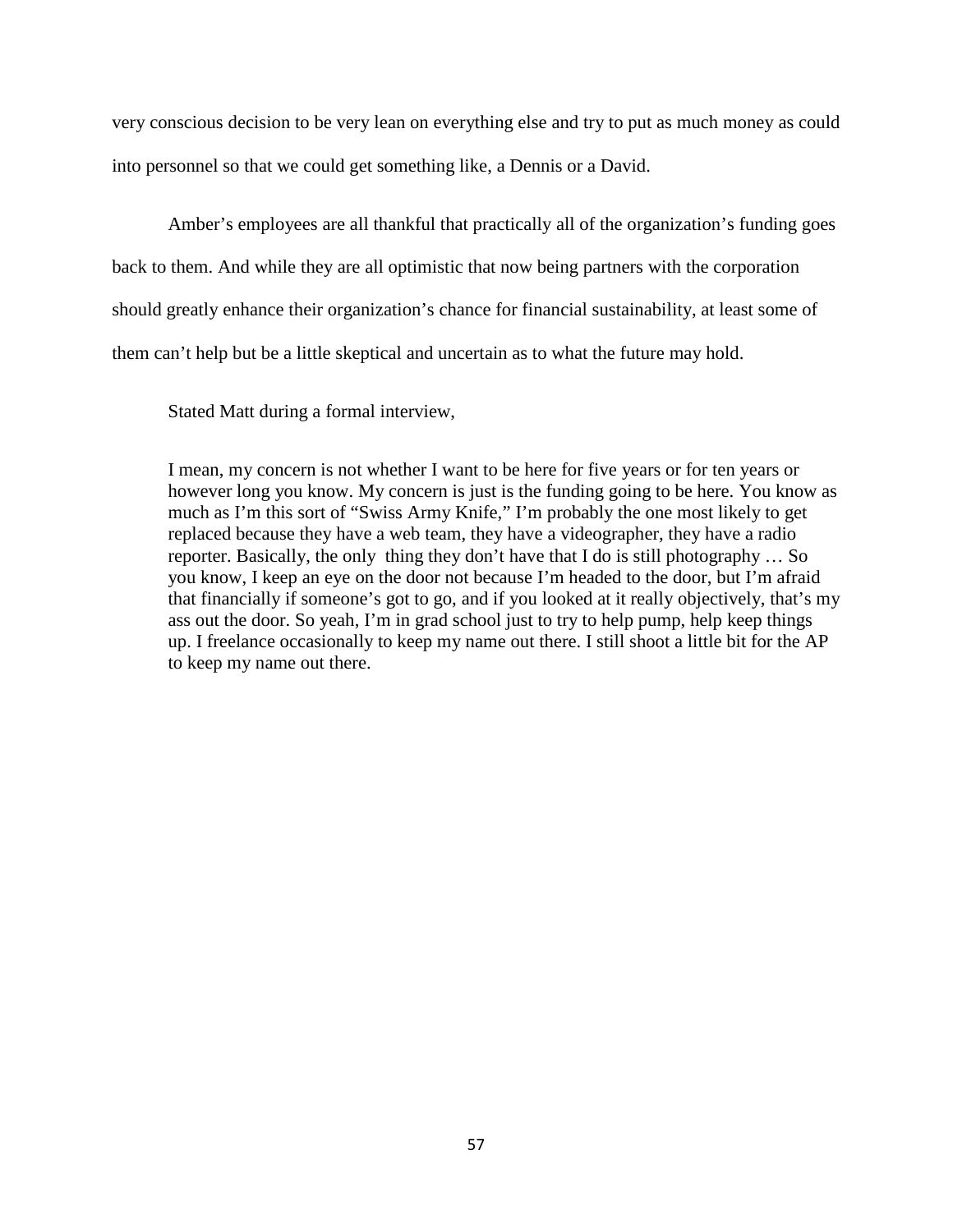very conscious decision to be very lean on everything else and try to put as much money as could into personnel so that we could get something like, a Dennis or a David.

Amber's employees are all thankful that practically all of the organization's funding goes back to them. And while they are all optimistic that now being partners with the corporation should greatly enhance their organization's chance for financial sustainability, at least some of them can't help but be a little skeptical and uncertain as to what the future may hold.

Stated Matt during a formal interview,

> I mean, my concern is not whether I want to be here for five years or for ten years or however long you know. My concern is just is the funding going to be here. You know as much as I'm this sort of "Swiss Army Knife," I'm probably the one most likely to get replaced because they have a web team, they have a videographer, they have a radio reporter. Basically, the only thing they don't have that I do is still photography … So you know, I keep an eye on the door not because I'm headed to the door, but I'm afraid that financially if someone's got to go, and if you looked at it really objectively, that's my ass out the door. So yeah, I'm in grad school just to try to help pump, help keep things up. I freelance occasionally to keep my name out there. I still shoot a little bit for the AP to keep my name out there.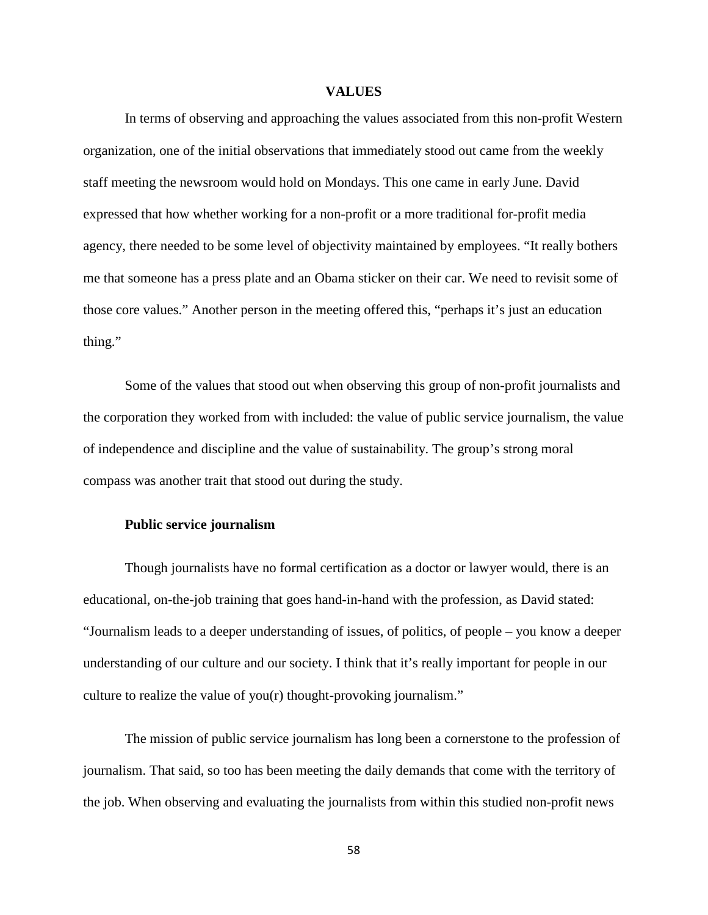## VALUES

In terms of observing and approaching the values associated from this non-profit Western organization, one of the initial observations that immediately stood out came from the weekly staff meeting the newsroom would hold on Mondays. This one came in early June. David expressed that how whether working for a non-profit or a more traditional for-profit media agency, there needed to be some level of objectivity maintained by employees. “It really bothers me that someone has a press plate and an Obama sticker on their car. We need to revisit some of those core values.” Another person in the meeting offered this, “perhaps it’s just an education thing.”

Some of the values that stood out when observing this group of non-profit journalists and the corporation they worked from with included: the value of public service journalism, the value of independence and discipline and the value of sustainability. The group’s strong moral compass was another trait that stood out during the study.

### Public service journalism

Though journalists have no formal certification as a doctor or lawyer would, there is an educational, on-the-job training that goes hand-in-hand with the profession, as David stated: “Journalism leads to a deeper understanding of issues, of politics, of people – you know a deeper understanding of our culture and our society. I think that it’s really important for people in our culture to realize the value of you(r) thought-provoking journalism.”

The mission of public service journalism has long been a cornerstone to the profession of journalism. That said, so too has been meeting the daily demands that come with the territory of the job. When observing and evaluating the journalists from within this studied non-profit news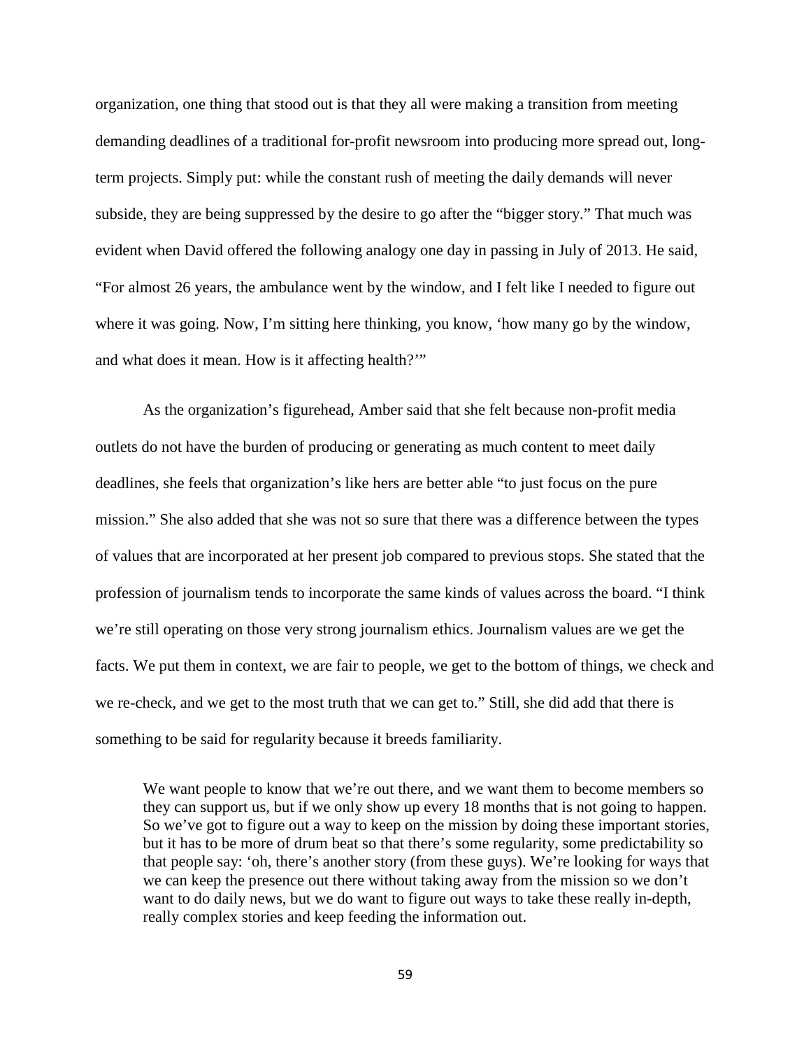organization, one thing that stood out is that they all were making a transition from meeting demanding deadlines of a traditional for-profit newsroom into producing more spread out, long-term projects. Simply put: while the constant rush of meeting the daily demands will never subside, they are being suppressed by the desire to go after the "bigger story." That much was evident when David offered the following analogy one day in passing in July of 2013. He said, "For almost 26 years, the ambulance went by the window, and I felt like I needed to figure out where it was going. Now, I'm sitting here thinking, you know, 'how many go by the window, and what does it mean. How is it affecting health?'"

As the organization's figurehead, Amber said that she felt because non-profit media outlets do not have the burden of producing or generating as much content to meet daily deadlines, she feels that organization's like hers are better able "to just focus on the pure mission." She also added that she was not so sure that there was a difference between the types of values that are incorporated at her present job compared to previous stops. She stated that the profession of journalism tends to incorporate the same kinds of values across the board. "I think we're still operating on those very strong journalism ethics. Journalism values are we get the facts. We put them in context, we are fair to people, we get to the bottom of things, we check and we re-check, and we get to the most truth that we can get to." Still, she did add that there is something to be said for regularity because it breeds familiarity.

> We want people to know that we're out there, and we want them to become members so they can support us, but if we only show up every 18 months that is not going to happen. So we've got to figure out a way to keep on the mission by doing these important stories, but it has to be more of drum beat so that there's some regularity, some predictability so that people say: 'oh, there's another story (from these guys). We're looking for ways that we can keep the presence out there without taking away from the mission so we don't want to do daily news, but we do want to figure out ways to take these really in-depth, really complex stories and keep feeding the information out.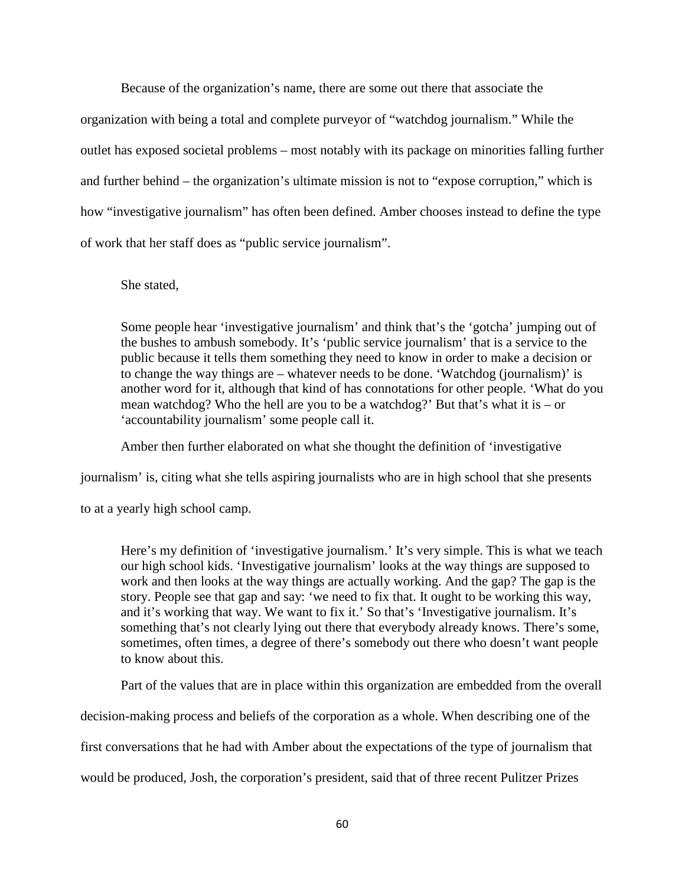Because of the organization's name, there are some out there that associate the organization with being a total and complete purveyor of "watchdog journalism." While the outlet has exposed societal problems – most notably with its package on minorities falling further and further behind – the organization's ultimate mission is not to "expose corruption," which is how "investigative journalism" has often been defined. Amber chooses instead to define the type of work that her staff does as "public service journalism".

She stated,

> Some people hear 'investigative journalism' and think that's the 'gotcha' jumping out of the bushes to ambush somebody. It's 'public service journalism' that is a service to the public because it tells them something they need to know in order to make a decision or to change the way things are – whatever needs to be done. 'Watchdog (journalism)' is another word for it, although that kind of has connotations for other people. 'What do you mean watchdog? Who the hell are you to be a watchdog?' But that's what it is – or 'accountability journalism' some people call it.

Amber then further elaborated on what she thought the definition of 'investigative journalism' is, citing what she tells aspiring journalists who are in high school that she presents to at a yearly high school camp.

> Here's my definition of 'investigative journalism.' It's very simple. This is what we teach our high school kids. 'Investigative journalism' looks at the way things are supposed to work and then looks at the way things are actually working. And the gap? The gap is the story. People see that gap and say: 'we need to fix that. It ought to be working this way, and it's working that way. We want to fix it.' So that's 'Investigative journalism. It's something that's not clearly lying out there that everybody already knows. There's some, sometimes, often times, a degree of there's somebody out there who doesn't want people to know about this.

Part of the values that are in place within this organization are embedded from the overall decision-making process and beliefs of the corporation as a whole. When describing one of the first conversations that he had with Amber about the expectations of the type of journalism that would be produced, Josh, the corporation's president, said that of three recent Pulitzer Prizes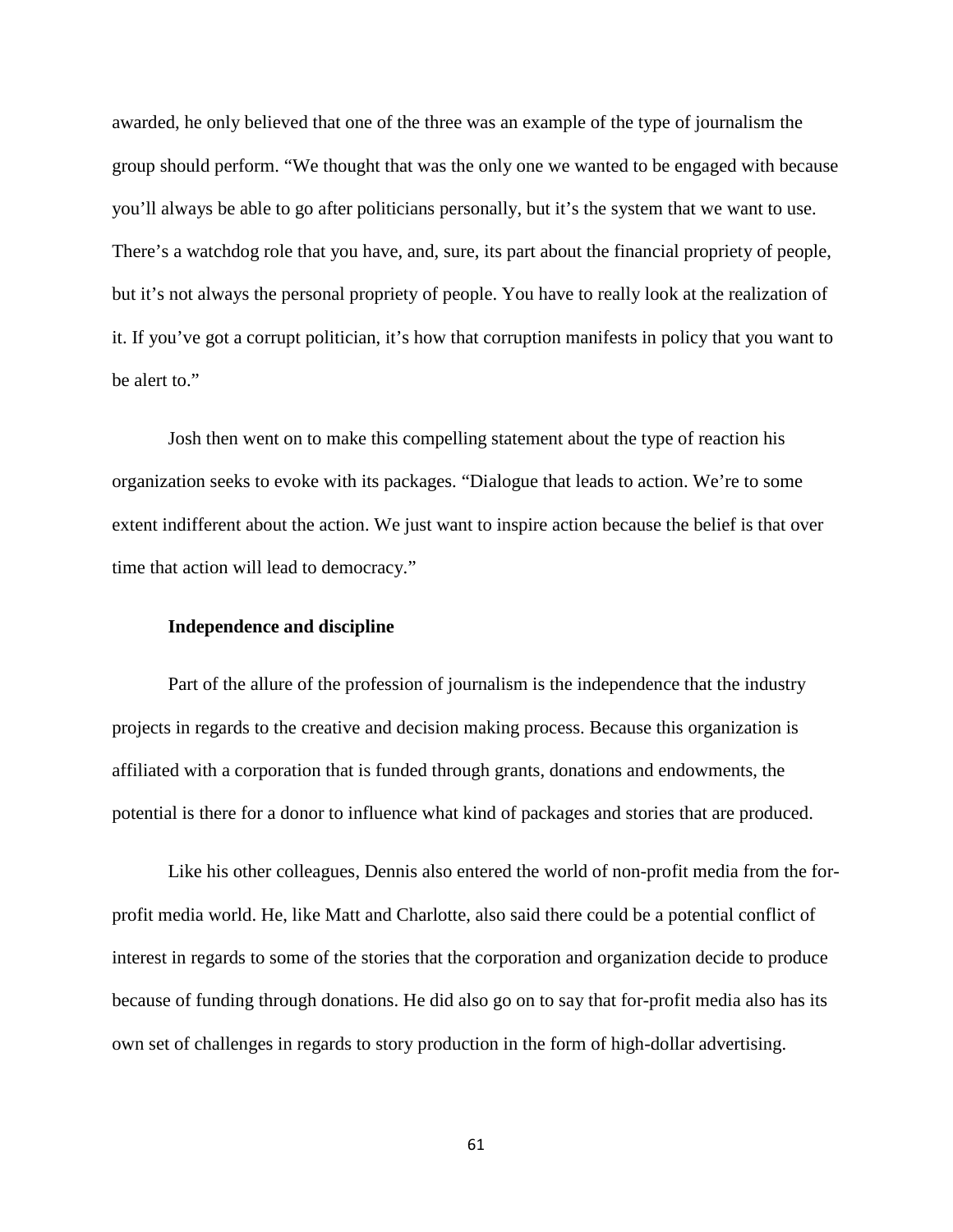awarded, he only believed that one of the three was an example of the type of journalism the group should perform. "We thought that was the only one we wanted to be engaged with because you'll always be able to go after politicians personally, but it's the system that we want to use. There's a watchdog role that you have, and, sure, its part about the financial propriety of people, but it's not always the personal propriety of people. You have to really look at the realization of it. If you've got a corrupt politician, it's how that corruption manifests in policy that you want to be alert to."

Josh then went on to make this compelling statement about the type of reaction his organization seeks to evoke with its packages. "Dialogue that leads to action. We're to some extent indifferent about the action. We just want to inspire action because the belief is that over time that action will lead to democracy."

**Independence and discipline**

Part of the allure of the profession of journalism is the independence that the industry projects in regards to the creative and decision making process. Because this organization is affiliated with a corporation that is funded through grants, donations and endowments, the potential is there for a donor to influence what kind of packages and stories that are produced.

Like his other colleagues, Dennis also entered the world of non-profit media from the for-profit media world. He, like Matt and Charlotte, also said there could be a potential conflict of interest in regards to some of the stories that the corporation and organization decide to produce because of funding through donations. He did also go on to say that for-profit media also has its own set of challenges in regards to story production in the form of high-dollar advertising.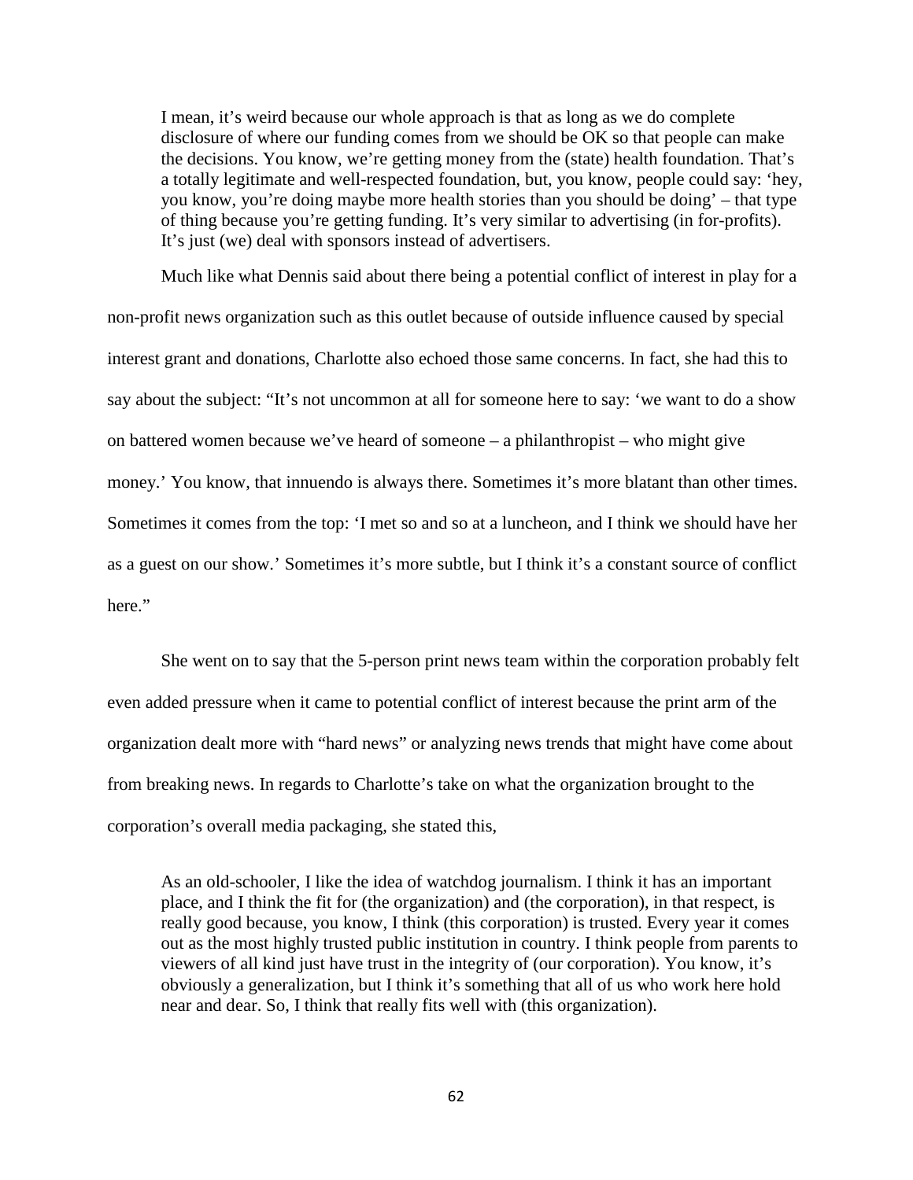> I mean, it's weird because our whole approach is that as long as we do complete disclosure of where our funding comes from we should be OK so that people can make the decisions. You know, we're getting money from the (state) health foundation. That's a totally legitimate and well-respected foundation, but, you know, people could say: 'hey, you know, you're doing maybe more health stories than you should be doing' – that type of thing because you're getting funding. It's very similar to advertising (in for-profits). It's just (we) deal with sponsors instead of advertisers.

Much like what Dennis said about there being a potential conflict of interest in play for a non-profit news organization such as this outlet because of outside influence caused by special interest grant and donations, Charlotte also echoed those same concerns. In fact, she had this to say about the subject: "It's not uncommon at all for someone here to say: 'we want to do a show on battered women because we've heard of someone – a philanthropist – who might give money.' You know, that innuendo is always there. Sometimes it's more blatant than other times. Sometimes it comes from the top: 'I met so and so at a luncheon, and I think we should have her as a guest on our show.' Sometimes it's more subtle, but I think it's a constant source of conflict here."

She went on to say that the 5-person print news team within the corporation probably felt even added pressure when it came to potential conflict of interest because the print arm of the organization dealt more with "hard news" or analyzing news trends that might have come about from breaking news. In regards to Charlotte's take on what the organization brought to the corporation's overall media packaging, she stated this,

> As an old-schooler, I like the idea of watchdog journalism. I think it has an important place, and I think the fit for (the organization) and (the corporation), in that respect, is really good because, you know, I think (this corporation) is trusted. Every year it comes out as the most highly trusted public institution in country. I think people from parents to viewers of all kind just have trust in the integrity of (our corporation). You know, it's obviously a generalization, but I think it's something that all of us who work here hold near and dear. So, I think that really fits well with (this organization).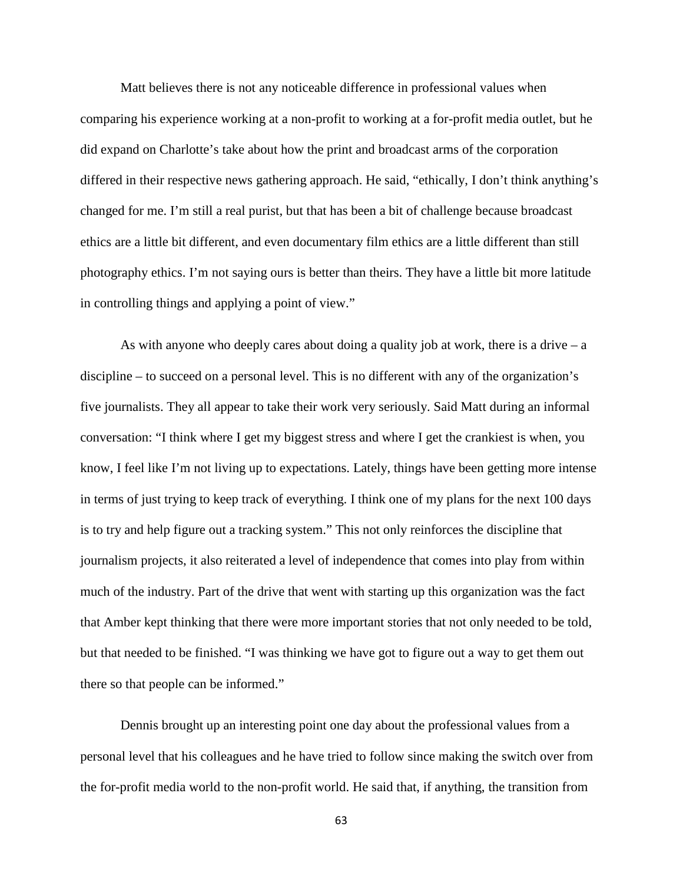Matt believes there is not any noticeable difference in professional values when comparing his experience working at a non-profit to working at a for-profit media outlet, but he did expand on Charlotte's take about how the print and broadcast arms of the corporation differed in their respective news gathering approach. He said, "ethically, I don't think anything's changed for me. I'm still a real purist, but that has been a bit of challenge because broadcast ethics are a little bit different, and even documentary film ethics are a little different than still photography ethics. I'm not saying ours is better than theirs. They have a little bit more latitude in controlling things and applying a point of view."

As with anyone who deeply cares about doing a quality job at work, there is a drive – a discipline – to succeed on a personal level. This is no different with any of the organization's five journalists. They all appear to take their work very seriously. Said Matt during an informal conversation: "I think where I get my biggest stress and where I get the crankiest is when, you know, I feel like I'm not living up to expectations. Lately, things have been getting more intense in terms of just trying to keep track of everything. I think one of my plans for the next 100 days is to try and help figure out a tracking system." This not only reinforces the discipline that journalism projects, it also reiterated a level of independence that comes into play from within much of the industry. Part of the drive that went with starting up this organization was the fact that Amber kept thinking that there were more important stories that not only needed to be told, but that needed to be finished. "I was thinking we have got to figure out a way to get them out there so that people can be informed."

Dennis brought up an interesting point one day about the professional values from a personal level that his colleagues and he have tried to follow since making the switch over from the for-profit media world to the non-profit world. He said that, if anything, the transition from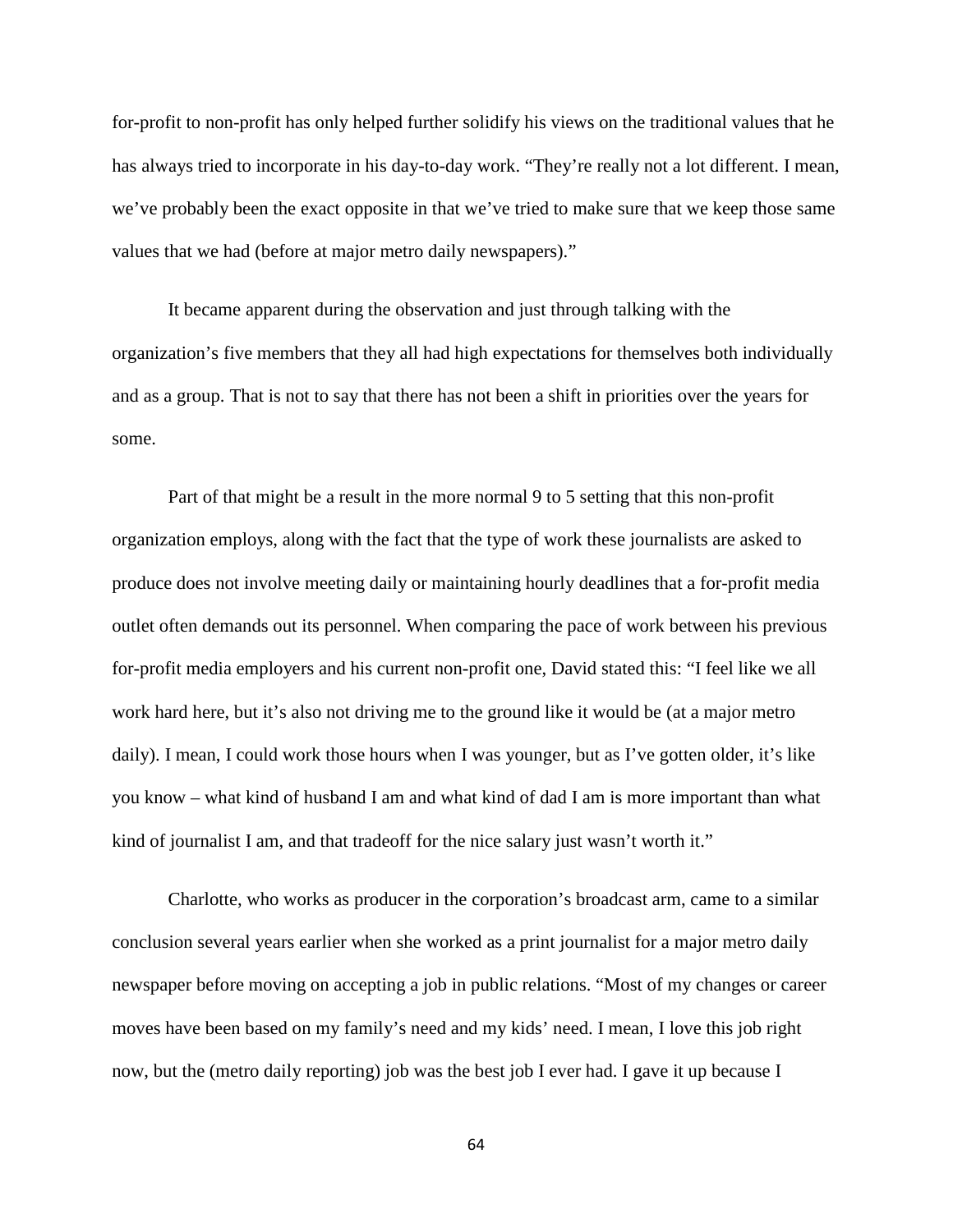for-profit to non-profit has only helped further solidify his views on the traditional values that he has always tried to incorporate in his day-to-day work. "They're really not a lot different. I mean, we've probably been the exact opposite in that we've tried to make sure that we keep those same values that we had (before at major metro daily newspapers)."

It became apparent during the observation and just through talking with the organization's five members that they all had high expectations for themselves both individually and as a group. That is not to say that there has not been a shift in priorities over the years for some.

Part of that might be a result in the more normal 9 to 5 setting that this non-profit organization employs, along with the fact that the type of work these journalists are asked to produce does not involve meeting daily or maintaining hourly deadlines that a for-profit media outlet often demands out its personnel. When comparing the pace of work between his previous for-profit media employers and his current non-profit one, David stated this: "I feel like we all work hard here, but it's also not driving me to the ground like it would be (at a major metro daily). I mean, I could work those hours when I was younger, but as I've gotten older, it's like you know – what kind of husband I am and what kind of dad I am is more important than what kind of journalist I am, and that tradeoff for the nice salary just wasn't worth it."

Charlotte, who works as producer in the corporation's broadcast arm, came to a similar conclusion several years earlier when she worked as a print journalist for a major metro daily newspaper before moving on accepting a job in public relations. "Most of my changes or career moves have been based on my family's need and my kids' need. I mean, I love this job right now, but the (metro daily reporting) job was the best job I ever had. I gave it up because I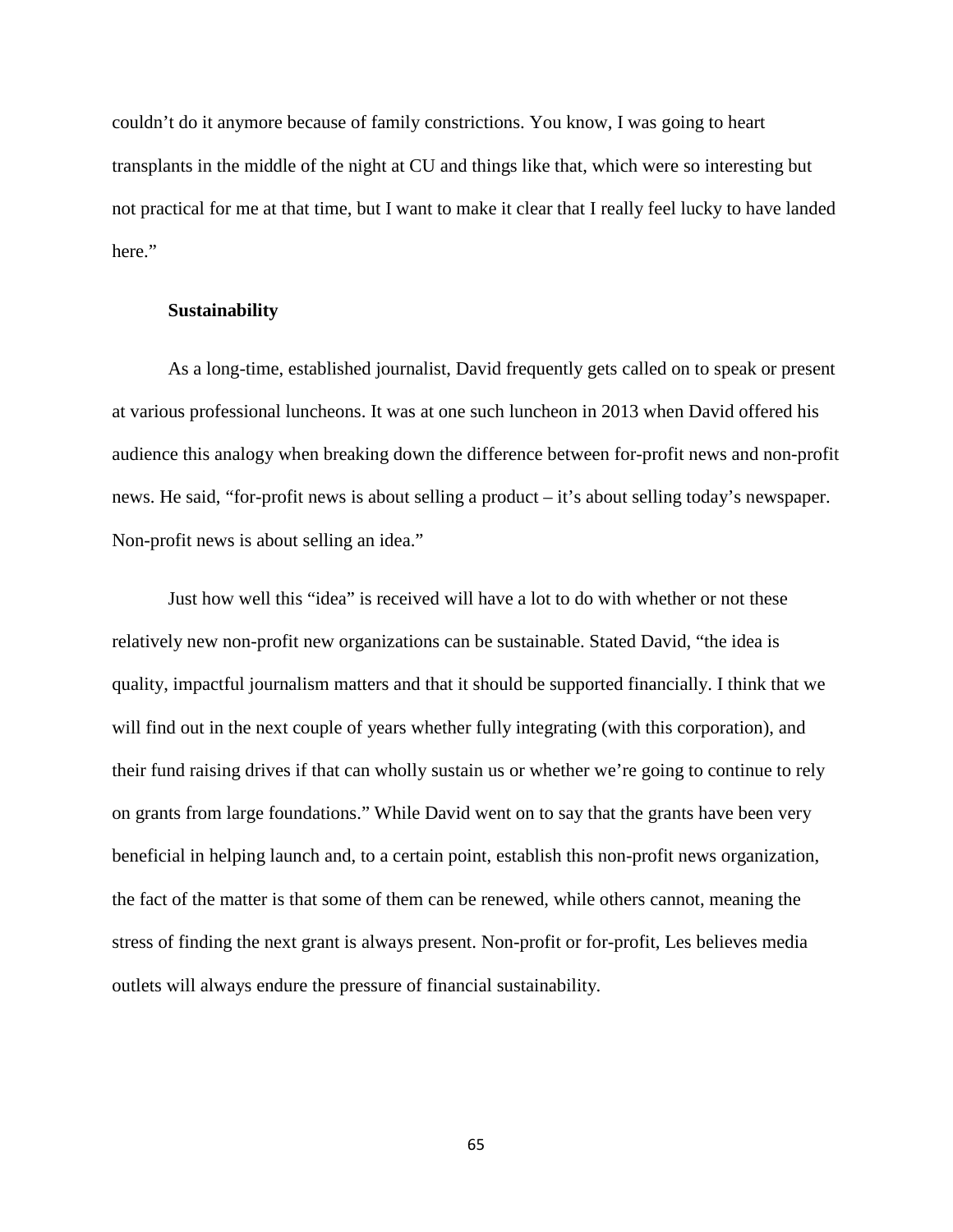couldn't do it anymore because of family constrictions. You know, I was going to heart transplants in the middle of the night at CU and things like that, which were so interesting but not practical for me at that time, but I want to make it clear that I really feel lucky to have landed here."

### Sustainability

As a long-time, established journalist, David frequently gets called on to speak or present at various professional luncheons. It was at one such luncheon in 2013 when David offered his audience this analogy when breaking down the difference between for-profit news and non-profit news. He said, "for-profit news is about selling a product – it's about selling today's newspaper. Non-profit news is about selling an idea."

Just how well this "idea" is received will have a lot to do with whether or not these relatively new non-profit new organizations can be sustainable. Stated David, "the idea is quality, impactful journalism matters and that it should be supported financially. I think that we will find out in the next couple of years whether fully integrating (with this corporation), and their fund raising drives if that can wholly sustain us or whether we're going to continue to rely on grants from large foundations." While David went on to say that the grants have been very beneficial in helping launch and, to a certain point, establish this non-profit news organization, the fact of the matter is that some of them can be renewed, while others cannot, meaning the stress of finding the next grant is always present. Non-profit or for-profit, Les believes media outlets will always endure the pressure of financial sustainability.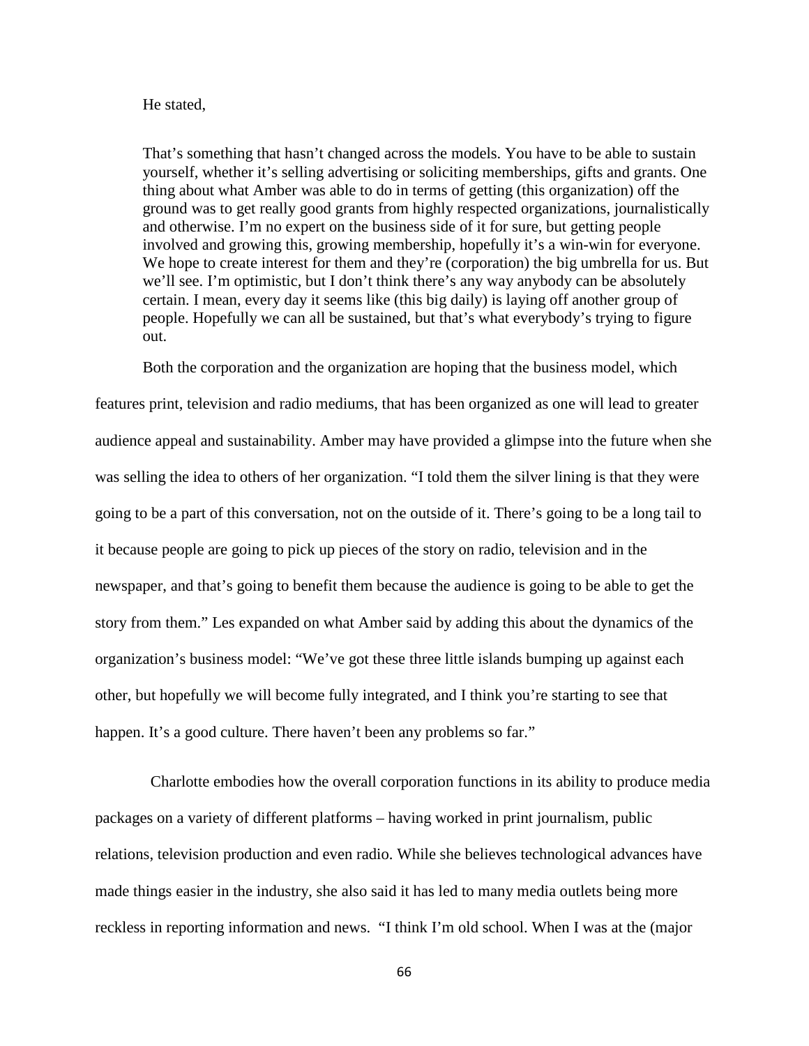He stated,

> That's something that hasn't changed across the models. You have to be able to sustain yourself, whether it's selling advertising or soliciting memberships, gifts and grants. One thing about what Amber was able to do in terms of getting (this organization) off the ground was to get really good grants from highly respected organizations, journalistically and otherwise. I'm no expert on the business side of it for sure, but getting people involved and growing this, growing membership, hopefully it's a win-win for everyone. We hope to create interest for them and they're (corporation) the big umbrella for us. But we'll see. I'm optimistic, but I don't think there's any way anybody can be absolutely certain. I mean, every day it seems like (this big daily) is laying off another group of people. Hopefully we can all be sustained, but that's what everybody's trying to figure out.

Both the corporation and the organization are hoping that the business model, which features print, television and radio mediums, that has been organized as one will lead to greater audience appeal and sustainability. Amber may have provided a glimpse into the future when she was selling the idea to others of her organization. "I told them the silver lining is that they were going to be a part of this conversation, not on the outside of it. There's going to be a long tail to it because people are going to pick up pieces of the story on radio, television and in the newspaper, and that's going to benefit them because the audience is going to be able to get the story from them." Les expanded on what Amber said by adding this about the dynamics of the organization's business model: "We've got these three little islands bumping up against each other, but hopefully we will become fully integrated, and I think you're starting to see that happen. It's a good culture. There haven't been any problems so far."

Charlotte embodies how the overall corporation functions in its ability to produce media packages on a variety of different platforms – having worked in print journalism, public relations, television production and even radio. While she believes technological advances have made things easier in the industry, she also said it has led to many media outlets being more reckless in reporting information and news. "I think I'm old school. When I was at the (major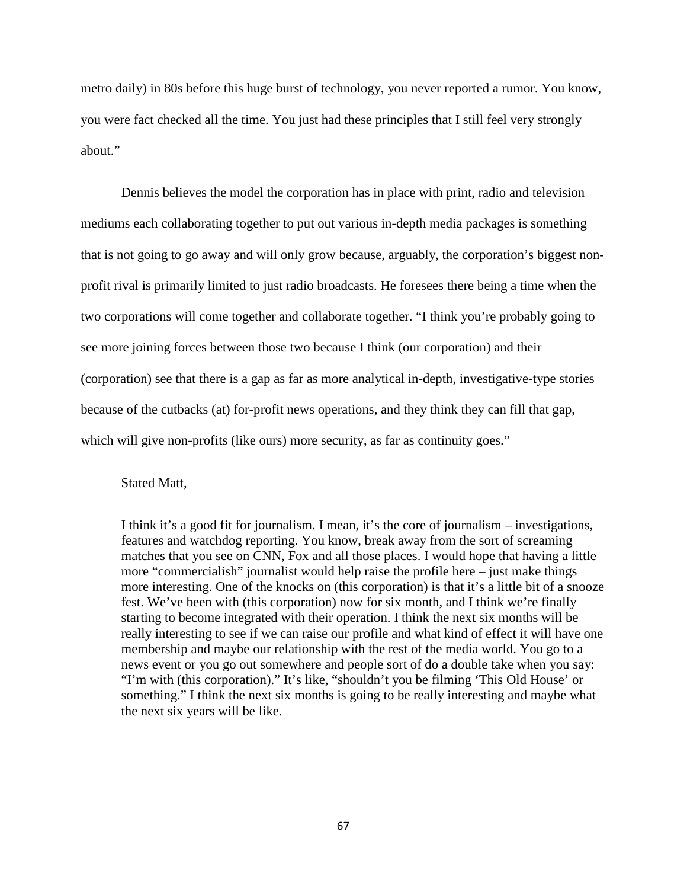metro daily) in 80s before this huge burst of technology, you never reported a rumor. You know, you were fact checked all the time. You just had these principles that I still feel very strongly about."

Dennis believes the model the corporation has in place with print, radio and television mediums each collaborating together to put out various in-depth media packages is something that is not going to go away and will only grow because, arguably, the corporation's biggest non-profit rival is primarily limited to just radio broadcasts. He foresees there being a time when the two corporations will come together and collaborate together. "I think you're probably going to see more joining forces between those two because I think (our corporation) and their (corporation) see that there is a gap as far as more analytical in-depth, investigative-type stories because of the cutbacks (at) for-profit news operations, and they think they can fill that gap, which will give non-profits (like ours) more security, as far as continuity goes."

Stated Matt,

> I think it's a good fit for journalism. I mean, it's the core of journalism – investigations, features and watchdog reporting. You know, break away from the sort of screaming matches that you see on CNN, Fox and all those places. I would hope that having a little more "commercialish" journalist would help raise the profile here – just make things more interesting. One of the knocks on (this corporation) is that it's a little bit of a snooze fest. We've been with (this corporation) now for six month, and I think we're finally starting to become integrated with their operation. I think the next six months will be really interesting to see if we can raise our profile and what kind of effect it will have one membership and maybe our relationship with the rest of the media world. You go to a news event or you go out somewhere and people sort of do a double take when you say: "I'm with (this corporation)." It's like, "shouldn't you be filming 'This Old House' or something." I think the next six months is going to be really interesting and maybe what the next six years will be like.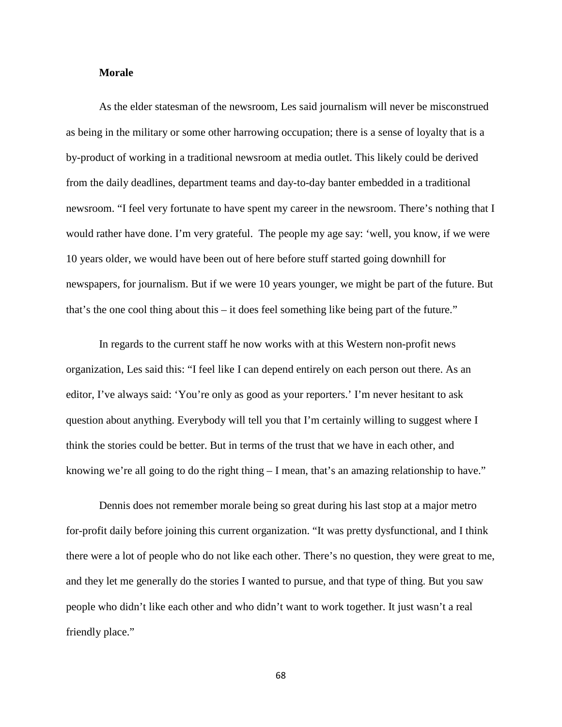**Morale**

As the elder statesman of the newsroom, Les said journalism will never be misconstrued as being in the military or some other harrowing occupation; there is a sense of loyalty that is a by-product of working in a traditional newsroom at media outlet. This likely could be derived from the daily deadlines, department teams and day-to-day banter embedded in a traditional newsroom. "I feel very fortunate to have spent my career in the newsroom. There's nothing that I would rather have done. I'm very grateful.  The people my age say: 'well, you know, if we were 10 years older, we would have been out of here before stuff started going downhill for newspapers, for journalism. But if we were 10 years younger, we might be part of the future. But that's the one cool thing about this – it does feel something like being part of the future."

In regards to the current staff he now works with at this Western non-profit news organization, Les said this: "I feel like I can depend entirely on each person out there. As an editor, I've always said: 'You're only as good as your reporters.' I'm never hesitant to ask question about anything. Everybody will tell you that I'm certainly willing to suggest where I think the stories could be better. But in terms of the trust that we have in each other, and knowing we're all going to do the right thing – I mean, that's an amazing relationship to have."

Dennis does not remember morale being so great during his last stop at a major metro for-profit daily before joining this current organization. "It was pretty dysfunctional, and I think there were a lot of people who do not like each other. There's no question, they were great to me, and they let me generally do the stories I wanted to pursue, and that type of thing. But you saw people who didn't like each other and who didn't want to work together. It just wasn't a real friendly place."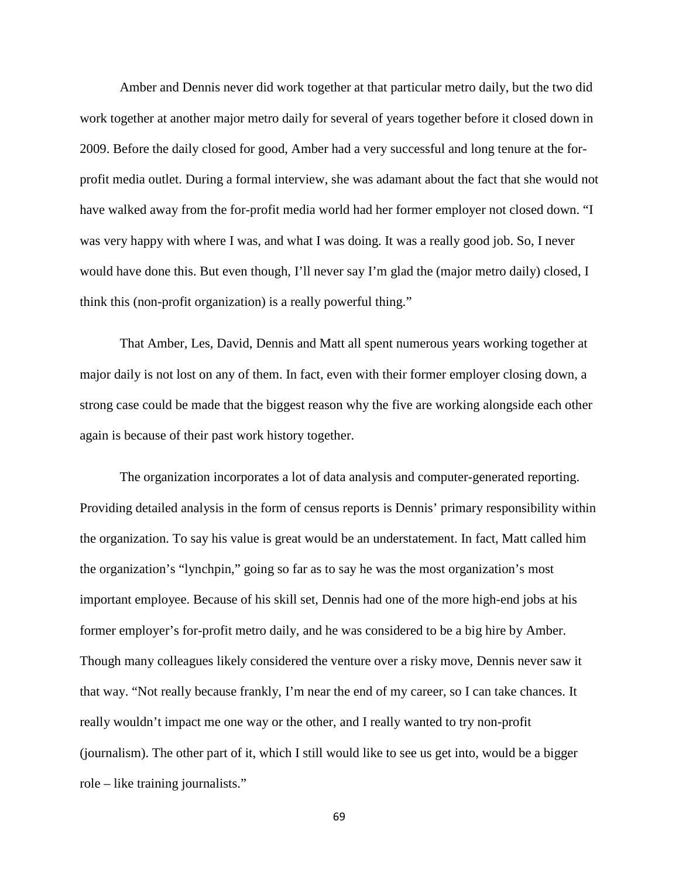Amber and Dennis never did work together at that particular metro daily, but the two did work together at another major metro daily for several of years together before it closed down in 2009. Before the daily closed for good, Amber had a very successful and long tenure at the for-profit media outlet. During a formal interview, she was adamant about the fact that she would not have walked away from the for-profit media world had her former employer not closed down. "I was very happy with where I was, and what I was doing. It was a really good job. So, I never would have done this. But even though, I'll never say I'm glad the (major metro daily) closed, I think this (non-profit organization) is a really powerful thing."

That Amber, Les, David, Dennis and Matt all spent numerous years working together at major daily is not lost on any of them. In fact, even with their former employer closing down, a strong case could be made that the biggest reason why the five are working alongside each other again is because of their past work history together.

The organization incorporates a lot of data analysis and computer-generated reporting. Providing detailed analysis in the form of census reports is Dennis' primary responsibility within the organization. To say his value is great would be an understatement. In fact, Matt called him the organization's "lynchpin," going so far as to say he was the most organization's most important employee. Because of his skill set, Dennis had one of the more high-end jobs at his former employer's for-profit metro daily, and he was considered to be a big hire by Amber. Though many colleagues likely considered the venture over a risky move, Dennis never saw it that way. "Not really because frankly, I'm near the end of my career, so I can take chances. It really wouldn't impact me one way or the other, and I really wanted to try non-profit (journalism). The other part of it, which I still would like to see us get into, would be a bigger role – like training journalists."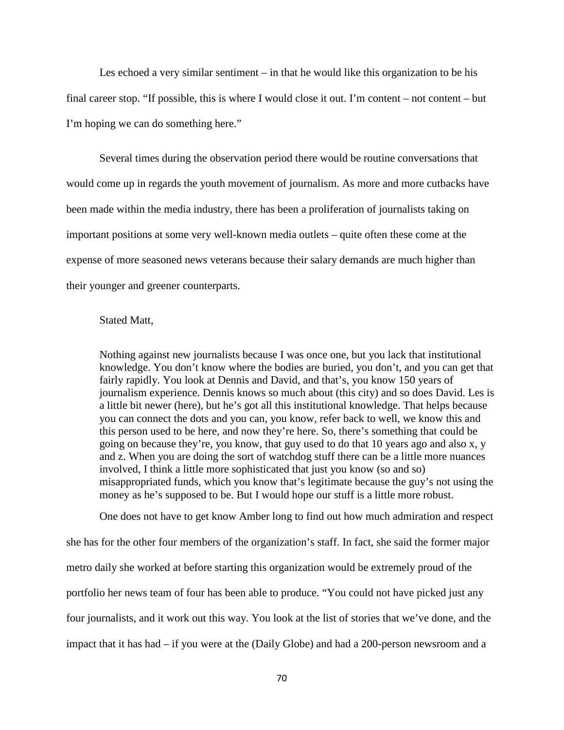Les echoed a very similar sentiment – in that he would like this organization to be his final career stop. “If possible, this is where I would close it out. I’m content – not content – but I’m hoping we can do something here.”

Several times during the observation period there would be routine conversations that would come up in regards the youth movement of journalism. As more and more cutbacks have been made within the media industry, there has been a proliferation of journalists taking on important positions at some very well-known media outlets – quite often these come at the expense of more seasoned news veterans because their salary demands are much higher than their younger and greener counterparts.

Stated Matt,

> Nothing against new journalists because I was once one, but you lack that institutional knowledge. You don’t know where the bodies are buried, you don’t, and you can get that fairly rapidly. You look at Dennis and David, and that’s, you know 150 years of journalism experience. Dennis knows so much about (this city) and so does David. Les is a little bit newer (here), but he’s got all this institutional knowledge. That helps because you can connect the dots and you can, you know, refer back to well, we know this and this person used to be here, and now they’re here. So, there’s something that could be going on because they’re, you know, that guy used to do that 10 years ago and also x, y and z. When you are doing the sort of watchdog stuff there can be a little more nuances involved, I think a little more sophisticated that just you know (so and so) misappropriated funds, which you know that’s legitimate because the guy’s not using the money as he’s supposed to be. But I would hope our stuff is a little more robust.

One does not have to get know Amber long to find out how much admiration and respect she has for the other four members of the organization’s staff. In fact, she said the former major metro daily she worked at before starting this organization would be extremely proud of the portfolio her news team of four has been able to produce. “You could not have picked just any four journalists, and it work out this way. You look at the list of stories that we’ve done, and the impact that it has had – if you were at the (Daily Globe) and had a 200-person newsroom and a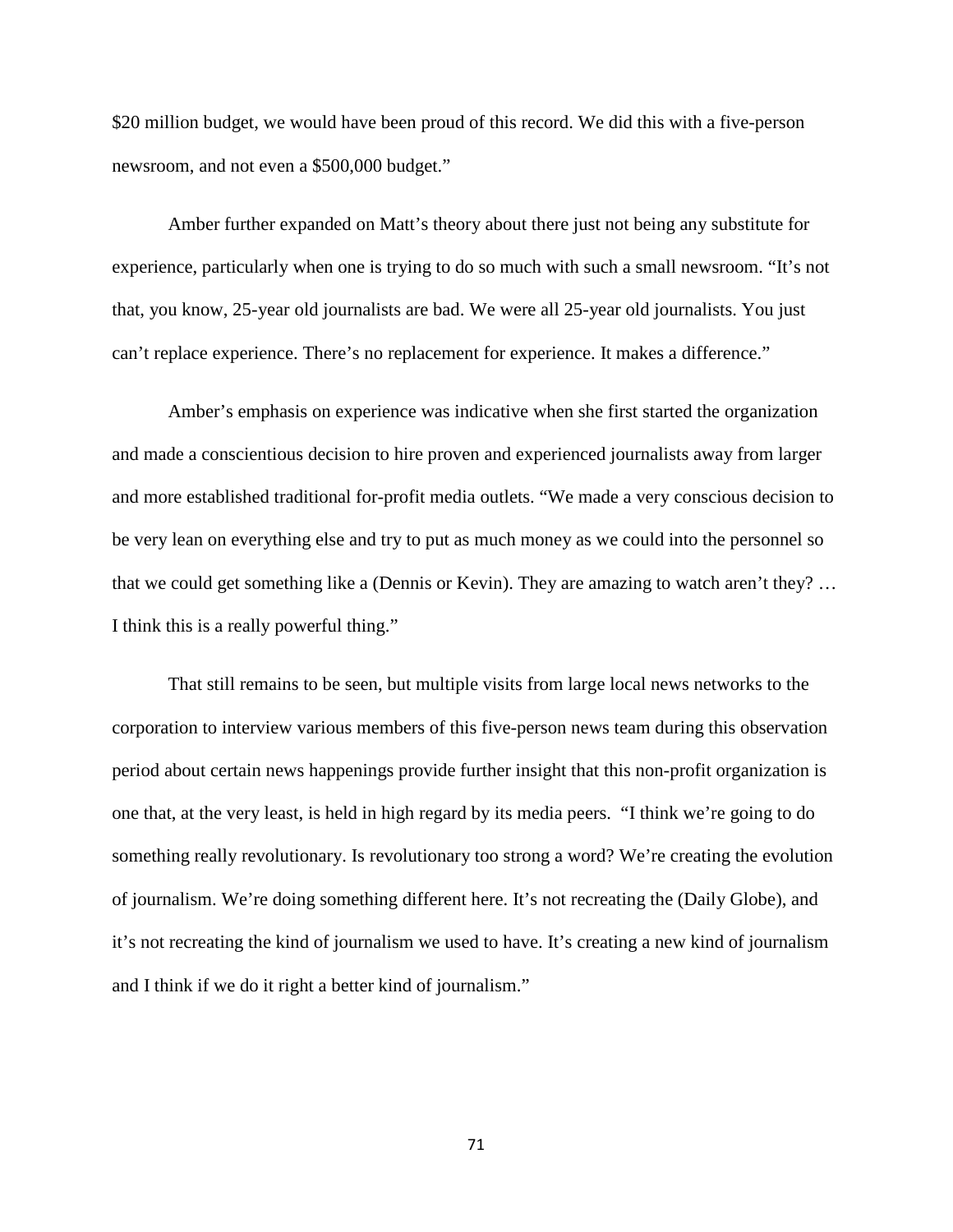$20 million budget, we would have been proud of this record. We did this with a five-person newsroom, and not even a $500,000 budget."

Amber further expanded on Matt's theory about there just not being any substitute for experience, particularly when one is trying to do so much with such a small newsroom. "It's not that, you know, 25-year old journalists are bad. We were all 25-year old journalists. You just can't replace experience. There's no replacement for experience. It makes a difference."

Amber's emphasis on experience was indicative when she first started the organization and made a conscientious decision to hire proven and experienced journalists away from larger and more established traditional for-profit media outlets. "We made a very conscious decision to be very lean on everything else and try to put as much money as we could into the personnel so that we could get something like a (Dennis or Kevin). They are amazing to watch aren't they? … I think this is a really powerful thing."

That still remains to be seen, but multiple visits from large local news networks to the corporation to interview various members of this five-person news team during this observation period about certain news happenings provide further insight that this non-profit organization is one that, at the very least, is held in high regard by its media peers. "I think we're going to do something really revolutionary. Is revolutionary too strong a word? We're creating the evolution of journalism. We're doing something different here. It's not recreating the (Daily Globe), and it's not recreating the kind of journalism we used to have. It's creating a new kind of journalism and I think if we do it right a better kind of journalism."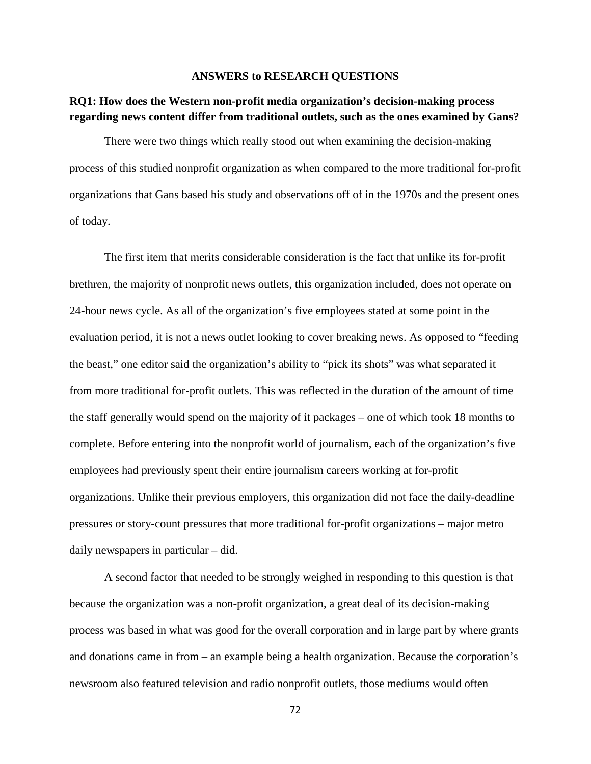## ANSWERS to RESEARCH QUESTIONS

**RQ1: How does the Western non-profit media organization's decision-making process regarding news content differ from traditional outlets, such as the ones examined by Gans?**

There were two things which really stood out when examining the decision-making process of this studied nonprofit organization as when compared to the more traditional for-profit organizations that Gans based his study and observations off of in the 1970s and the present ones of today.

The first item that merits considerable consideration is the fact that unlike its for-profit brethren, the majority of nonprofit news outlets, this organization included, does not operate on 24-hour news cycle. As all of the organization's five employees stated at some point in the evaluation period, it is not a news outlet looking to cover breaking news. As opposed to "feeding the beast," one editor said the organization's ability to "pick its shots" was what separated it from more traditional for-profit outlets. This was reflected in the duration of the amount of time the staff generally would spend on the majority of it packages – one of which took 18 months to complete. Before entering into the nonprofit world of journalism, each of the organization's five employees had previously spent their entire journalism careers working at for-profit organizations. Unlike their previous employers, this organization did not face the daily-deadline pressures or story-count pressures that more traditional for-profit organizations – major metro daily newspapers in particular – did.

A second factor that needed to be strongly weighed in responding to this question is that because the organization was a non-profit organization, a great deal of its decision-making process was based in what was good for the overall corporation and in large part by where grants and donations came in from – an example being a health organization. Because the corporation's newsroom also featured television and radio nonprofit outlets, those mediums would often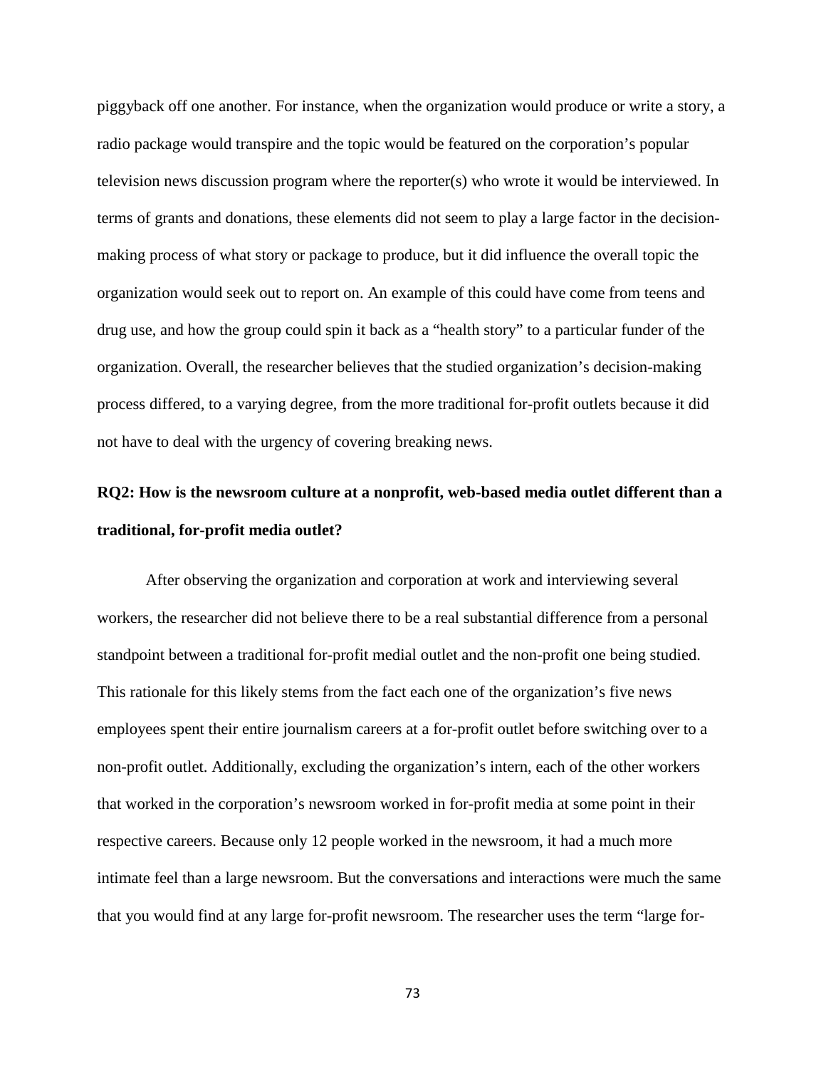piggyback off one another. For instance, when the organization would produce or write a story, a radio package would transpire and the topic would be featured on the corporation's popular television news discussion program where the reporter(s) who wrote it would be interviewed. In terms of grants and donations, these elements did not seem to play a large factor in the decision-making process of what story or package to produce, but it did influence the overall topic the organization would seek out to report on. An example of this could have come from teens and drug use, and how the group could spin it back as a "health story" to a particular funder of the organization. Overall, the researcher believes that the studied organization's decision-making process differed, to a varying degree, from the more traditional for-profit outlets because it did not have to deal with the urgency of covering breaking news.

**RQ2: How is the newsroom culture at a nonprofit, web-based media outlet different than a traditional, for-profit media outlet?**

After observing the organization and corporation at work and interviewing several workers, the researcher did not believe there to be a real substantial difference from a personal standpoint between a traditional for-profit medial outlet and the non-profit one being studied. This rationale for this likely stems from the fact each one of the organization's five news employees spent their entire journalism careers at a for-profit outlet before switching over to a non-profit outlet. Additionally, excluding the organization's intern, each of the other workers that worked in the corporation's newsroom worked in for-profit media at some point in their respective careers. Because only 12 people worked in the newsroom, it had a much more intimate feel than a large newsroom. But the conversations and interactions were much the same that you would find at any large for-profit newsroom. The researcher uses the term "large for-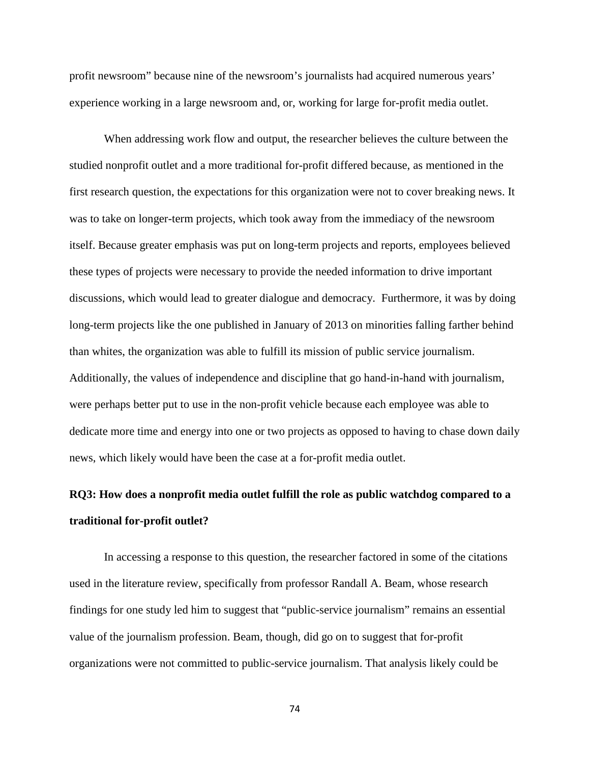profit newsroom" because nine of the newsroom's journalists had acquired numerous years' experience working in a large newsroom and, or, working for large for-profit media outlet.

When addressing work flow and output, the researcher believes the culture between the studied nonprofit outlet and a more traditional for-profit differed because, as mentioned in the first research question, the expectations for this organization were not to cover breaking news. It was to take on longer-term projects, which took away from the immediacy of the newsroom itself. Because greater emphasis was put on long-term projects and reports, employees believed these types of projects were necessary to provide the needed information to drive important discussions, which would lead to greater dialogue and democracy. Furthermore, it was by doing long-term projects like the one published in January of 2013 on minorities falling farther behind than whites, the organization was able to fulfill its mission of public service journalism. Additionally, the values of independence and discipline that go hand-in-hand with journalism, were perhaps better put to use in the non-profit vehicle because each employee was able to dedicate more time and energy into one or two projects as opposed to having to chase down daily news, which likely would have been the case at a for-profit media outlet.

**RQ3: How does a nonprofit media outlet fulfill the role as public watchdog compared to a traditional for-profit outlet?**

In accessing a response to this question, the researcher factored in some of the citations used in the literature review, specifically from professor Randall A. Beam, whose research findings for one study led him to suggest that "public-service journalism" remains an essential value of the journalism profession. Beam, though, did go on to suggest that for-profit organizations were not committed to public-service journalism. That analysis likely could be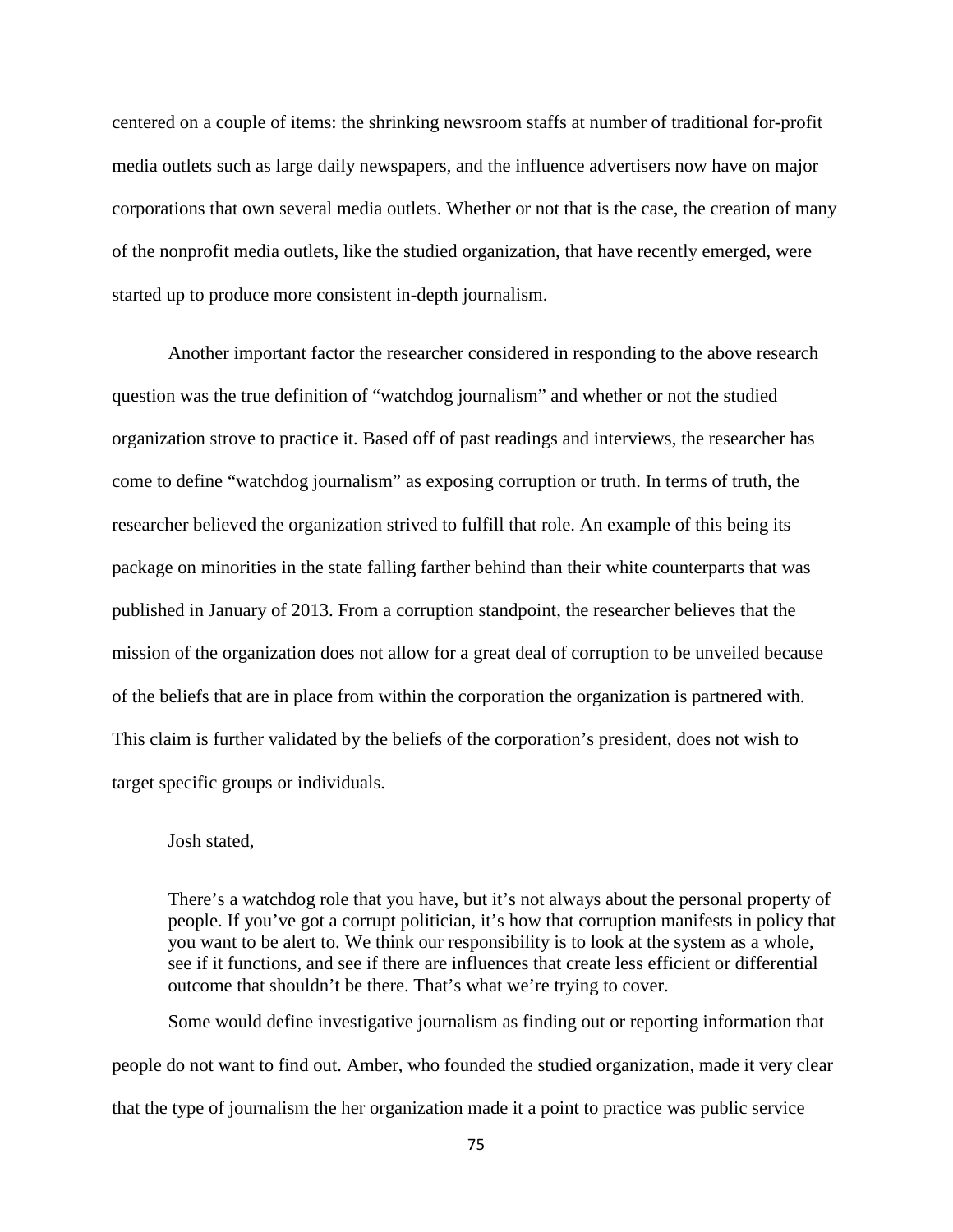centered on a couple of items: the shrinking newsroom staffs at number of traditional for-profit media outlets such as large daily newspapers, and the influence advertisers now have on major corporations that own several media outlets. Whether or not that is the case, the creation of many of the nonprofit media outlets, like the studied organization, that have recently emerged, were started up to produce more consistent in-depth journalism.

Another important factor the researcher considered in responding to the above research question was the true definition of "watchdog journalism" and whether or not the studied organization strove to practice it. Based off of past readings and interviews, the researcher has come to define "watchdog journalism" as exposing corruption or truth. In terms of truth, the researcher believed the organization strived to fulfill that role. An example of this being its package on minorities in the state falling farther behind than their white counterparts that was published in January of 2013. From a corruption standpoint, the researcher believes that the mission of the organization does not allow for a great deal of corruption to be unveiled because of the beliefs that are in place from within the corporation the organization is partnered with. This claim is further validated by the beliefs of the corporation's president, does not wish to target specific groups or individuals.

Josh stated,

> There's a watchdog role that you have, but it's not always about the personal property of people. If you've got a corrupt politician, it's how that corruption manifests in policy that you want to be alert to. We think our responsibility is to look at the system as a whole, see if it functions, and see if there are influences that create less efficient or differential outcome that shouldn't be there. That's what we're trying to cover.

Some would define investigative journalism as finding out or reporting information that people do not want to find out. Amber, who founded the studied organization, made it very clear that the type of journalism the her organization made it a point to practice was public service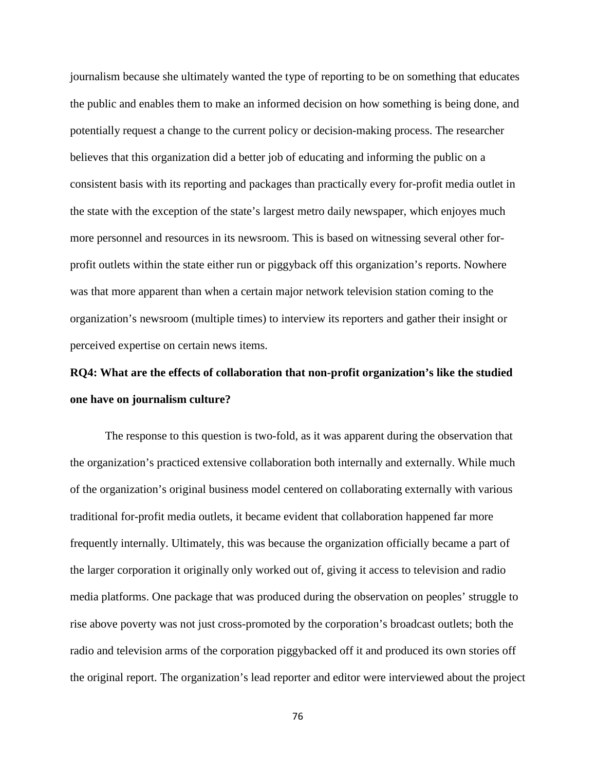journalism because she ultimately wanted the type of reporting to be on something that educates the public and enables them to make an informed decision on how something is being done, and potentially request a change to the current policy or decision-making process. The researcher believes that this organization did a better job of educating and informing the public on a consistent basis with its reporting and packages than practically every for-profit media outlet in the state with the exception of the state's largest metro daily newspaper, which enjoyes much more personnel and resources in its newsroom. This is based on witnessing several other for-profit outlets within the state either run or piggyback off this organization's reports. Nowhere was that more apparent than when a certain major network television station coming to the organization's newsroom (multiple times) to interview its reporters and gather their insight or perceived expertise on certain news items.

**RQ4: What are the effects of collaboration that non-profit organization's like the studied one have on journalism culture?**

The response to this question is two-fold, as it was apparent during the observation that the organization's practiced extensive collaboration both internally and externally. While much of the organization's original business model centered on collaborating externally with various traditional for-profit media outlets, it became evident that collaboration happened far more frequently internally. Ultimately, this was because the organization officially became a part of the larger corporation it originally only worked out of, giving it access to television and radio media platforms. One package that was produced during the observation on peoples' struggle to rise above poverty was not just cross-promoted by the corporation's broadcast outlets; both the radio and television arms of the corporation piggybacked off it and produced its own stories off the original report. The organization's lead reporter and editor were interviewed about the project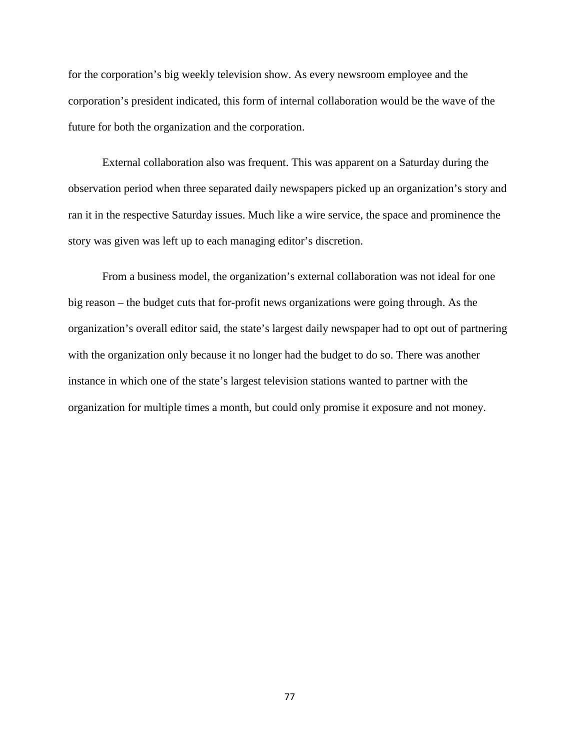for the corporation’s big weekly television show. As every newsroom employee and the corporation’s president indicated, this form of internal collaboration would be the wave of the future for both the organization and the corporation.

External collaboration also was frequent. This was apparent on a Saturday during the observation period when three separated daily newspapers picked up an organization’s story and ran it in the respective Saturday issues. Much like a wire service, the space and prominence the story was given was left up to each managing editor’s discretion.

From a business model, the organization’s external collaboration was not ideal for one big reason – the budget cuts that for-profit news organizations were going through. As the organization’s overall editor said, the state’s largest daily newspaper had to opt out of partnering with the organization only because it no longer had the budget to do so. There was another instance in which one of the state’s largest television stations wanted to partner with the organization for multiple times a month, but could only promise it exposure and not money.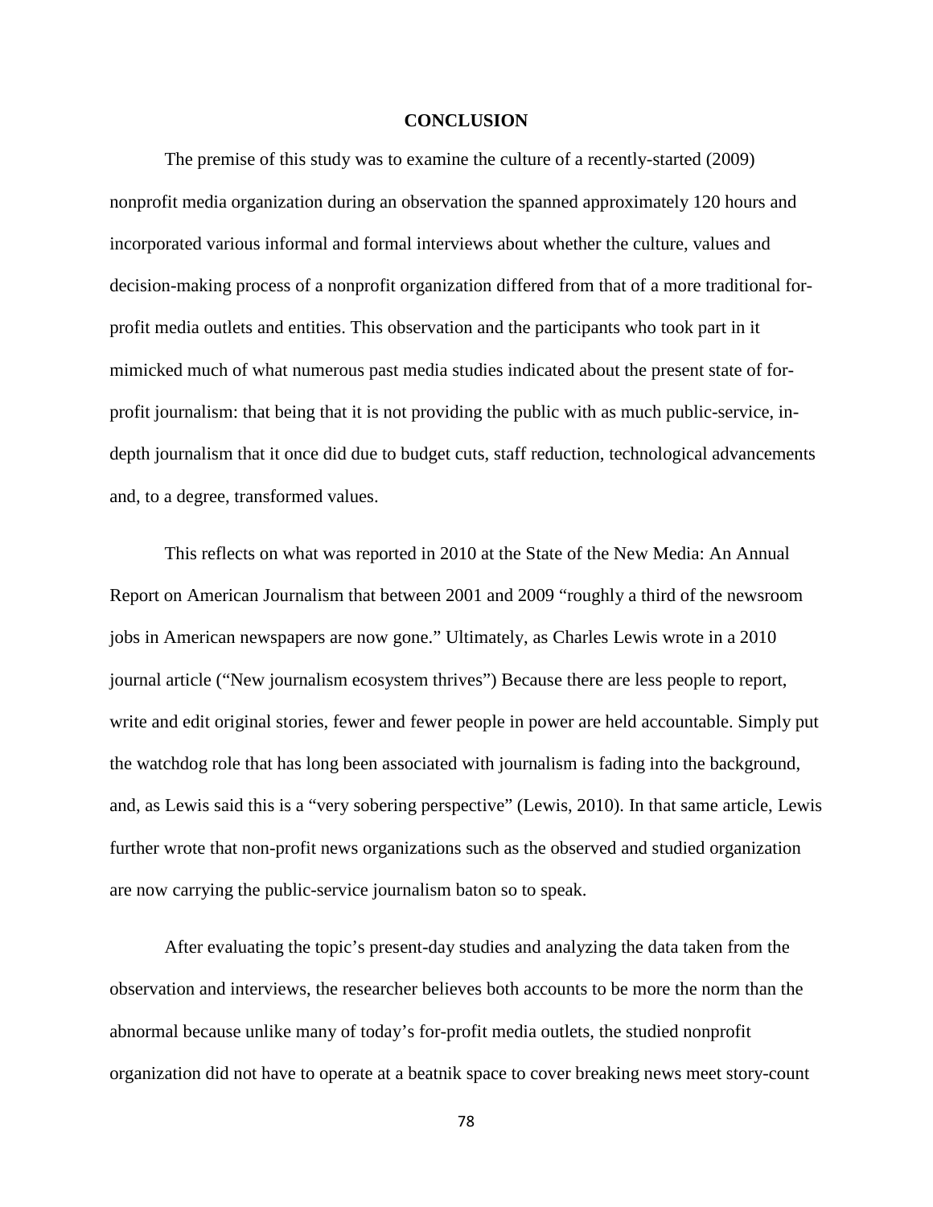# CONCLUSION

The premise of this study was to examine the culture of a recently-started (2009) nonprofit media organization during an observation the spanned approximately 120 hours and incorporated various informal and formal interviews about whether the culture, values and decision-making process of a nonprofit organization differed from that of a more traditional for-profit media outlets and entities. This observation and the participants who took part in it mimicked much of what numerous past media studies indicated about the present state of for-profit journalism: that being that it is not providing the public with as much public-service, in-depth journalism that it once did due to budget cuts, staff reduction, technological advancements and, to a degree, transformed values.

This reflects on what was reported in 2010 at the State of the New Media: An Annual Report on American Journalism that between 2001 and 2009 "roughly a third of the newsroom jobs in American newspapers are now gone." Ultimately, as Charles Lewis wrote in a 2010 journal article ("New journalism ecosystem thrives") Because there are less people to report, write and edit original stories, fewer and fewer people in power are held accountable. Simply put the watchdog role that has long been associated with journalism is fading into the background, and, as Lewis said this is a "very sobering perspective" (Lewis, 2010). In that same article, Lewis further wrote that non-profit news organizations such as the observed and studied organization are now carrying the public-service journalism baton so to speak.

After evaluating the topic's present-day studies and analyzing the data taken from the observation and interviews, the researcher believes both accounts to be more the norm than the abnormal because unlike many of today's for-profit media outlets, the studied nonprofit organization did not have to operate at a beatnik space to cover breaking news meet story-count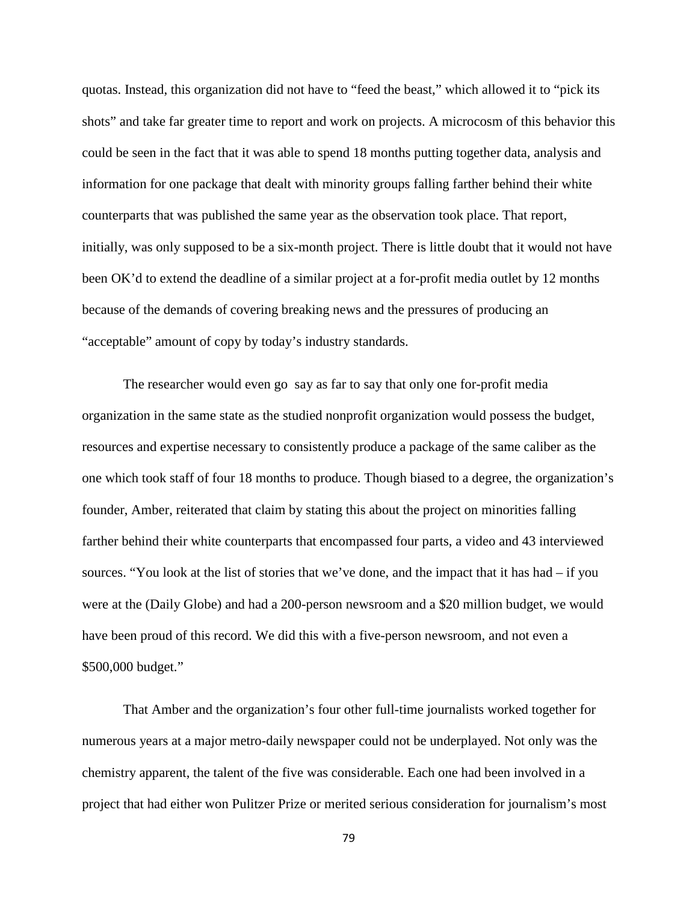quotas. Instead, this organization did not have to "feed the beast," which allowed it to "pick its shots" and take far greater time to report and work on projects. A microcosm of this behavior this could be seen in the fact that it was able to spend 18 months putting together data, analysis and information for one package that dealt with minority groups falling farther behind their white counterparts that was published the same year as the observation took place. That report, initially, was only supposed to be a six-month project. There is little doubt that it would not have been OK'd to extend the deadline of a similar project at a for-profit media outlet by 12 months because of the demands of covering breaking news and the pressures of producing an "acceptable" amount of copy by today's industry standards.

The researcher would even go  say as far to say that only one for-profit media organization in the same state as the studied nonprofit organization would possess the budget, resources and expertise necessary to consistently produce a package of the same caliber as the one which took staff of four 18 months to produce. Though biased to a degree, the organization's founder, Amber, reiterated that claim by stating this about the project on minorities falling farther behind their white counterparts that encompassed four parts, a video and 43 interviewed sources. "You look at the list of stories that we've done, and the impact that it has had – if you were at the (Daily Globe) and had a 200-person newsroom and a $20 million budget, we would have been proud of this record. We did this with a five-person newsroom, and not even a $500,000 budget."

That Amber and the organization's four other full-time journalists worked together for numerous years at a major metro-daily newspaper could not be underplayed. Not only was the chemistry apparent, the talent of the five was considerable. Each one had been involved in a project that had either won Pulitzer Prize or merited serious consideration for journalism's most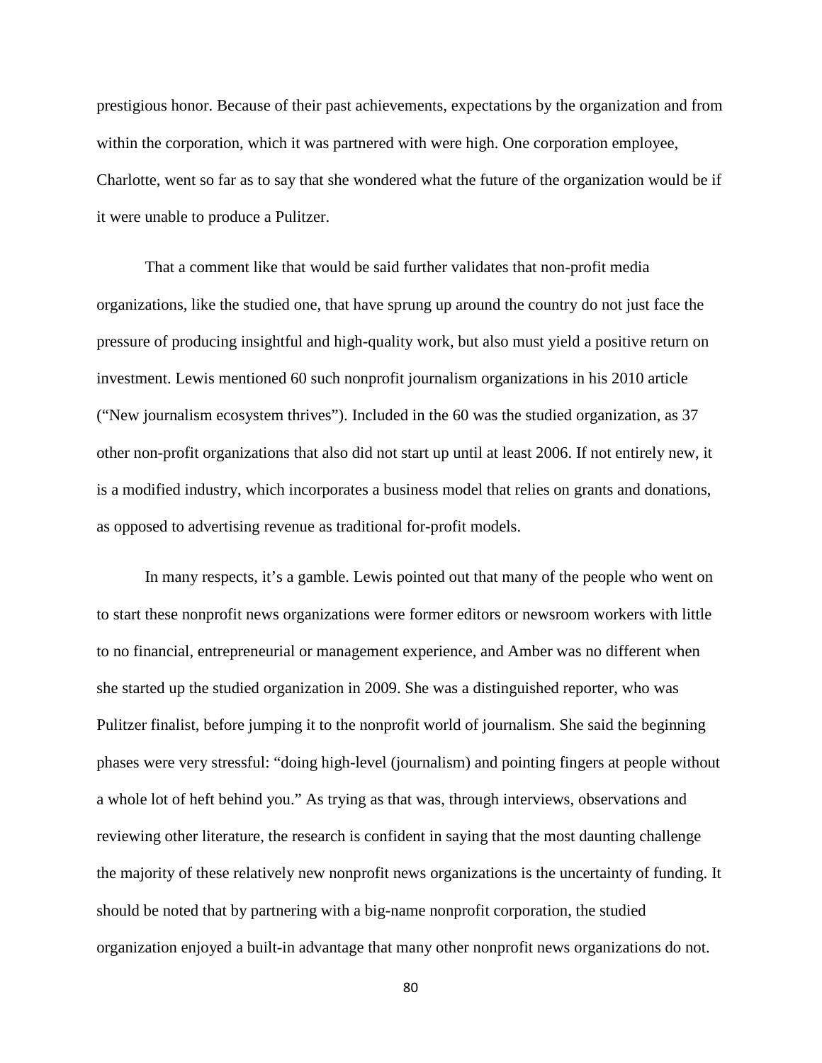prestigious honor. Because of their past achievements, expectations by the organization and from within the corporation, which it was partnered with were high. One corporation employee, Charlotte, went so far as to say that she wondered what the future of the organization would be if it were unable to produce a Pulitzer.

That a comment like that would be said further validates that non-profit media organizations, like the studied one, that have sprung up around the country do not just face the pressure of producing insightful and high-quality work, but also must yield a positive return on investment. Lewis mentioned 60 such nonprofit journalism organizations in his 2010 article ("New journalism ecosystem thrives"). Included in the 60 was the studied organization, as 37 other non-profit organizations that also did not start up until at least 2006. If not entirely new, it is a modified industry, which incorporates a business model that relies on grants and donations, as opposed to advertising revenue as traditional for-profit models.

In many respects, it's a gamble. Lewis pointed out that many of the people who went on to start these nonprofit news organizations were former editors or newsroom workers with little to no financial, entrepreneurial or management experience, and Amber was no different when she started up the studied organization in 2009. She was a distinguished reporter, who was Pulitzer finalist, before jumping it to the nonprofit world of journalism. She said the beginning phases were very stressful: "doing high-level (journalism) and pointing fingers at people without a whole lot of heft behind you." As trying as that was, through interviews, observations and reviewing other literature, the research is confident in saying that the most daunting challenge the majority of these relatively new nonprofit news organizations is the uncertainty of funding. It should be noted that by partnering with a big-name nonprofit corporation, the studied organization enjoyed a built-in advantage that many other nonprofit news organizations do not.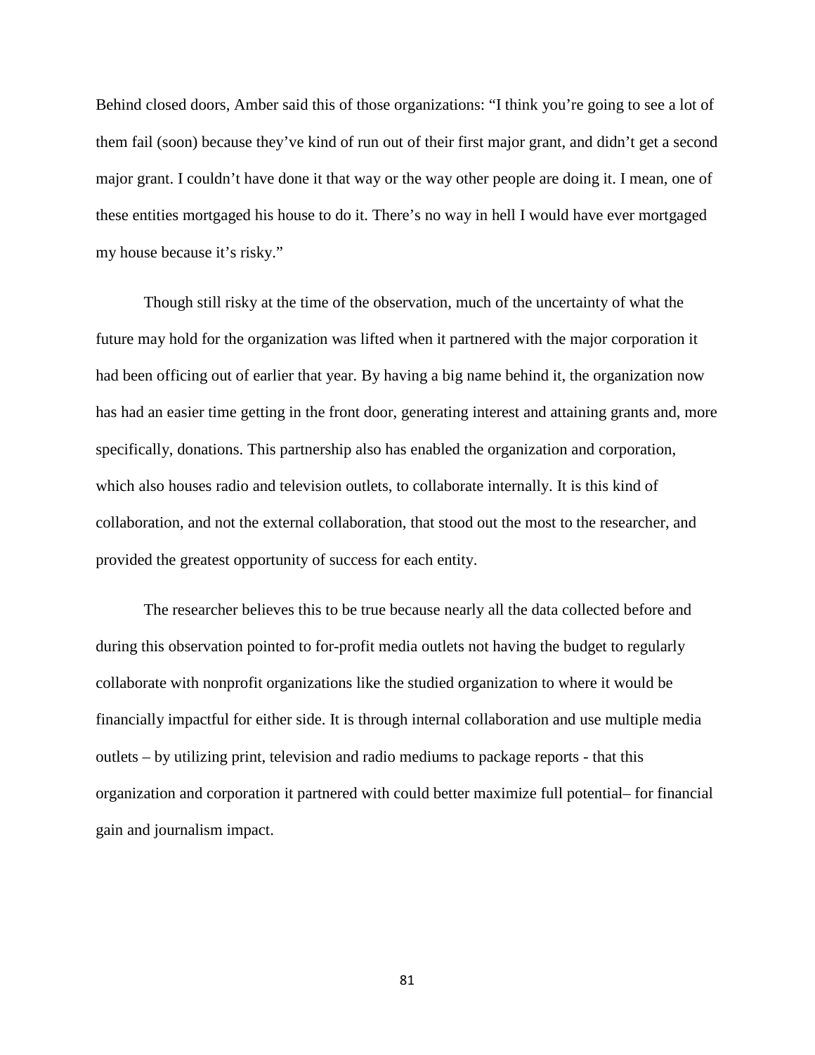Behind closed doors, Amber said this of those organizations: "I think you're going to see a lot of them fail (soon) because they've kind of run out of their first major grant, and didn't get a second major grant. I couldn't have done it that way or the way other people are doing it. I mean, one of these entities mortgaged his house to do it. There's no way in hell I would have ever mortgaged my house because it's risky."

Though still risky at the time of the observation, much of the uncertainty of what the future may hold for the organization was lifted when it partnered with the major corporation it had been officing out of earlier that year. By having a big name behind it, the organization now has had an easier time getting in the front door, generating interest and attaining grants and, more specifically, donations. This partnership also has enabled the organization and corporation, which also houses radio and television outlets, to collaborate internally. It is this kind of collaboration, and not the external collaboration, that stood out the most to the researcher, and provided the greatest opportunity of success for each entity.

The researcher believes this to be true because nearly all the data collected before and during this observation pointed to for-profit media outlets not having the budget to regularly collaborate with nonprofit organizations like the studied organization to where it would be financially impactful for either side. It is through internal collaboration and use multiple media outlets – by utilizing print, television and radio mediums to package reports - that this organization and corporation it partnered with could better maximize full potential– for financial gain and journalism impact.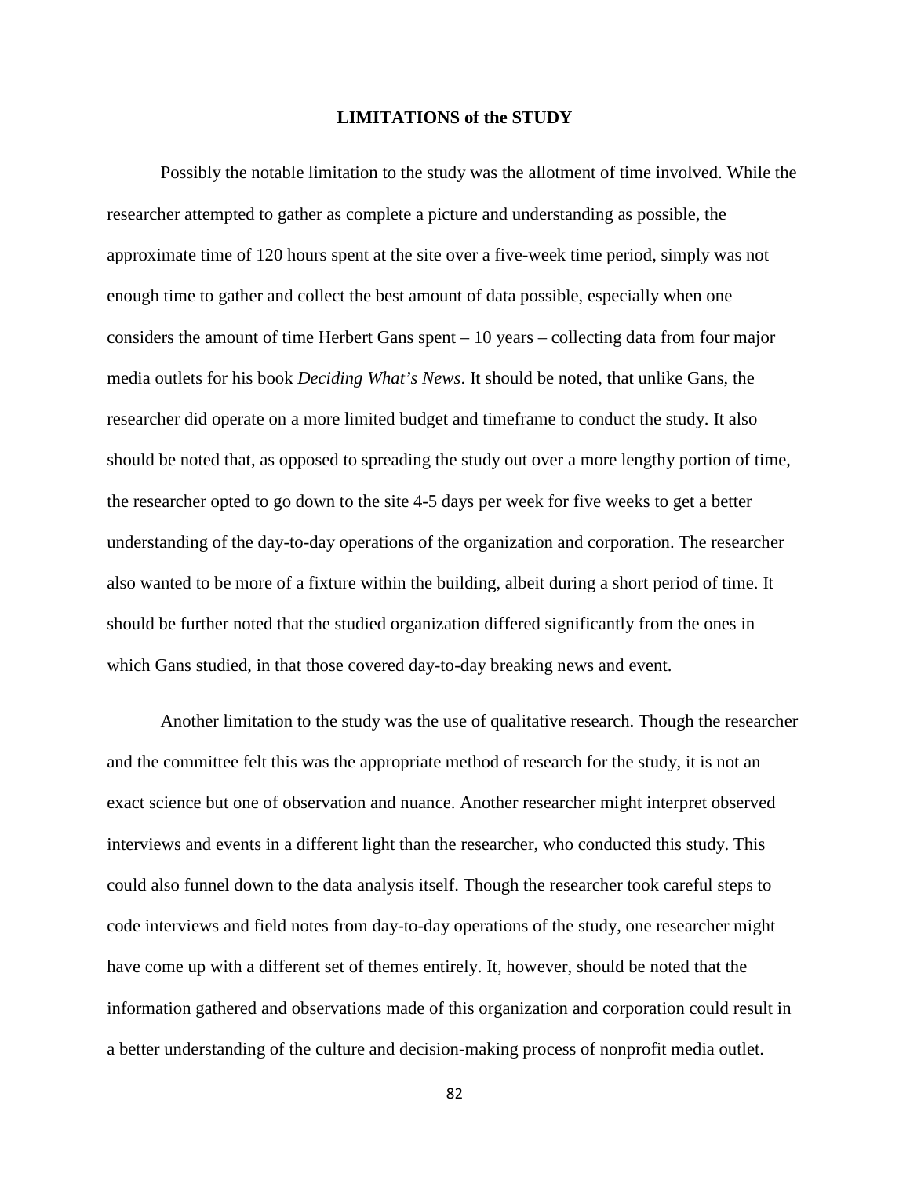## LIMITATIONS of the STUDY

Possibly the notable limitation to the study was the allotment of time involved. While the researcher attempted to gather as complete a picture and understanding as possible, the approximate time of 120 hours spent at the site over a five-week time period, simply was not enough time to gather and collect the best amount of data possible, especially when one considers the amount of time Herbert Gans spent – 10 years – collecting data from four major media outlets for his book *Deciding What's News*. It should be noted, that unlike Gans, the researcher did operate on a more limited budget and timeframe to conduct the study. It also should be noted that, as opposed to spreading the study out over a more lengthy portion of time, the researcher opted to go down to the site 4-5 days per week for five weeks to get a better understanding of the day-to-day operations of the organization and corporation. The researcher also wanted to be more of a fixture within the building, albeit during a short period of time. It should be further noted that the studied organization differed significantly from the ones in which Gans studied, in that those covered day-to-day breaking news and event.

Another limitation to the study was the use of qualitative research. Though the researcher and the committee felt this was the appropriate method of research for the study, it is not an exact science but one of observation and nuance. Another researcher might interpret observed interviews and events in a different light than the researcher, who conducted this study. This could also funnel down to the data analysis itself. Though the researcher took careful steps to code interviews and field notes from day-to-day operations of the study, one researcher might have come up with a different set of themes entirely. It, however, should be noted that the information gathered and observations made of this organization and corporation could result in a better understanding of the culture and decision-making process of nonprofit media outlet.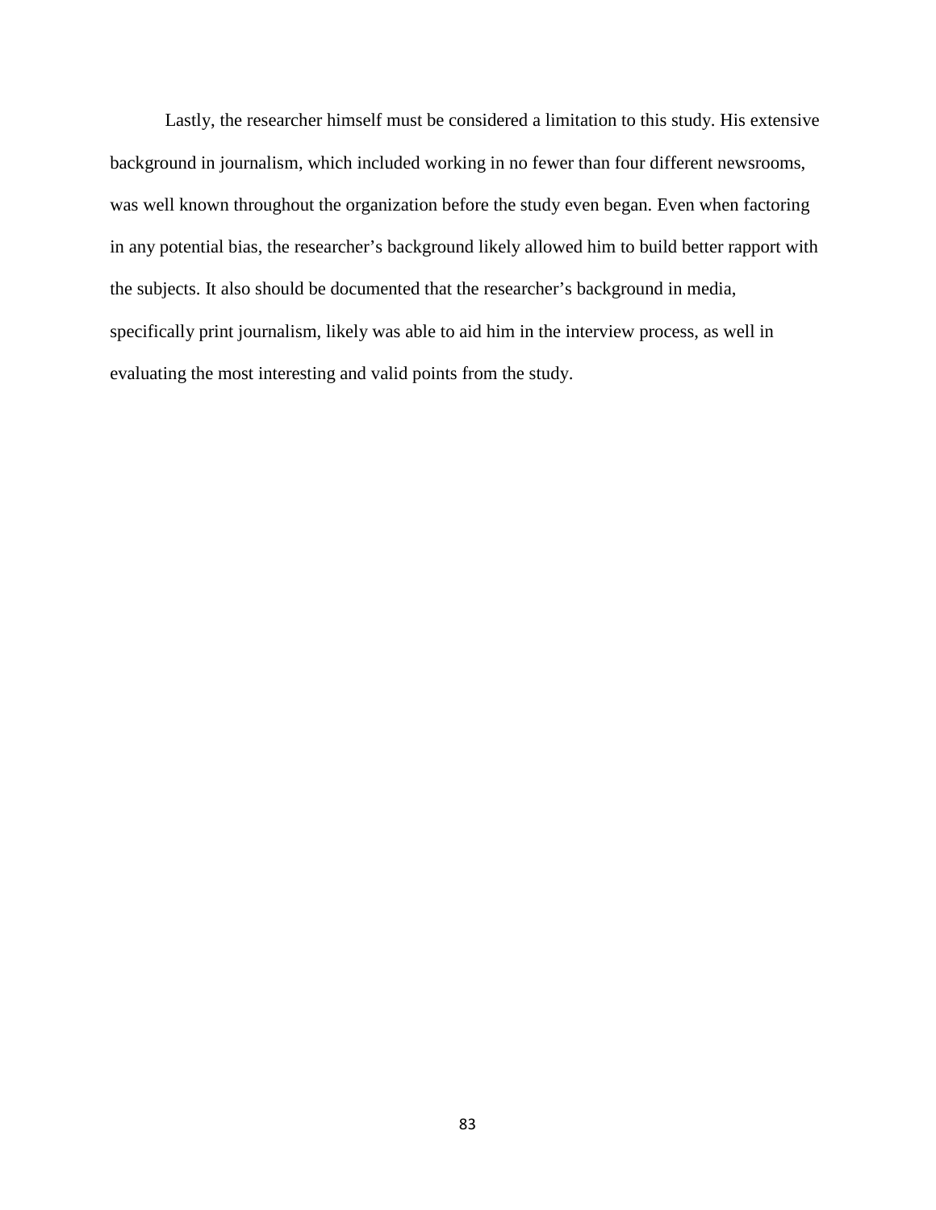Lastly, the researcher himself must be considered a limitation to this study. His extensive background in journalism, which included working in no fewer than four different newsrooms, was well known throughout the organization before the study even began. Even when factoring in any potential bias, the researcher's background likely allowed him to build better rapport with the subjects. It also should be documented that the researcher's background in media, specifically print journalism, likely was able to aid him in the interview process, as well in evaluating the most interesting and valid points from the study.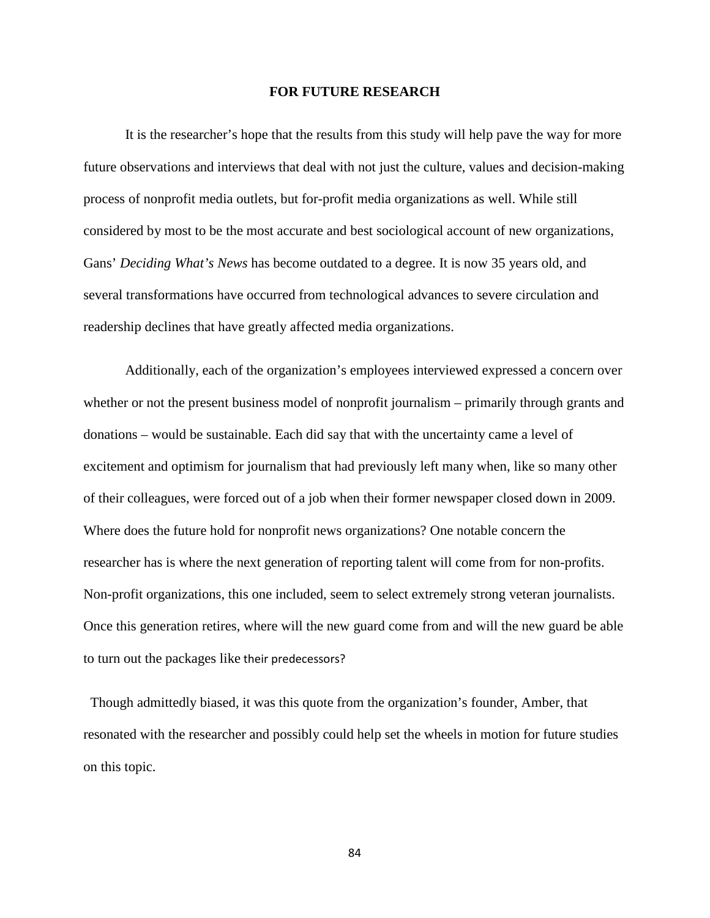## FOR FUTURE RESEARCH

It is the researcher's hope that the results from this study will help pave the way for more future observations and interviews that deal with not just the culture, values and decision-making process of nonprofit media outlets, but for-profit media organizations as well. While still considered by most to be the most accurate and best sociological account of new organizations, Gans' *Deciding What's News* has become outdated to a degree. It is now 35 years old, and several transformations have occurred from technological advances to severe circulation and readership declines that have greatly affected media organizations.

Additionally, each of the organization's employees interviewed expressed a concern over whether or not the present business model of nonprofit journalism – primarily through grants and donations – would be sustainable. Each did say that with the uncertainty came a level of excitement and optimism for journalism that had previously left many when, like so many other of their colleagues, were forced out of a job when their former newspaper closed down in 2009. Where does the future hold for nonprofit news organizations? One notable concern the researcher has is where the next generation of reporting talent will come from for non-profits. Non-profit organizations, this one included, seem to select extremely strong veteran journalists. Once this generation retires, where will the new guard come from and will the new guard be able to turn out the packages like their predecessors?

Though admittedly biased, it was this quote from the organization's founder, Amber, that resonated with the researcher and possibly could help set the wheels in motion for future studies on this topic.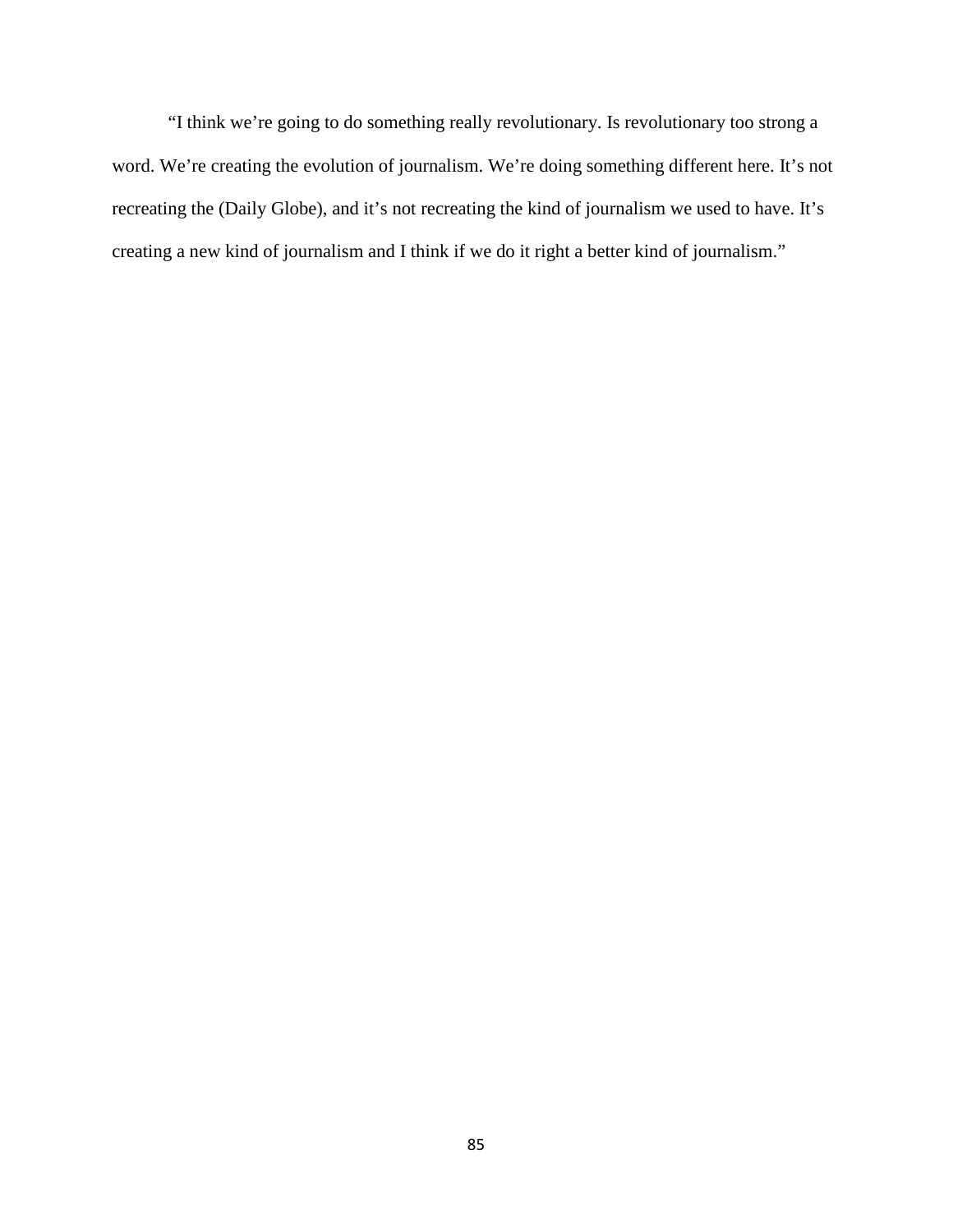“I think we’re going to do something really revolutionary. Is revolutionary too strong a word. We’re creating the evolution of journalism. We’re doing something different here. It’s not recreating the (Daily Globe), and it’s not recreating the kind of journalism we used to have. It’s creating a new kind of journalism and I think if we do it right a better kind of journalism.”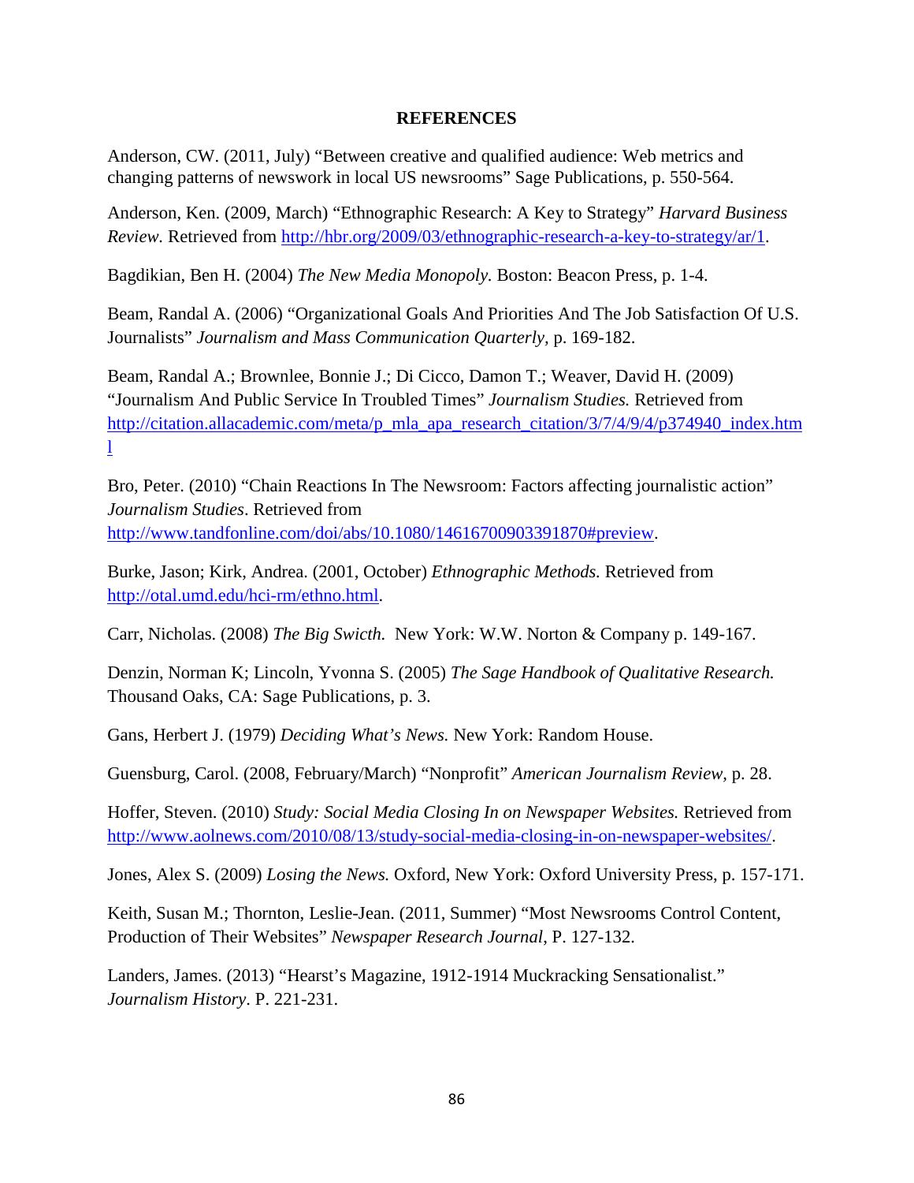## REFERENCES

Anderson, CW. (2011, July) "Between creative and qualified audience: Web metrics and changing patterns of newswork in local US newsrooms" Sage Publications, p. 550-564.

Anderson, Ken. (2009, March) "Ethnographic Research: A Key to Strategy" *Harvard Business Review.* Retrieved from http://hbr.org/2009/03/ethnographic-research-a-key-to-strategy/ar/1.

Bagdikian, Ben H. (2004) *The New Media Monopoly.* Boston: Beacon Press, p. 1-4.

Beam, Randal A. (2006) "Organizational Goals And Priorities And The Job Satisfaction Of U.S. Journalists" *Journalism and Mass Communication Quarterly,* p. 169-182.

Beam, Randal A.; Brownlee, Bonnie J.; Di Cicco, Damon T.; Weaver, David H. (2009) "Journalism And Public Service In Troubled Times" *Journalism Studies.* Retrieved from http://citation.allacademic.com/meta/p_mla_apa_research_citation/3/7/4/9/4/p374940_index.html

Bro, Peter. (2010) "Chain Reactions In The Newsroom: Factors affecting journalistic action" *Journalism Studies*. Retrieved from http://www.tandfonline.com/doi/abs/10.1080/14616700903391870#preview.

Burke, Jason; Kirk, Andrea. (2001, October) *Ethnographic Methods.* Retrieved from http://otal.umd.edu/hci-rm/ethno.html.

Carr, Nicholas. (2008) *The Big Swicth.* New York: W.W. Norton & Company p. 149-167.

Denzin, Norman K; Lincoln, Yvonna S. (2005) *The Sage Handbook of Qualitative Research.* Thousand Oaks, CA: Sage Publications, p. 3.

Gans, Herbert J. (1979) *Deciding What's News.* New York: Random House.

Guensburg, Carol. (2008, February/March) "Nonprofit" *American Journalism Review*, p. 28.

Hoffer, Steven. (2010) *Study: Social Media Closing In on Newspaper Websites.* Retrieved from http://www.aolnews.com/2010/08/13/study-social-media-closing-in-on-newspaper-websites/.

Jones, Alex S. (2009) *Losing the News.* Oxford, New York: Oxford University Press, p. 157-171.

Keith, Susan M.; Thornton, Leslie-Jean. (2011, Summer) "Most Newsrooms Control Content, Production of Their Websites" *Newspaper Research Journal*, P. 127-132.

Landers, James. (2013) "Hearst's Magazine, 1912-1914 Muckracking Sensationalist." *Journalism History*. P. 221-231.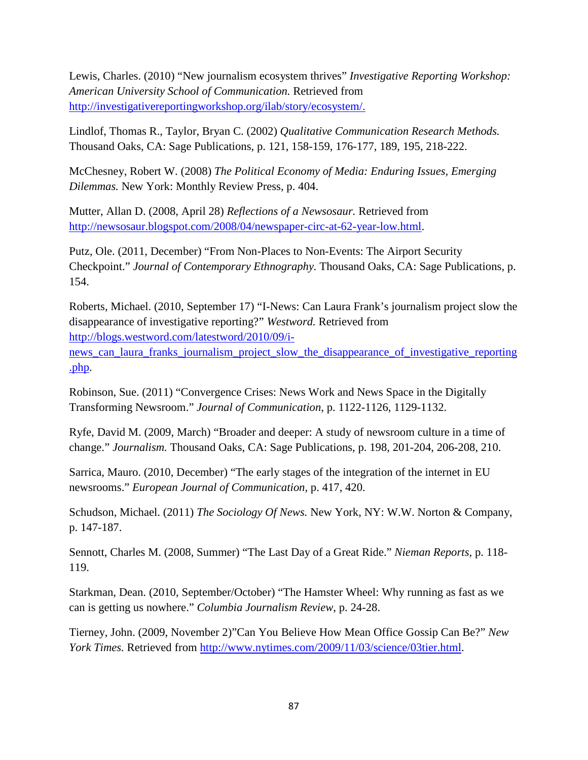Lewis, Charles. (2010) “New journalism ecosystem thrives” *Investigative Reporting Workshop: American University School of Communication.* Retrieved from http://investigativereportingworkshop.org/ilab/story/ecosystem/.

Lindlof, Thomas R., Taylor, Bryan C. (2002) *Qualitative Communication Research Methods.* Thousand Oaks, CA: Sage Publications, p. 121, 158-159, 176-177, 189, 195, 218-222.

McChesney, Robert W. (2008) *The Political Economy of Media: Enduring Issues, Emerging Dilemmas.* New York: Monthly Review Press, p. 404.

Mutter, Allan D. (2008, April 28) *Reflections of a Newsosaur.* Retrieved from http://newsosaur.blogspot.com/2008/04/newspaper-circ-at-62-year-low.html.

Putz, Ole. (2011, December) “From Non-Places to Non-Events: The Airport Security Checkpoint.” *Journal of Contemporary Ethnography.* Thousand Oaks, CA: Sage Publications, p. 154.

Roberts, Michael. (2010, September 17) “I-News: Can Laura Frank’s journalism project slow the disappearance of investigative reporting?” *Westword.* Retrieved from http://blogs.westword.com/latestword/2010/09/i-news_can_laura_franks_journalism_project_slow_the_disappearance_of_investigative_reporting.php.

Robinson, Sue. (2011) “Convergence Crises: News Work and News Space in the Digitally Transforming Newsroom.” *Journal of Communication*, p. 1122-1126, 1129-1132.

Ryfe, David M. (2009, March) “Broader and deeper: A study of newsroom culture in a time of change.” *Journalism.* Thousand Oaks, CA: Sage Publications, p. 198, 201-204, 206-208, 210.

Sarrica, Mauro. (2010, December) “The early stages of the integration of the internet in EU newsrooms.” *European Journal of Communication*, p. 417, 420.

Schudson, Michael. (2011) *The Sociology Of News.* New York, NY: W.W. Norton & Company, p. 147-187.

Sennott, Charles M. (2008, Summer) “The Last Day of a Great Ride.” *Nieman Reports*, p. 118-119.

Starkman, Dean. (2010, September/October) “The Hamster Wheel: Why running as fast as we can is getting us nowhere.” *Columbia Journalism Review*, p. 24-28.

Tierney, John. (2009, November 2)”Can You Believe How Mean Office Gossip Can Be?” *New York Times.* Retrieved from http://www.nytimes.com/2009/11/03/science/03tier.html.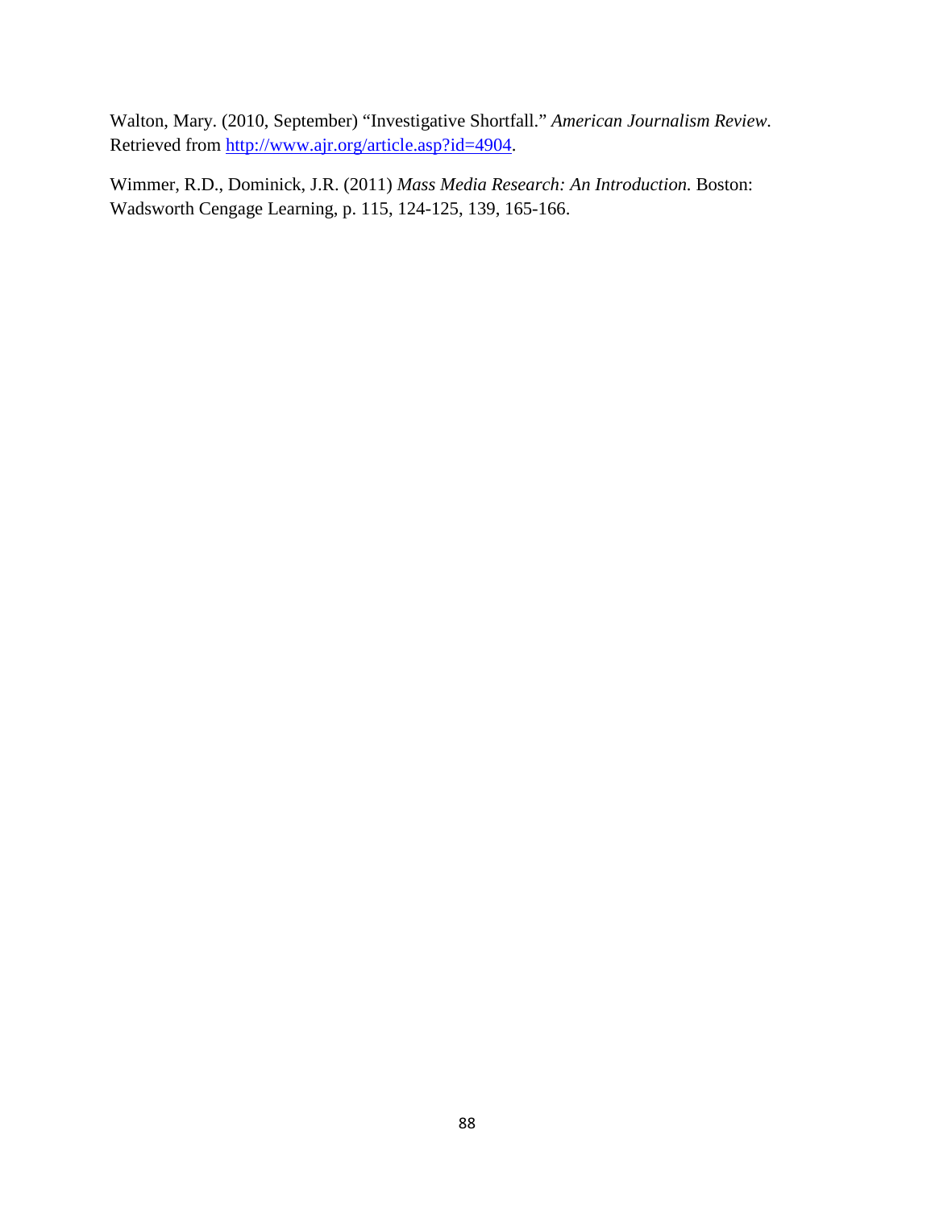Walton, Mary. (2010, September) "Investigative Shortfall." *American Journalism Review.* Retrieved from [http://www.ajr.org/article.asp?id=4904](http://www.ajr.org/article.asp?id=4904).

Wimmer, R.D., Dominick, J.R. (2011) *Mass Media Research: An Introduction.* Boston: Wadsworth Cengage Learning, p. 115, 124-125, 139, 165-166.